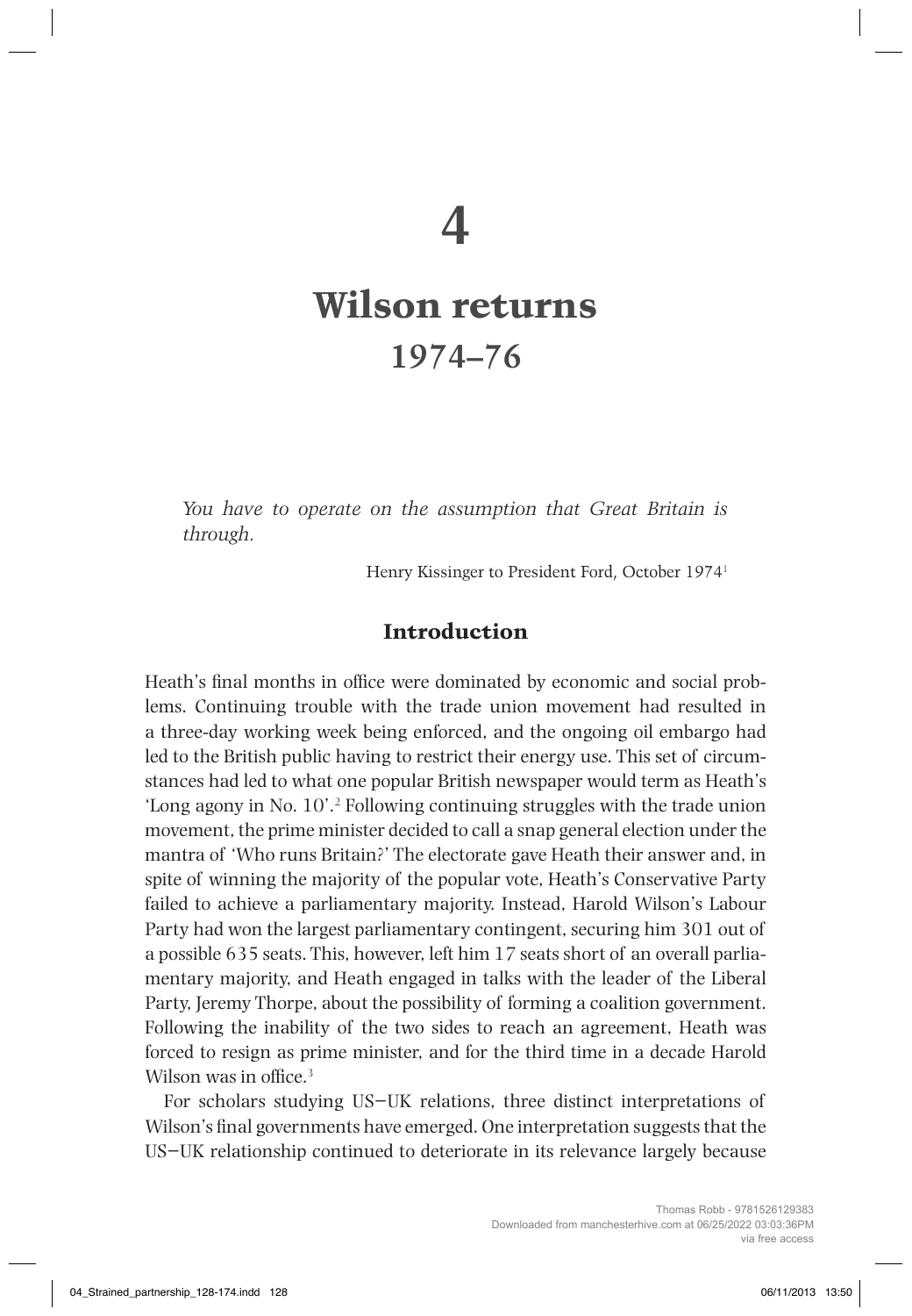# 4

# Wilson returns
## 1974–76

*You have to operate on the assumption that Great Britain is through.*

Henry Kissinger to President Ford, October 1974[1]

## Introduction

Heath's final months in office were dominated by economic and social problems. Continuing trouble with the trade union movement had resulted in a three-day working week being enforced, and the ongoing oil embargo had led to the British public having to restrict their energy use. This set of circumstances had led to what one popular British newspaper would term as Heath's 'Long agony in No. 10'.[2] Following continuing struggles with the trade union movement, the prime minister decided to call a snap general election under the mantra of 'Who runs Britain?' The electorate gave Heath their answer and, in spite of winning the majority of the popular vote, Heath's Conservative Party failed to achieve a parliamentary majority. Instead, Harold Wilson's Labour Party had won the largest parliamentary contingent, securing him 301 out of a possible 635 seats. This, however, left him 17 seats short of an overall parliamentary majority, and Heath engaged in talks with the leader of the Liberal Party, Jeremy Thorpe, about the possibility of forming a coalition government. Following the inability of the two sides to reach an agreement, Heath was forced to resign as prime minister, and for the third time in a decade Harold Wilson was in office.[3]

For scholars studying US–UK relations, three distinct interpretations of Wilson's final governments have emerged. One interpretation suggests that the US–UK relationship continued to deteriorate in its relevance largely because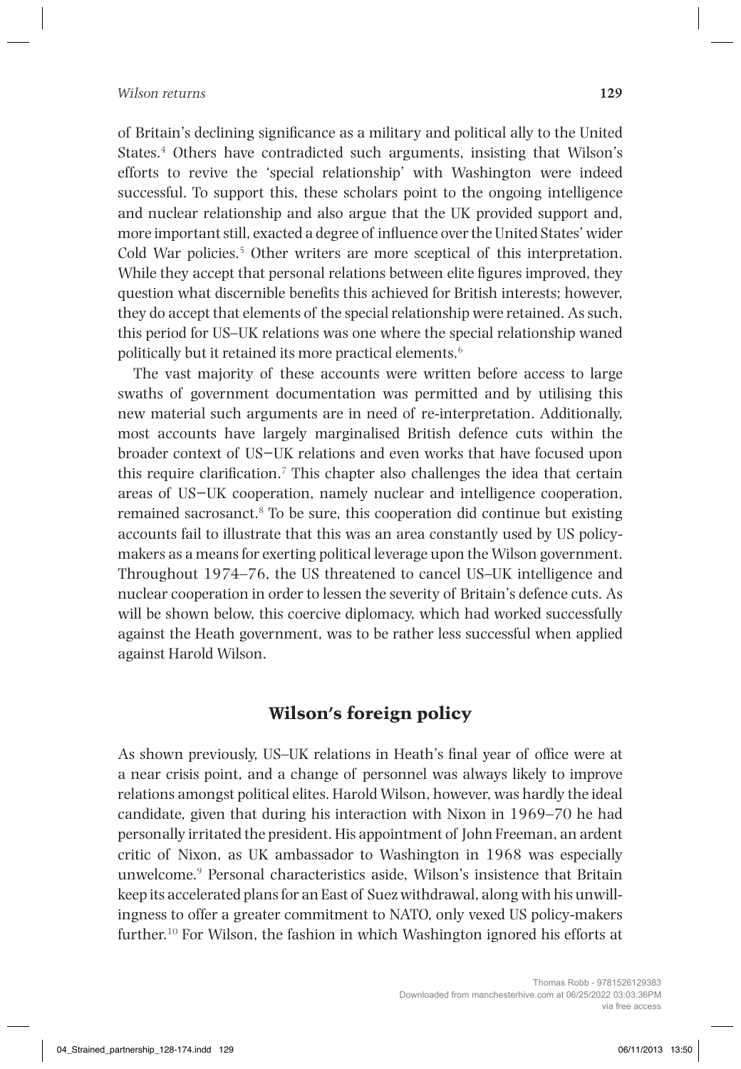of Britain's declining significance as a military and political ally to the United States.[4] Others have contradicted such arguments, insisting that Wilson's efforts to revive the 'special relationship' with Washington were indeed successful. To support this, these scholars point to the ongoing intelligence and nuclear relationship and also argue that the UK provided support and, more important still, exacted a degree of influence over the United States' wider Cold War policies.[5] Other writers are more sceptical of this interpretation. While they accept that personal relations between elite figures improved, they question what discernible benefits this achieved for British interests; however, they do accept that elements of the special relationship were retained. As such, this period for US–UK relations was one where the special relationship waned politically but it retained its more practical elements.[6]

The vast majority of these accounts were written before access to large swaths of government documentation was permitted and by utilising this new material such arguments are in need of re-interpretation. Additionally, most accounts have largely marginalised British defence cuts within the broader context of US−UK relations and even works that have focused upon this require clarification.[7] This chapter also challenges the idea that certain areas of US−UK cooperation, namely nuclear and intelligence cooperation, remained sacrosanct.[8] To be sure, this cooperation did continue but existing accounts fail to illustrate that this was an area constantly used by US policy-makers as a means for exerting political leverage upon the Wilson government. Throughout 1974–76, the US threatened to cancel US–UK intelligence and nuclear cooperation in order to lessen the severity of Britain's defence cuts. As will be shown below, this coercive diplomacy, which had worked successfully against the Heath government, was to be rather less successful when applied against Harold Wilson.

## Wilson's foreign policy

As shown previously, US–UK relations in Heath's final year of office were at a near crisis point, and a change of personnel was always likely to improve relations amongst political elites. Harold Wilson, however, was hardly the ideal candidate, given that during his interaction with Nixon in 1969–70 he had personally irritated the president. His appointment of John Freeman, an ardent critic of Nixon, as UK ambassador to Washington in 1968 was especially unwelcome.[9] Personal characteristics aside, Wilson's insistence that Britain keep its accelerated plans for an East of Suez withdrawal, along with his unwillingness to offer a greater commitment to NATO, only vexed US policy-makers further.[10] For Wilson, the fashion in which Washington ignored his efforts at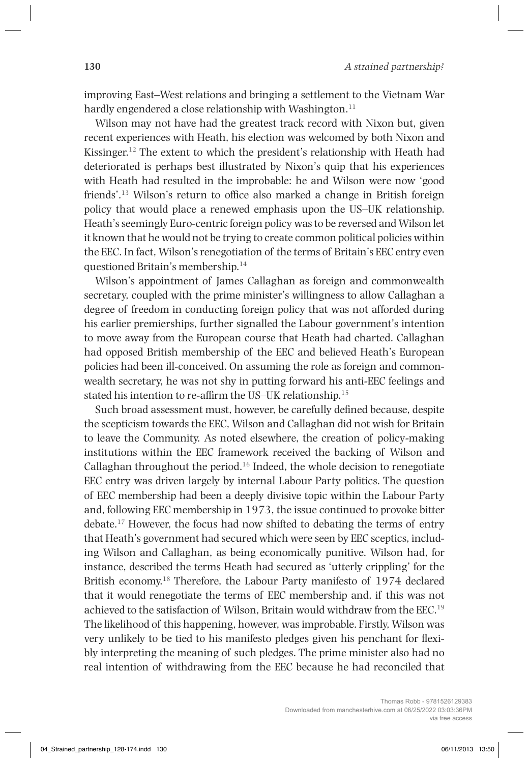improving East–West relations and bringing a settlement to the Vietnam War hardly engendered a close relationship with Washington.[11]

Wilson may not have had the greatest track record with Nixon but, given recent experiences with Heath, his election was welcomed by both Nixon and Kissinger.[12] The extent to which the president's relationship with Heath had deteriorated is perhaps best illustrated by Nixon's quip that his experiences with Heath had resulted in the improbable: he and Wilson were now 'good friends'.[13] Wilson's return to office also marked a change in British foreign policy that would place a renewed emphasis upon the US–UK relationship. Heath's seemingly Euro-centric foreign policy was to be reversed and Wilson let it known that he would not be trying to create common political policies within the EEC. In fact, Wilson's renegotiation of the terms of Britain's EEC entry even questioned Britain's membership.[14]

Wilson's appointment of James Callaghan as foreign and commonwealth secretary, coupled with the prime minister's willingness to allow Callaghan a degree of freedom in conducting foreign policy that was not afforded during his earlier premierships, further signalled the Labour government's intention to move away from the European course that Heath had charted. Callaghan had opposed British membership of the EEC and believed Heath's European policies had been ill-conceived. On assuming the role as foreign and commonwealth secretary, he was not shy in putting forward his anti-EEC feelings and stated his intention to re-affirm the US–UK relationship.[15]

Such broad assessment must, however, be carefully defined because, despite the scepticism towards the EEC, Wilson and Callaghan did not wish for Britain to leave the Community. As noted elsewhere, the creation of policy-making institutions within the EEC framework received the backing of Wilson and Callaghan throughout the period.[16] Indeed, the whole decision to renegotiate EEC entry was driven largely by internal Labour Party politics. The question of EEC membership had been a deeply divisive topic within the Labour Party and, following EEC membership in 1973, the issue continued to provoke bitter debate.[17] However, the focus had now shifted to debating the terms of entry that Heath's government had secured which were seen by EEC sceptics, including Wilson and Callaghan, as being economically punitive. Wilson had, for instance, described the terms Heath had secured as 'utterly crippling' for the British economy.[18] Therefore, the Labour Party manifesto of 1974 declared that it would renegotiate the terms of EEC membership and, if this was not achieved to the satisfaction of Wilson, Britain would withdraw from the EEC.[19] The likelihood of this happening, however, was improbable. Firstly, Wilson was very unlikely to be tied to his manifesto pledges given his penchant for flexibly interpreting the meaning of such pledges. The prime minister also had no real intention of withdrawing from the EEC because he had reconciled that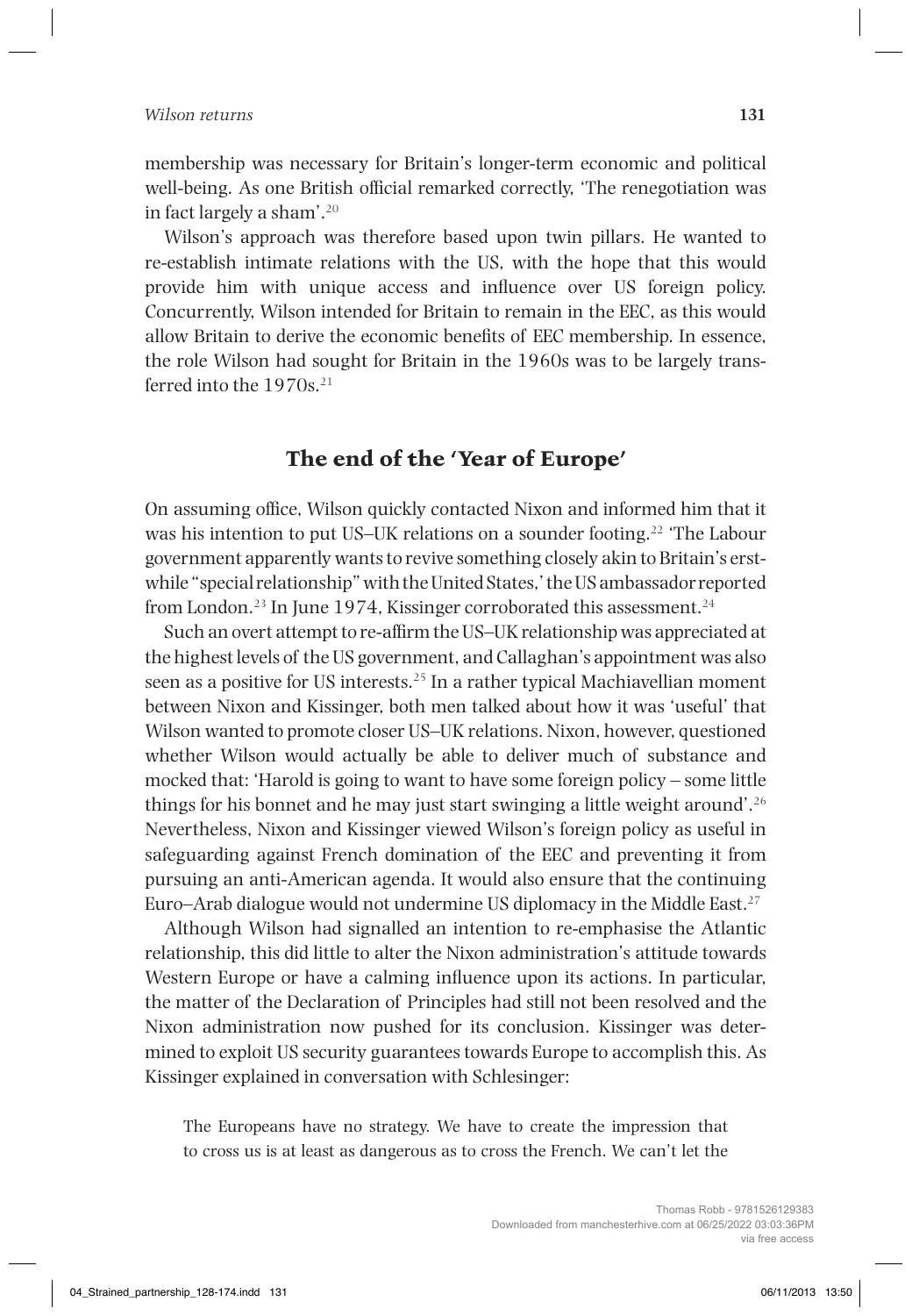membership was necessary for Britain's longer-term economic and political well-being. As one British official remarked correctly, 'The renegotiation was in fact largely a sham'.[20]

Wilson's approach was therefore based upon twin pillars. He wanted to re-establish intimate relations with the US, with the hope that this would provide him with unique access and influence over US foreign policy. Concurrently, Wilson intended for Britain to remain in the EEC, as this would allow Britain to derive the economic benefits of EEC membership. In essence, the role Wilson had sought for Britain in the 1960s was to be largely transferred into the 1970s.[21]

## The end of the 'Year of Europe'

On assuming office, Wilson quickly contacted Nixon and informed him that it was his intention to put US–UK relations on a sounder footing.[22] 'The Labour government apparently wants to revive something closely akin to Britain's erstwhile "special relationship" with the United States,' the US ambassador reported from London.[23] In June 1974, Kissinger corroborated this assessment.[24]

Such an overt attempt to re-affirm the US–UK relationship was appreciated at the highest levels of the US government, and Callaghan's appointment was also seen as a positive for US interests.[25] In a rather typical Machiavellian moment between Nixon and Kissinger, both men talked about how it was 'useful' that Wilson wanted to promote closer US–UK relations. Nixon, however, questioned whether Wilson would actually be able to deliver much of substance and mocked that: 'Harold is going to want to have some foreign policy – some little things for his bonnet and he may just start swinging a little weight around'.[26] Nevertheless, Nixon and Kissinger viewed Wilson's foreign policy as useful in safeguarding against French domination of the EEC and preventing it from pursuing an anti-American agenda. It would also ensure that the continuing Euro–Arab dialogue would not undermine US diplomacy in the Middle East.[27]

Although Wilson had signalled an intention to re-emphasise the Atlantic relationship, this did little to alter the Nixon administration's attitude towards Western Europe or have a calming influence upon its actions. In particular, the matter of the Declaration of Principles had still not been resolved and the Nixon administration now pushed for its conclusion. Kissinger was determined to exploit US security guarantees towards Europe to accomplish this. As Kissinger explained in conversation with Schlesinger:

> The Europeans have no strategy. We have to create the impression that to cross us is at least as dangerous as to cross the French. We can't let the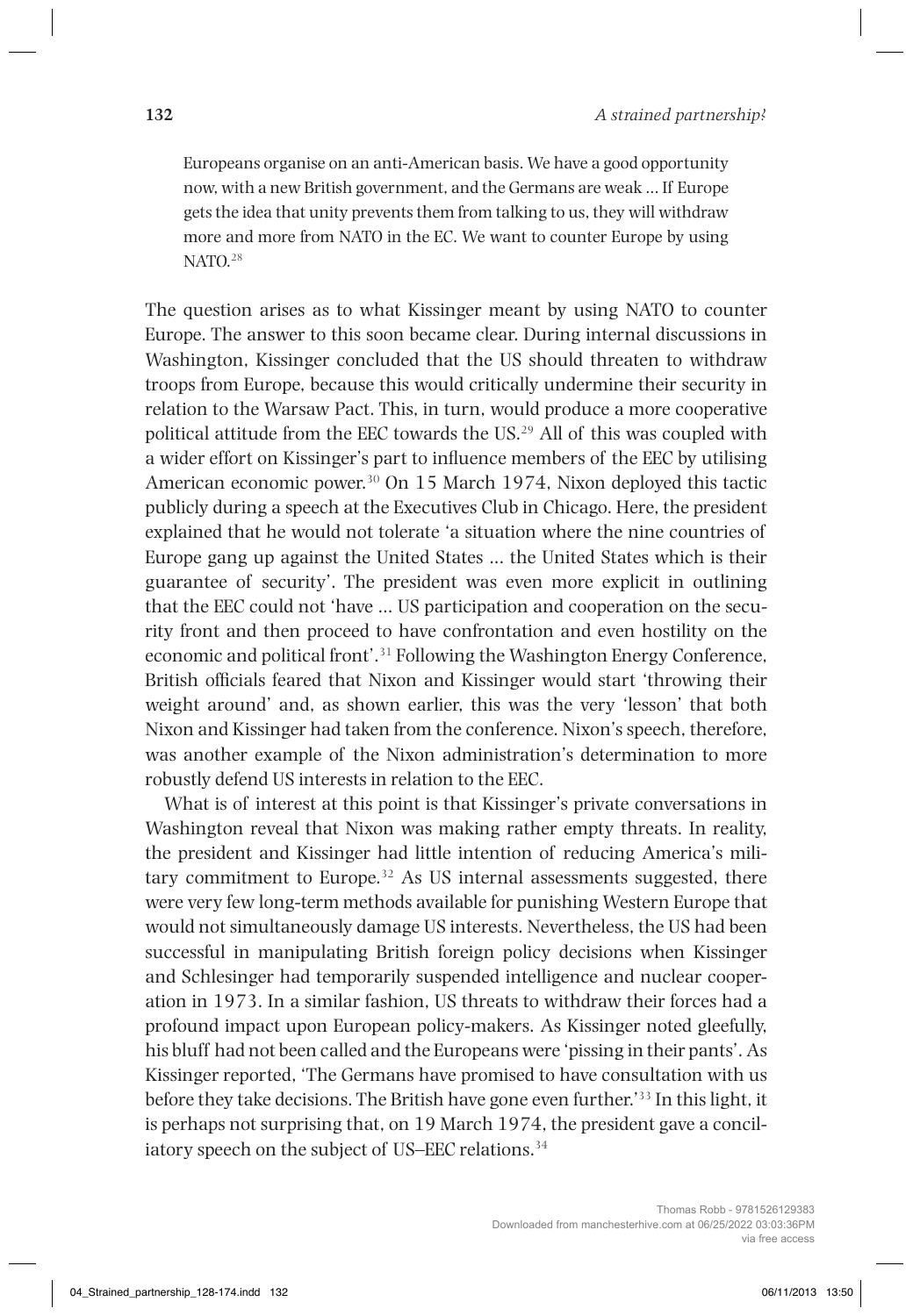Europeans organise on an anti-American basis. We have a good opportunity now, with a new British government, and the Germans are weak … If Europe gets the idea that unity prevents them from talking to us, they will withdraw more and more from NATO in the EC. We want to counter Europe by using NATO.[28]

The question arises as to what Kissinger meant by using NATO to counter Europe. The answer to this soon became clear. During internal discussions in Washington, Kissinger concluded that the US should threaten to withdraw troops from Europe, because this would critically undermine their security in relation to the Warsaw Pact. This, in turn, would produce a more cooperative political attitude from the EEC towards the US.[29] All of this was coupled with a wider effort on Kissinger's part to influence members of the EEC by utilising American economic power.[30] On 15 March 1974, Nixon deployed this tactic publicly during a speech at the Executives Club in Chicago. Here, the president explained that he would not tolerate 'a situation where the nine countries of Europe gang up against the United States … the United States which is their guarantee of security'. The president was even more explicit in outlining that the EEC could not 'have … US participation and cooperation on the security front and then proceed to have confrontation and even hostility on the economic and political front'.[31] Following the Washington Energy Conference, British officials feared that Nixon and Kissinger would start 'throwing their weight around' and, as shown earlier, this was the very 'lesson' that both Nixon and Kissinger had taken from the conference. Nixon's speech, therefore, was another example of the Nixon administration's determination to more robustly defend US interests in relation to the EEC.

What is of interest at this point is that Kissinger's private conversations in Washington reveal that Nixon was making rather empty threats. In reality, the president and Kissinger had little intention of reducing America's military commitment to Europe.[32] As US internal assessments suggested, there were very few long-term methods available for punishing Western Europe that would not simultaneously damage US interests. Nevertheless, the US had been successful in manipulating British foreign policy decisions when Kissinger and Schlesinger had temporarily suspended intelligence and nuclear cooperation in 1973. In a similar fashion, US threats to withdraw their forces had a profound impact upon European policy-makers. As Kissinger noted gleefully, his bluff had not been called and the Europeans were 'pissing in their pants'. As Kissinger reported, 'The Germans have promised to have consultation with us before they take decisions. The British have gone even further.'[33] In this light, it is perhaps not surprising that, on 19 March 1974, the president gave a conciliatory speech on the subject of US–EEC relations.[34]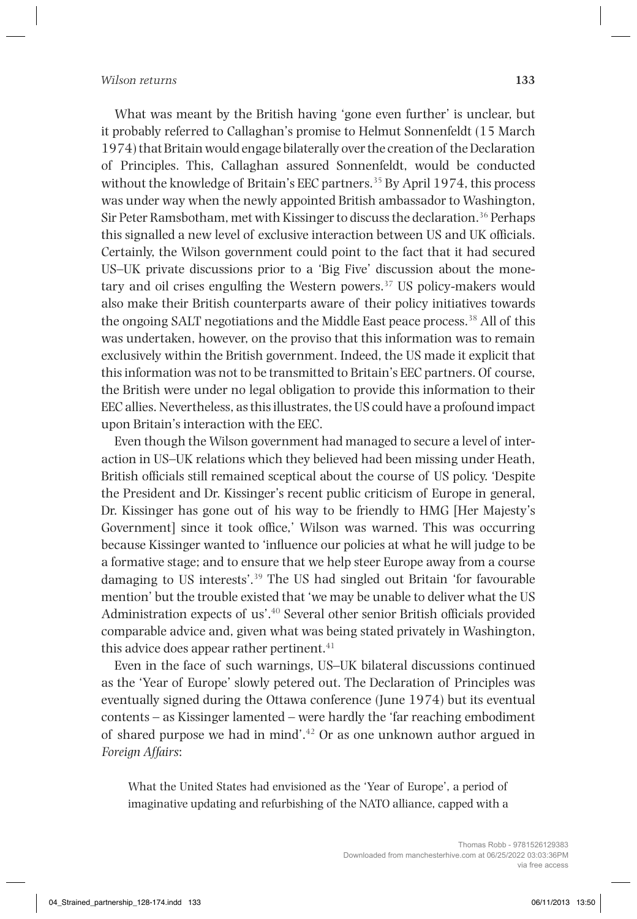What was meant by the British having 'gone even further' is unclear, but it probably referred to Callaghan's promise to Helmut Sonnenfeldt (15 March 1974) that Britain would engage bilaterally over the creation of the Declaration of Principles. This, Callaghan assured Sonnenfeldt, would be conducted without the knowledge of Britain's EEC partners.[35] By April 1974, this process was under way when the newly appointed British ambassador to Washington, Sir Peter Ramsbotham, met with Kissinger to discuss the declaration.[36] Perhaps this signalled a new level of exclusive interaction between US and UK officials. Certainly, the Wilson government could point to the fact that it had secured US–UK private discussions prior to a 'Big Five' discussion about the monetary and oil crises engulfing the Western powers.[37] US policy-makers would also make their British counterparts aware of their policy initiatives towards the ongoing SALT negotiations and the Middle East peace process.[38] All of this was undertaken, however, on the proviso that this information was to remain exclusively within the British government. Indeed, the US made it explicit that this information was not to be transmitted to Britain's EEC partners. Of course, the British were under no legal obligation to provide this information to their EEC allies. Nevertheless, as this illustrates, the US could have a profound impact upon Britain's interaction with the EEC.

Even though the Wilson government had managed to secure a level of interaction in US–UK relations which they believed had been missing under Heath, British officials still remained sceptical about the course of US policy. 'Despite the President and Dr. Kissinger's recent public criticism of Europe in general, Dr. Kissinger has gone out of his way to be friendly to HMG [Her Majesty's Government] since it took office,' Wilson was warned. This was occurring because Kissinger wanted to 'influence our policies at what he will judge to be a formative stage; and to ensure that we help steer Europe away from a course damaging to US interests'.[39] The US had singled out Britain 'for favourable mention' but the trouble existed that 'we may be unable to deliver what the US Administration expects of us'.[40] Several other senior British officials provided comparable advice and, given what was being stated privately in Washington, this advice does appear rather pertinent.[41]

Even in the face of such warnings, US–UK bilateral discussions continued as the 'Year of Europe' slowly petered out. The Declaration of Principles was eventually signed during the Ottawa conference (June 1974) but its eventual contents – as Kissinger lamented – were hardly the 'far reaching embodiment of shared purpose we had in mind'.[42] Or as one unknown author argued in *Foreign Affairs*:

> What the United States had envisioned as the 'Year of Europe', a period of imaginative updating and refurbishing of the NATO alliance, capped with a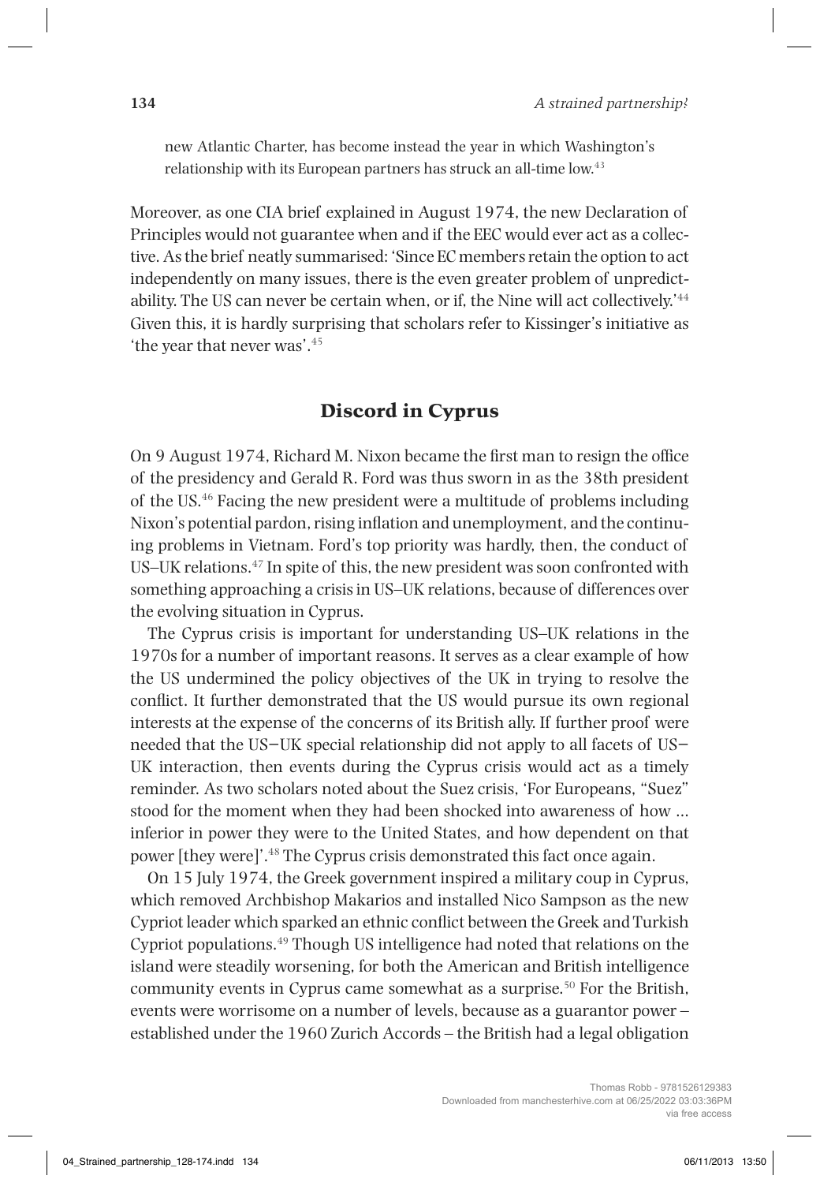new Atlantic Charter, has become instead the year in which Washington's relationship with its European partners has struck an all-time low.[43]

Moreover, as one CIA brief explained in August 1974, the new Declaration of Principles would not guarantee when and if the EEC would ever act as a collective. As the brief neatly summarised: 'Since EC members retain the option to act independently on many issues, there is the even greater problem of unpredictability. The US can never be certain when, or if, the Nine will act collectively.'[44] Given this, it is hardly surprising that scholars refer to Kissinger's initiative as 'the year that never was'.[45]

## Discord in Cyprus

On 9 August 1974, Richard M. Nixon became the first man to resign the office of the presidency and Gerald R. Ford was thus sworn in as the 38th president of the US.[46] Facing the new president were a multitude of problems including Nixon's potential pardon, rising inflation and unemployment, and the continuing problems in Vietnam. Ford's top priority was hardly, then, the conduct of US–UK relations.[47] In spite of this, the new president was soon confronted with something approaching a crisis in US–UK relations, because of differences over the evolving situation in Cyprus.

The Cyprus crisis is important for understanding US–UK relations in the 1970s for a number of important reasons. It serves as a clear example of how the US undermined the policy objectives of the UK in trying to resolve the conflict. It further demonstrated that the US would pursue its own regional interests at the expense of the concerns of its British ally. If further proof were needed that the US–UK special relationship did not apply to all facets of US–UK interaction, then events during the Cyprus crisis would act as a timely reminder. As two scholars noted about the Suez crisis, 'For Europeans, "Suez" stood for the moment when they had been shocked into awareness of how ... inferior in power they were to the United States, and how dependent on that power [they were]'.[48] The Cyprus crisis demonstrated this fact once again.

On 15 July 1974, the Greek government inspired a military coup in Cyprus, which removed Archbishop Makarios and installed Nico Sampson as the new Cypriot leader which sparked an ethnic conflict between the Greek and Turkish Cypriot populations.[49] Though US intelligence had noted that relations on the island were steadily worsening, for both the American and British intelligence community events in Cyprus came somewhat as a surprise.[50] For the British, events were worrisome on a number of levels, because as a guarantor power – established under the 1960 Zurich Accords – the British had a legal obligation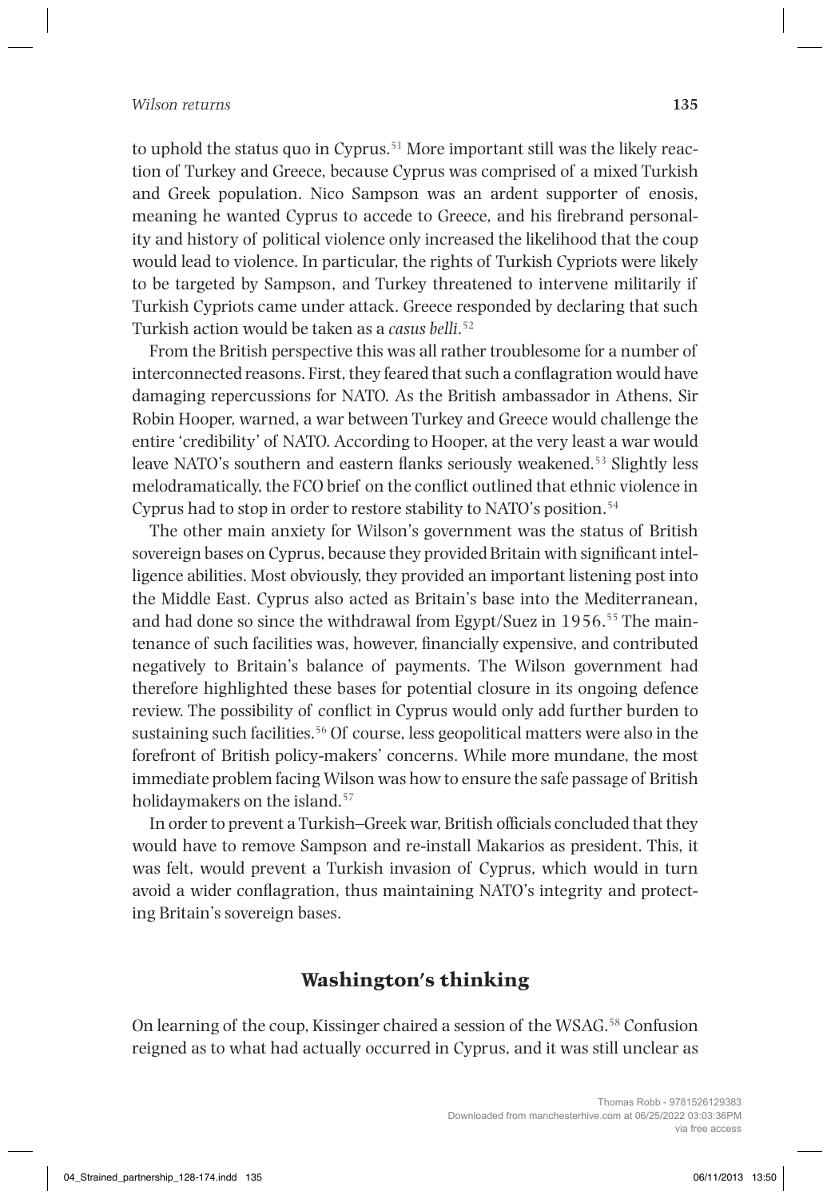to uphold the status quo in Cyprus.[51] More important still was the likely reaction of Turkey and Greece, because Cyprus was comprised of a mixed Turkish and Greek population. Nico Sampson was an ardent supporter of enosis, meaning he wanted Cyprus to accede to Greece, and his firebrand personality and history of political violence only increased the likelihood that the coup would lead to violence. In particular, the rights of Turkish Cypriots were likely to be targeted by Sampson, and Turkey threatened to intervene militarily if Turkish Cypriots came under attack. Greece responded by declaring that such Turkish action would be taken as a *casus belli*.[52]

From the British perspective this was all rather troublesome for a number of interconnected reasons. First, they feared that such a conflagration would have damaging repercussions for NATO. As the British ambassador in Athens, Sir Robin Hooper, warned, a war between Turkey and Greece would challenge the entire 'credibility' of NATO. According to Hooper, at the very least a war would leave NATO's southern and eastern flanks seriously weakened.[53] Slightly less melodramatically, the FCO brief on the conflict outlined that ethnic violence in Cyprus had to stop in order to restore stability to NATO's position.[54]

The other main anxiety for Wilson's government was the status of British sovereign bases on Cyprus, because they provided Britain with significant intelligence abilities. Most obviously, they provided an important listening post into the Middle East. Cyprus also acted as Britain's base into the Mediterranean, and had done so since the withdrawal from Egypt/Suez in 1956.[55] The maintenance of such facilities was, however, financially expensive, and contributed negatively to Britain's balance of payments. The Wilson government had therefore highlighted these bases for potential closure in its ongoing defence review. The possibility of conflict in Cyprus would only add further burden to sustaining such facilities.[56] Of course, less geopolitical matters were also in the forefront of British policy-makers' concerns. While more mundane, the most immediate problem facing Wilson was how to ensure the safe passage of British holidaymakers on the island.[57]

In order to prevent a Turkish–Greek war, British officials concluded that they would have to remove Sampson and re-install Makarios as president. This, it was felt, would prevent a Turkish invasion of Cyprus, which would in turn avoid a wider conflagration, thus maintaining NATO's integrity and protecting Britain's sovereign bases.

## Washington's thinking

On learning of the coup, Kissinger chaired a session of the WSAG.[58] Confusion reigned as to what had actually occurred in Cyprus, and it was still unclear as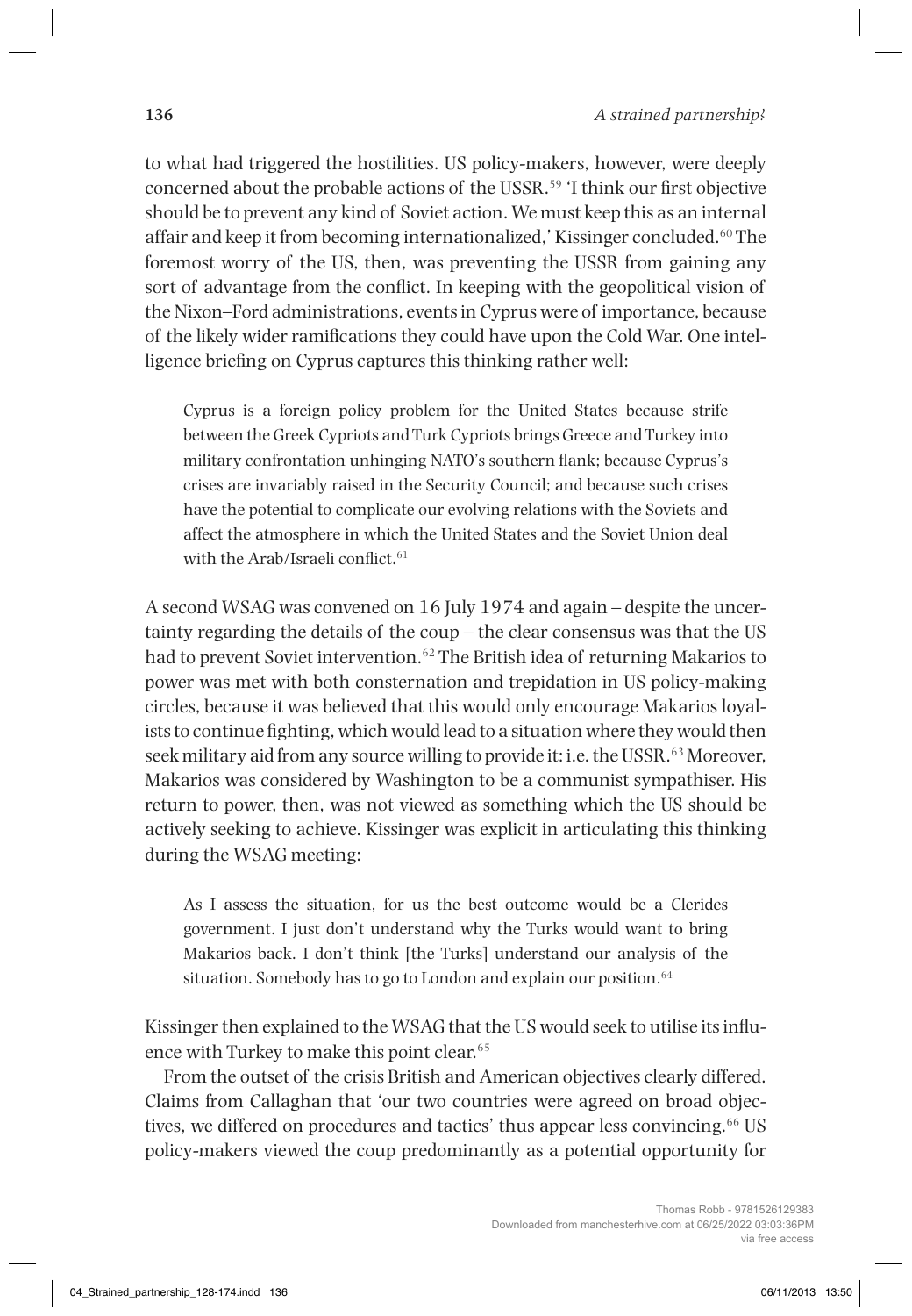to what had triggered the hostilities. US policy-makers, however, were deeply concerned about the probable actions of the USSR.[59] 'I think our first objective should be to prevent any kind of Soviet action. We must keep this as an internal affair and keep it from becoming internationalized,' Kissinger concluded.[60] The foremost worry of the US, then, was preventing the USSR from gaining any sort of advantage from the conflict. In keeping with the geopolitical vision of the Nixon–Ford administrations, events in Cyprus were of importance, because of the likely wider ramifications they could have upon the Cold War. One intelligence briefing on Cyprus captures this thinking rather well:

> Cyprus is a foreign policy problem for the United States because strife between the Greek Cypriots and Turk Cypriots brings Greece and Turkey into military confrontation unhinging NATO's southern flank; because Cyprus's crises are invariably raised in the Security Council; and because such crises have the potential to complicate our evolving relations with the Soviets and affect the atmosphere in which the United States and the Soviet Union deal with the Arab/Israeli conflict.[61]

A second WSAG was convened on 16 July 1974 and again – despite the uncertainty regarding the details of the coup – the clear consensus was that the US had to prevent Soviet intervention.[62] The British idea of returning Makarios to power was met with both consternation and trepidation in US policy-making circles, because it was believed that this would only encourage Makarios loyalists to continue fighting, which would lead to a situation where they would then seek military aid from any source willing to provide it: i.e. the USSR.[63] Moreover, Makarios was considered by Washington to be a communist sympathiser. His return to power, then, was not viewed as something which the US should be actively seeking to achieve. Kissinger was explicit in articulating this thinking during the WSAG meeting:

> As I assess the situation, for us the best outcome would be a Clerides government. I just don't understand why the Turks would want to bring Makarios back. I don't think [the Turks] understand our analysis of the situation. Somebody has to go to London and explain our position.[64]

Kissinger then explained to the WSAG that the US would seek to utilise its influence with Turkey to make this point clear.[65]

From the outset of the crisis British and American objectives clearly differed. Claims from Callaghan that 'our two countries were agreed on broad objectives, we differed on procedures and tactics' thus appear less convincing.[66] US policy-makers viewed the coup predominantly as a potential opportunity for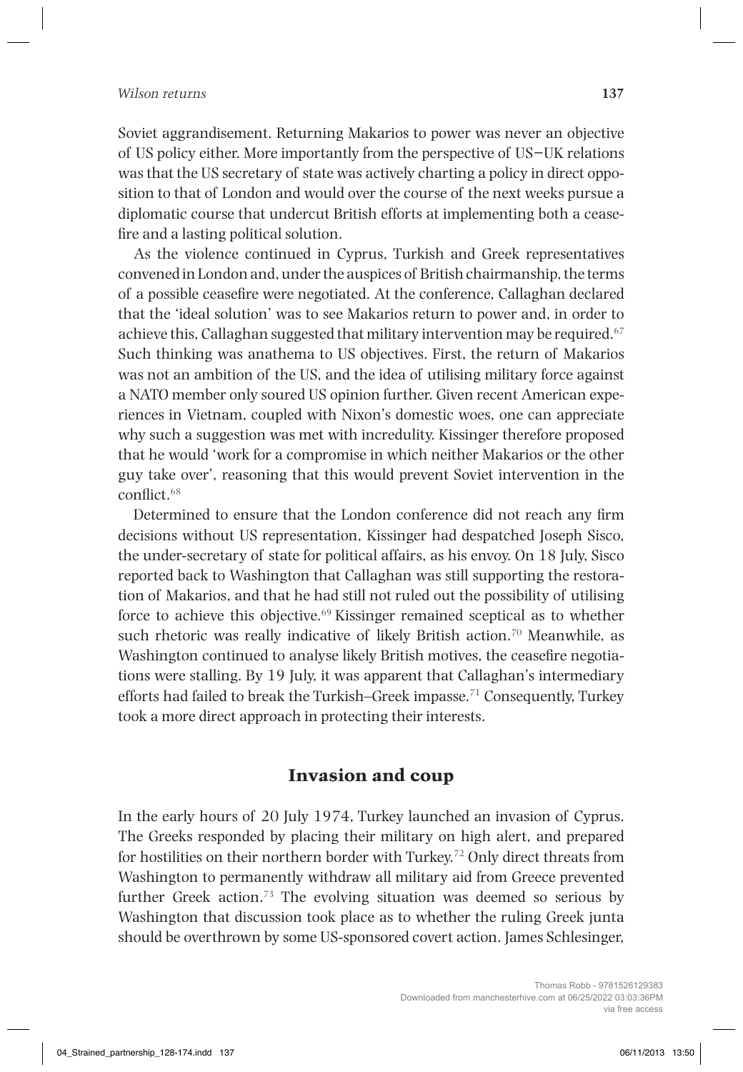Soviet aggrandisement. Returning Makarios to power was never an objective of US policy either. More importantly from the perspective of US–UK relations was that the US secretary of state was actively charting a policy in direct opposition to that of London and would over the course of the next weeks pursue a diplomatic course that undercut British efforts at implementing both a ceasefire and a lasting political solution.

As the violence continued in Cyprus, Turkish and Greek representatives convened in London and, under the auspices of British chairmanship, the terms of a possible ceasefire were negotiated. At the conference, Callaghan declared that the 'ideal solution' was to see Makarios return to power and, in order to achieve this, Callaghan suggested that military intervention may be required.[67] Such thinking was anathema to US objectives. First, the return of Makarios was not an ambition of the US, and the idea of utilising military force against a NATO member only soured US opinion further. Given recent American experiences in Vietnam, coupled with Nixon's domestic woes, one can appreciate why such a suggestion was met with incredulity. Kissinger therefore proposed that he would 'work for a compromise in which neither Makarios or the other guy take over', reasoning that this would prevent Soviet intervention in the conflict.[68]

Determined to ensure that the London conference did not reach any firm decisions without US representation, Kissinger had despatched Joseph Sisco, the under-secretary of state for political affairs, as his envoy. On 18 July, Sisco reported back to Washington that Callaghan was still supporting the restoration of Makarios, and that he had still not ruled out the possibility of utilising force to achieve this objective.[69] Kissinger remained sceptical as to whether such rhetoric was really indicative of likely British action.[70] Meanwhile, as Washington continued to analyse likely British motives, the ceasefire negotiations were stalling. By 19 July, it was apparent that Callaghan's intermediary efforts had failed to break the Turkish–Greek impasse.[71] Consequently, Turkey took a more direct approach in protecting their interests.

## Invasion and coup

In the early hours of 20 July 1974, Turkey launched an invasion of Cyprus. The Greeks responded by placing their military on high alert, and prepared for hostilities on their northern border with Turkey.[72] Only direct threats from Washington to permanently withdraw all military aid from Greece prevented further Greek action.[73] The evolving situation was deemed so serious by Washington that discussion took place as to whether the ruling Greek junta should be overthrown by some US-sponsored covert action. James Schlesinger,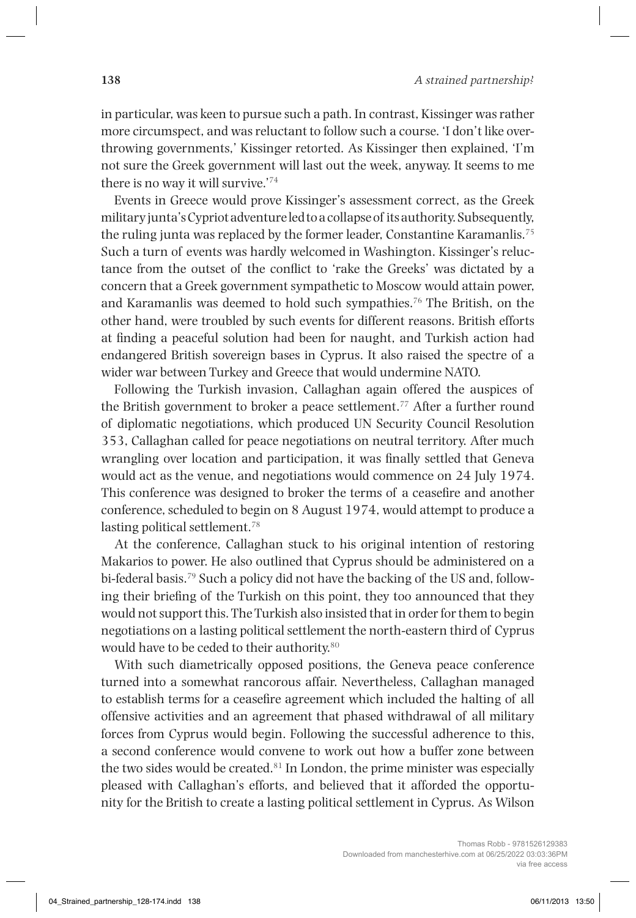in particular, was keen to pursue such a path. In contrast, Kissinger was rather more circumspect, and was reluctant to follow such a course. 'I don't like overthrowing governments,' Kissinger retorted. As Kissinger then explained, 'I'm not sure the Greek government will last out the week, anyway. It seems to me there is no way it will survive.'[74]

Events in Greece would prove Kissinger's assessment correct, as the Greek military junta's Cypriot adventure led to a collapse of its authority. Subsequently, the ruling junta was replaced by the former leader, Constantine Karamanlis.[75] Such a turn of events was hardly welcomed in Washington. Kissinger's reluctance from the outset of the conflict to 'rake the Greeks' was dictated by a concern that a Greek government sympathetic to Moscow would attain power, and Karamanlis was deemed to hold such sympathies.[76] The British, on the other hand, were troubled by such events for different reasons. British efforts at finding a peaceful solution had been for naught, and Turkish action had endangered British sovereign bases in Cyprus. It also raised the spectre of a wider war between Turkey and Greece that would undermine NATO.

Following the Turkish invasion, Callaghan again offered the auspices of the British government to broker a peace settlement.[77] After a further round of diplomatic negotiations, which produced UN Security Council Resolution 353, Callaghan called for peace negotiations on neutral territory. After much wrangling over location and participation, it was finally settled that Geneva would act as the venue, and negotiations would commence on 24 July 1974. This conference was designed to broker the terms of a ceasefire and another conference, scheduled to begin on 8 August 1974, would attempt to produce a lasting political settlement.[78]

At the conference, Callaghan stuck to his original intention of restoring Makarios to power. He also outlined that Cyprus should be administered on a bi-federal basis.[79] Such a policy did not have the backing of the US and, following their briefing of the Turkish on this point, they too announced that they would not support this. The Turkish also insisted that in order for them to begin negotiations on a lasting political settlement the north-eastern third of Cyprus would have to be ceded to their authority.[80]

With such diametrically opposed positions, the Geneva peace conference turned into a somewhat rancorous affair. Nevertheless, Callaghan managed to establish terms for a ceasefire agreement which included the halting of all offensive activities and an agreement that phased withdrawal of all military forces from Cyprus would begin. Following the successful adherence to this, a second conference would convene to work out how a buffer zone between the two sides would be created.[81] In London, the prime minister was especially pleased with Callaghan's efforts, and believed that it afforded the opportunity for the British to create a lasting political settlement in Cyprus. As Wilson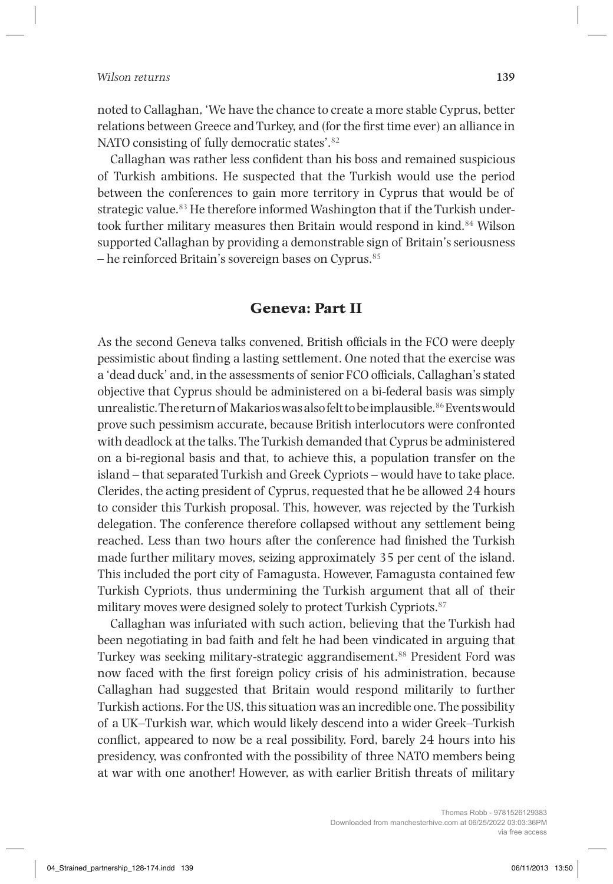noted to Callaghan, 'We have the chance to create a more stable Cyprus, better relations between Greece and Turkey, and (for the first time ever) an alliance in NATO consisting of fully democratic states'.[82]

Callaghan was rather less confident than his boss and remained suspicious of Turkish ambitions. He suspected that the Turkish would use the period between the conferences to gain more territory in Cyprus that would be of strategic value.[83] He therefore informed Washington that if the Turkish undertook further military measures then Britain would respond in kind.[84] Wilson supported Callaghan by providing a demonstrable sign of Britain's seriousness – he reinforced Britain's sovereign bases on Cyprus.[85]

## Geneva: Part II

As the second Geneva talks convened, British officials in the FCO were deeply pessimistic about finding a lasting settlement. One noted that the exercise was a 'dead duck' and, in the assessments of senior FCO officials, Callaghan's stated objective that Cyprus should be administered on a bi-federal basis was simply unrealistic. The return of Makarios was also felt to be implausible.[86] Events would prove such pessimism accurate, because British interlocutors were confronted with deadlock at the talks. The Turkish demanded that Cyprus be administered on a bi-regional basis and that, to achieve this, a population transfer on the island – that separated Turkish and Greek Cypriots – would have to take place. Clerides, the acting president of Cyprus, requested that he be allowed 24 hours to consider this Turkish proposal. This, however, was rejected by the Turkish delegation. The conference therefore collapsed without any settlement being reached. Less than two hours after the conference had finished the Turkish made further military moves, seizing approximately 35 per cent of the island. This included the port city of Famagusta. However, Famagusta contained few Turkish Cypriots, thus undermining the Turkish argument that all of their military moves were designed solely to protect Turkish Cypriots.[87]

Callaghan was infuriated with such action, believing that the Turkish had been negotiating in bad faith and felt he had been vindicated in arguing that Turkey was seeking military-strategic aggrandisement.[88] President Ford was now faced with the first foreign policy crisis of his administration, because Callaghan had suggested that Britain would respond militarily to further Turkish actions. For the US, this situation was an incredible one. The possibility of a UK–Turkish war, which would likely descend into a wider Greek–Turkish conflict, appeared to now be a real possibility. Ford, barely 24 hours into his presidency, was confronted with the possibility of three NATO members being at war with one another! However, as with earlier British threats of military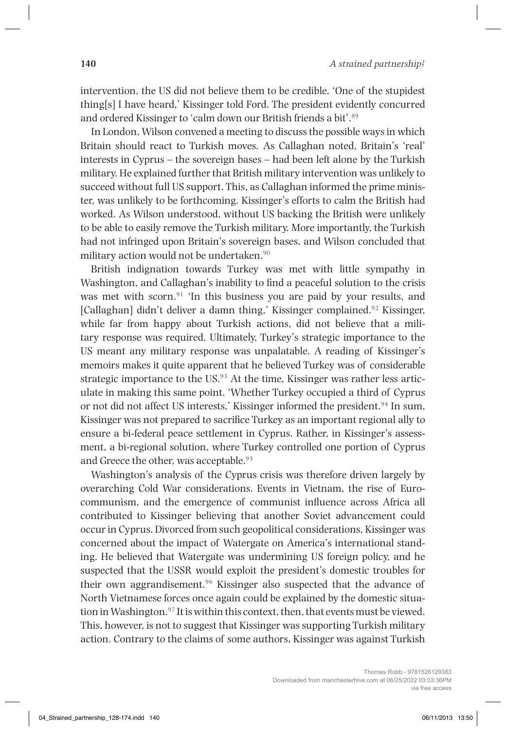intervention, the US did not believe them to be credible. 'One of the stupidest thing[s] I have heard,' Kissinger told Ford. The president evidently concurred and ordered Kissinger to 'calm down our British friends a bit'.[89]

In London, Wilson convened a meeting to discuss the possible ways in which Britain should react to Turkish moves. As Callaghan noted, Britain's 'real' interests in Cyprus – the sovereign bases – had been left alone by the Turkish military. He explained further that British military intervention was unlikely to succeed without full US support. This, as Callaghan informed the prime minister, was unlikely to be forthcoming. Kissinger's efforts to calm the British had worked. As Wilson understood, without US backing the British were unlikely to be able to easily remove the Turkish military. More importantly, the Turkish had not infringed upon Britain's sovereign bases, and Wilson concluded that military action would not be undertaken.[90]

British indignation towards Turkey was met with little sympathy in Washington, and Callaghan's inability to find a peaceful solution to the crisis was met with scorn.[91] 'In this business you are paid by your results, and [Callaghan] didn't deliver a damn thing,' Kissinger complained.[92] Kissinger, while far from happy about Turkish actions, did not believe that a military response was required. Ultimately, Turkey's strategic importance to the US meant any military response was unpalatable. A reading of Kissinger's memoirs makes it quite apparent that he believed Turkey was of considerable strategic importance to the US.[93] At the time, Kissinger was rather less articulate in making this same point. 'Whether Turkey occupied a third of Cyprus or not did not affect US interests,' Kissinger informed the president.[94] In sum, Kissinger was not prepared to sacrifice Turkey as an important regional ally to ensure a bi-federal peace settlement in Cyprus. Rather, in Kissinger's assessment, a bi-regional solution, where Turkey controlled one portion of Cyprus and Greece the other, was acceptable.[95]

Washington's analysis of the Cyprus crisis was therefore driven largely by overarching Cold War considerations. Events in Vietnam, the rise of Eurocommunism, and the emergence of communist influence across Africa all contributed to Kissinger believing that another Soviet advancement could occur in Cyprus. Divorced from such geopolitical considerations, Kissinger was concerned about the impact of Watergate on America's international standing. He believed that Watergate was undermining US foreign policy, and he suspected that the USSR would exploit the president's domestic troubles for their own aggrandisement.[96] Kissinger also suspected that the advance of North Vietnamese forces once again could be explained by the domestic situation in Washington.[97] It is within this context, then, that events must be viewed. This, however, is not to suggest that Kissinger was supporting Turkish military action. Contrary to the claims of some authors, Kissinger was against Turkish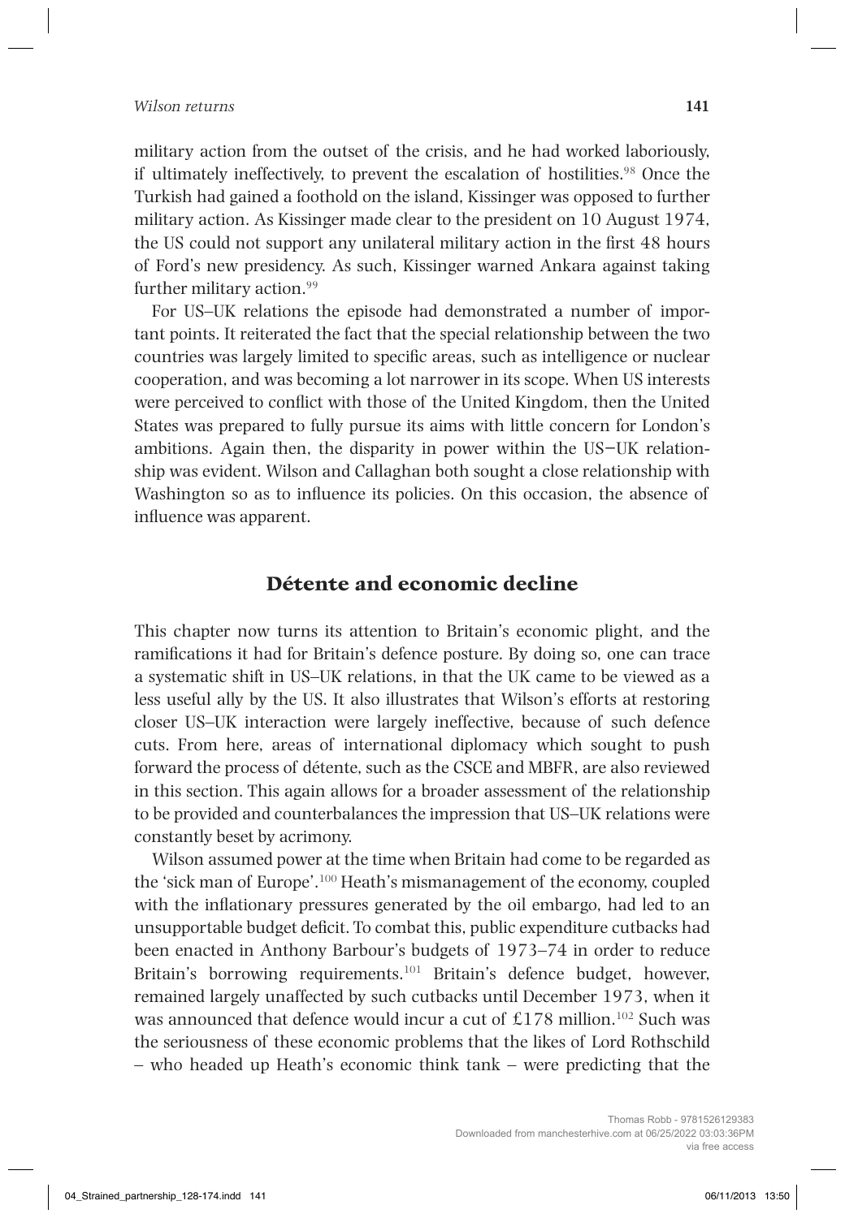military action from the outset of the crisis, and he had worked laboriously, if ultimately ineffectively, to prevent the escalation of hostilities.[98] Once the Turkish had gained a foothold on the island, Kissinger was opposed to further military action. As Kissinger made clear to the president on 10 August 1974, the US could not support any unilateral military action in the first 48 hours of Ford's new presidency. As such, Kissinger warned Ankara against taking further military action.[99]

For US–UK relations the episode had demonstrated a number of important points. It reiterated the fact that the special relationship between the two countries was largely limited to specific areas, such as intelligence or nuclear cooperation, and was becoming a lot narrower in its scope. When US interests were perceived to conflict with those of the United Kingdom, then the United States was prepared to fully pursue its aims with little concern for London's ambitions. Again then, the disparity in power within the US–UK relationship was evident. Wilson and Callaghan both sought a close relationship with Washington so as to influence its policies. On this occasion, the absence of influence was apparent.

## Détente and economic decline

This chapter now turns its attention to Britain's economic plight, and the ramifications it had for Britain's defence posture. By doing so, one can trace a systematic shift in US–UK relations, in that the UK came to be viewed as a less useful ally by the US. It also illustrates that Wilson's efforts at restoring closer US–UK interaction were largely ineffective, because of such defence cuts. From here, areas of international diplomacy which sought to push forward the process of détente, such as the CSCE and MBFR, are also reviewed in this section. This again allows for a broader assessment of the relationship to be provided and counterbalances the impression that US–UK relations were constantly beset by acrimony.

Wilson assumed power at the time when Britain had come to be regarded as the 'sick man of Europe'.[100] Heath's mismanagement of the economy, coupled with the inflationary pressures generated by the oil embargo, had led to an unsupportable budget deficit. To combat this, public expenditure cutbacks had been enacted in Anthony Barbour's budgets of 1973–74 in order to reduce Britain's borrowing requirements.[101] Britain's defence budget, however, remained largely unaffected by such cutbacks until December 1973, when it was announced that defence would incur a cut of £178 million.[102] Such was the seriousness of these economic problems that the likes of Lord Rothschild – who headed up Heath's economic think tank – were predicting that the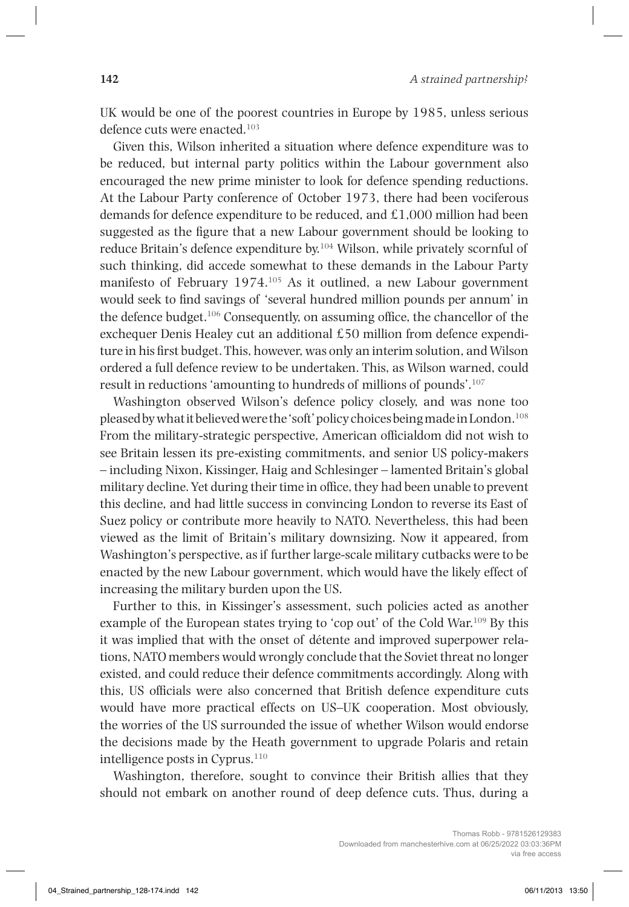UK would be one of the poorest countries in Europe by 1985, unless serious defence cuts were enacted.[103]

Given this, Wilson inherited a situation where defence expenditure was to be reduced, but internal party politics within the Labour government also encouraged the new prime minister to look for defence spending reductions. At the Labour Party conference of October 1973, there had been vociferous demands for defence expenditure to be reduced, and £1,000 million had been suggested as the figure that a new Labour government should be looking to reduce Britain's defence expenditure by.[104] Wilson, while privately scornful of such thinking, did accede somewhat to these demands in the Labour Party manifesto of February 1974.[105] As it outlined, a new Labour government would seek to find savings of 'several hundred million pounds per annum' in the defence budget.[106] Consequently, on assuming office, the chancellor of the exchequer Denis Healey cut an additional £50 million from defence expenditure in his first budget. This, however, was only an interim solution, and Wilson ordered a full defence review to be undertaken. This, as Wilson warned, could result in reductions 'amounting to hundreds of millions of pounds'.[107]

Washington observed Wilson's defence policy closely, and was none too pleased by what it believed were the 'soft' policy choices being made in London.[108] From the military-strategic perspective, American officialdom did not wish to see Britain lessen its pre-existing commitments, and senior US policy-makers – including Nixon, Kissinger, Haig and Schlesinger – lamented Britain's global military decline. Yet during their time in office, they had been unable to prevent this decline, and had little success in convincing London to reverse its East of Suez policy or contribute more heavily to NATO. Nevertheless, this had been viewed as the limit of Britain's military downsizing. Now it appeared, from Washington's perspective, as if further large-scale military cutbacks were to be enacted by the new Labour government, which would have the likely effect of increasing the military burden upon the US.

Further to this, in Kissinger's assessment, such policies acted as another example of the European states trying to 'cop out' of the Cold War.[109] By this it was implied that with the onset of détente and improved superpower relations, NATO members would wrongly conclude that the Soviet threat no longer existed, and could reduce their defence commitments accordingly. Along with this, US officials were also concerned that British defence expenditure cuts would have more practical effects on US–UK cooperation. Most obviously, the worries of the US surrounded the issue of whether Wilson would endorse the decisions made by the Heath government to upgrade Polaris and retain intelligence posts in Cyprus.[110]

Washington, therefore, sought to convince their British allies that they should not embark on another round of deep defence cuts. Thus, during a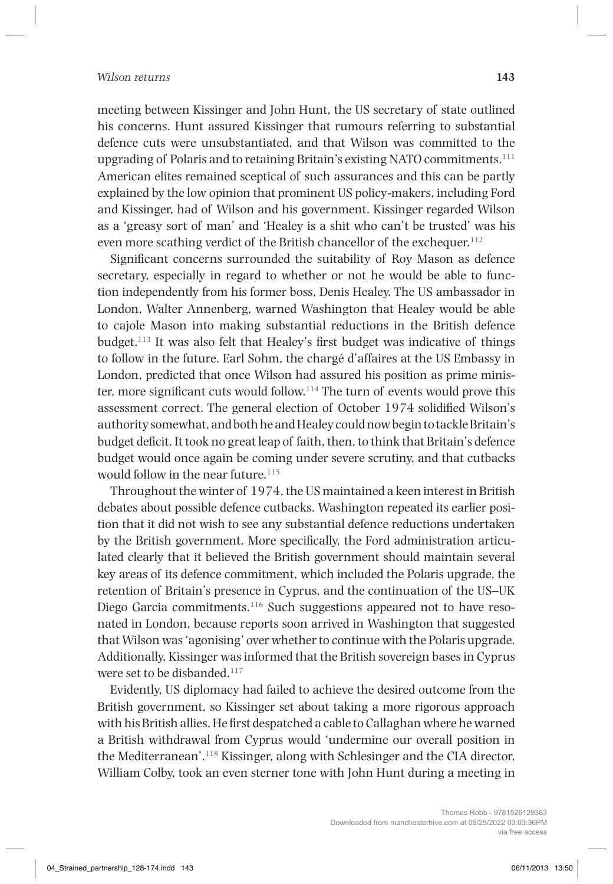meeting between Kissinger and John Hunt, the US secretary of state outlined his concerns. Hunt assured Kissinger that rumours referring to substantial defence cuts were unsubstantiated, and that Wilson was committed to the upgrading of Polaris and to retaining Britain's existing NATO commitments.[111] American elites remained sceptical of such assurances and this can be partly explained by the low opinion that prominent US policy-makers, including Ford and Kissinger, had of Wilson and his government. Kissinger regarded Wilson as a 'greasy sort of man' and 'Healey is a shit who can't be trusted' was his even more scathing verdict of the British chancellor of the exchequer.[112]

Significant concerns surrounded the suitability of Roy Mason as defence secretary, especially in regard to whether or not he would be able to function independently from his former boss, Denis Healey. The US ambassador in London, Walter Annenberg, warned Washington that Healey would be able to cajole Mason into making substantial reductions in the British defence budget.[113] It was also felt that Healey's first budget was indicative of things to follow in the future. Earl Sohm, the chargé d'affaires at the US Embassy in London, predicted that once Wilson had assured his position as prime minister, more significant cuts would follow.[114] The turn of events would prove this assessment correct. The general election of October 1974 solidified Wilson's authority somewhat, and both he and Healey could now begin to tackle Britain's budget deficit. It took no great leap of faith, then, to think that Britain's defence budget would once again be coming under severe scrutiny, and that cutbacks would follow in the near future.[115]

Throughout the winter of 1974, the US maintained a keen interest in British debates about possible defence cutbacks. Washington repeated its earlier position that it did not wish to see any substantial defence reductions undertaken by the British government. More specifically, the Ford administration articulated clearly that it believed the British government should maintain several key areas of its defence commitment, which included the Polaris upgrade, the retention of Britain's presence in Cyprus, and the continuation of the US–UK Diego Garcia commitments.[116] Such suggestions appeared not to have resonated in London, because reports soon arrived in Washington that suggested that Wilson was 'agonising' over whether to continue with the Polaris upgrade. Additionally, Kissinger was informed that the British sovereign bases in Cyprus were set to be disbanded.[117]

Evidently, US diplomacy had failed to achieve the desired outcome from the British government, so Kissinger set about taking a more rigorous approach with his British allies. He first despatched a cable to Callaghan where he warned a British withdrawal from Cyprus would 'undermine our overall position in the Mediterranean'.[118] Kissinger, along with Schlesinger and the CIA director, William Colby, took an even sterner tone with John Hunt during a meeting in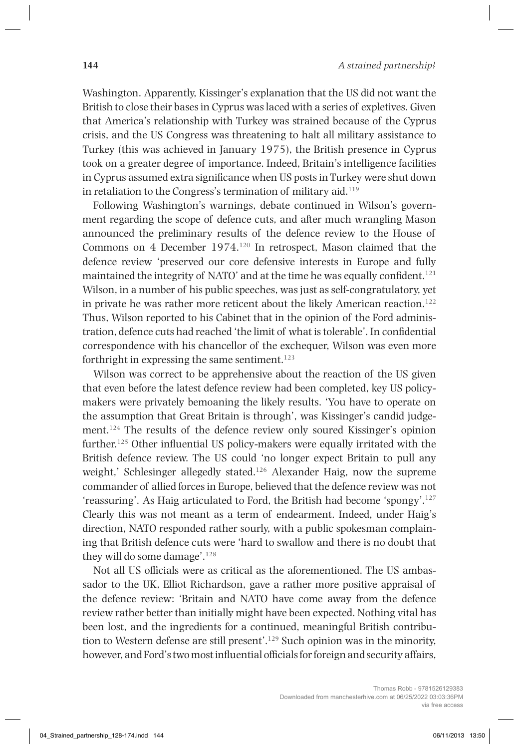Washington. Apparently, Kissinger's explanation that the US did not want the British to close their bases in Cyprus was laced with a series of expletives. Given that America's relationship with Turkey was strained because of the Cyprus crisis, and the US Congress was threatening to halt all military assistance to Turkey (this was achieved in January 1975), the British presence in Cyprus took on a greater degree of importance. Indeed, Britain's intelligence facilities in Cyprus assumed extra significance when US posts in Turkey were shut down in retaliation to the Congress's termination of military aid.[119]

Following Washington's warnings, debate continued in Wilson's government regarding the scope of defence cuts, and after much wrangling Mason announced the preliminary results of the defence review to the House of Commons on 4 December 1974.[120] In retrospect, Mason claimed that the defence review 'preserved our core defensive interests in Europe and fully maintained the integrity of NATO' and at the time he was equally confident.[121] Wilson, in a number of his public speeches, was just as self-congratulatory, yet in private he was rather more reticent about the likely American reaction.[122] Thus, Wilson reported to his Cabinet that in the opinion of the Ford administration, defence cuts had reached 'the limit of what is tolerable'. In confidential correspondence with his chancellor of the exchequer, Wilson was even more forthright in expressing the same sentiment.[123]

Wilson was correct to be apprehensive about the reaction of the US given that even before the latest defence review had been completed, key US policy-makers were privately bemoaning the likely results. 'You have to operate on the assumption that Great Britain is through', was Kissinger's candid judgement.[124] The results of the defence review only soured Kissinger's opinion further.[125] Other influential US policy-makers were equally irritated with the British defence review. The US could 'no longer expect Britain to pull any weight,' Schlesinger allegedly stated.[126] Alexander Haig, now the supreme commander of allied forces in Europe, believed that the defence review was not 'reassuring'. As Haig articulated to Ford, the British had become 'spongy'.[127] Clearly this was not meant as a term of endearment. Indeed, under Haig's direction, NATO responded rather sourly, with a public spokesman complaining that British defence cuts were 'hard to swallow and there is no doubt that they will do some damage'.[128]

Not all US officials were as critical as the aforementioned. The US ambassador to the UK, Elliot Richardson, gave a rather more positive appraisal of the defence review: 'Britain and NATO have come away from the defence review rather better than initially might have been expected. Nothing vital has been lost, and the ingredients for a continued, meaningful British contribution to Western defense are still present'.[129] Such opinion was in the minority, however, and Ford's two most influential officials for foreign and security affairs,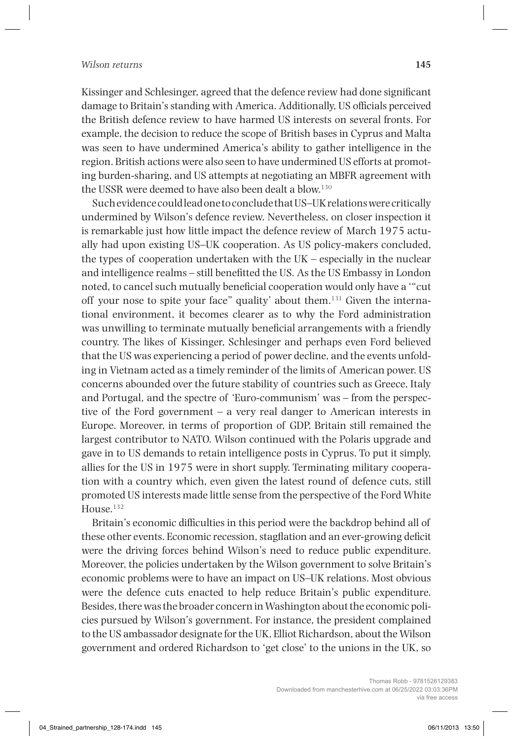Kissinger and Schlesinger, agreed that the defence review had done significant damage to Britain's standing with America. Additionally, US officials perceived the British defence review to have harmed US interests on several fronts. For example, the decision to reduce the scope of British bases in Cyprus and Malta was seen to have undermined America's ability to gather intelligence in the region. British actions were also seen to have undermined US efforts at promoting burden-sharing, and US attempts at negotiating an MBFR agreement with the USSR were deemed to have also been dealt a blow.[130]

Such evidence could lead one to conclude that US–UK relations were critically undermined by Wilson's defence review. Nevertheless, on closer inspection it is remarkable just how little impact the defence review of March 1975 actually had upon existing US–UK cooperation. As US policy-makers concluded, the types of cooperation undertaken with the UK – especially in the nuclear and intelligence realms – still benefitted the US. As the US Embassy in London noted, to cancel such mutually beneficial cooperation would only have a '"cut off your nose to spite your face" quality' about them.[131] Given the international environment, it becomes clearer as to why the Ford administration was unwilling to terminate mutually beneficial arrangements with a friendly country. The likes of Kissinger, Schlesinger and perhaps even Ford believed that the US was experiencing a period of power decline, and the events unfolding in Vietnam acted as a timely reminder of the limits of American power. US concerns abounded over the future stability of countries such as Greece, Italy and Portugal, and the spectre of 'Euro-communism' was – from the perspective of the Ford government – a very real danger to American interests in Europe. Moreover, in terms of proportion of GDP, Britain still remained the largest contributor to NATO. Wilson continued with the Polaris upgrade and gave in to US demands to retain intelligence posts in Cyprus. To put it simply, allies for the US in 1975 were in short supply. Terminating military cooperation with a country which, even given the latest round of defence cuts, still promoted US interests made little sense from the perspective of the Ford White House.[132]

Britain's economic difficulties in this period were the backdrop behind all of these other events. Economic recession, stagflation and an ever-growing deficit were the driving forces behind Wilson's need to reduce public expenditure. Moreover, the policies undertaken by the Wilson government to solve Britain's economic problems were to have an impact on US–UK relations. Most obvious were the defence cuts enacted to help reduce Britain's public expenditure. Besides, there was the broader concern in Washington about the economic policies pursued by Wilson's government. For instance, the president complained to the US ambassador designate for the UK, Elliot Richardson, about the Wilson government and ordered Richardson to 'get close' to the unions in the UK, so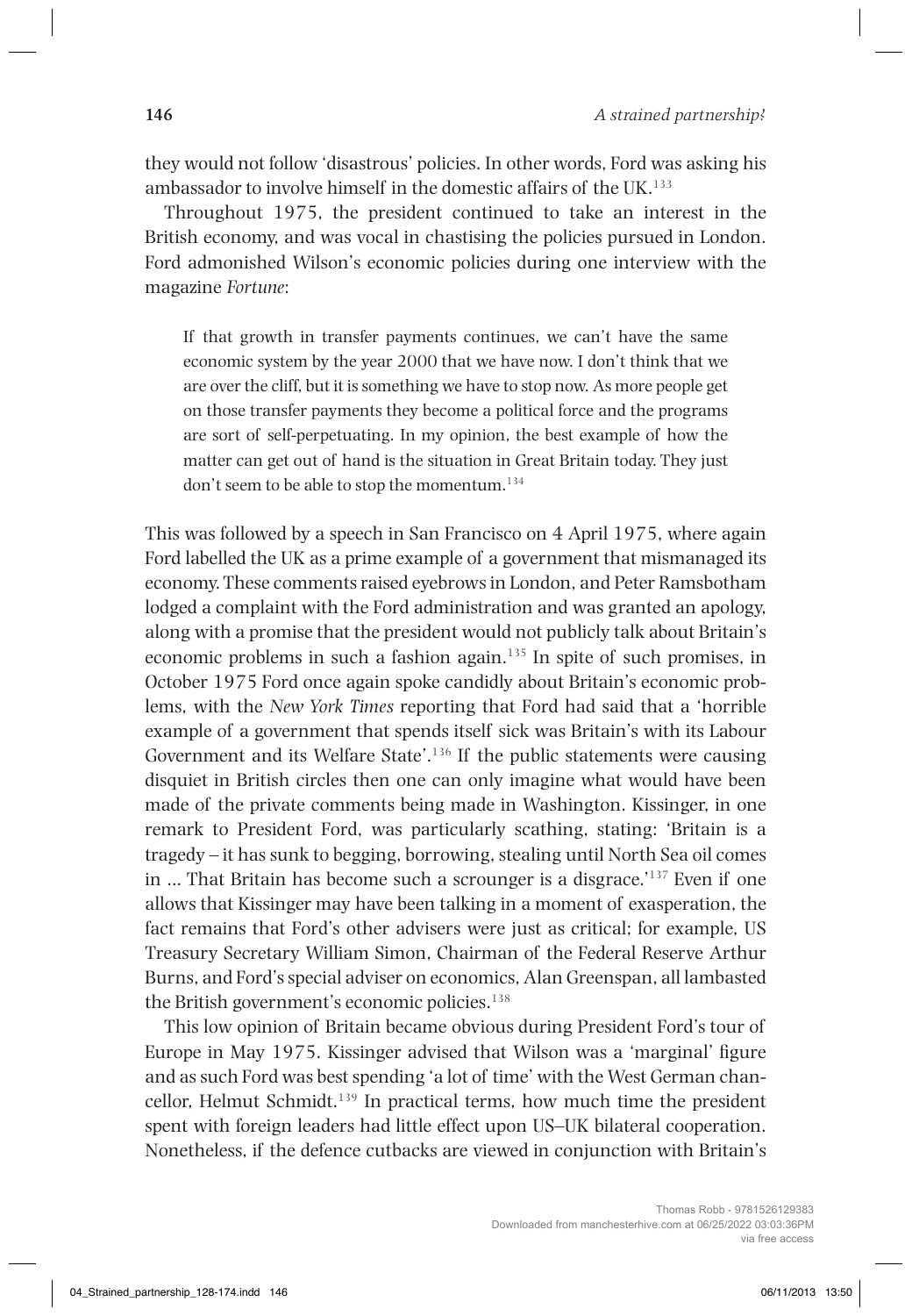they would not follow 'disastrous' policies. In other words, Ford was asking his ambassador to involve himself in the domestic affairs of the UK.[133]

Throughout 1975, the president continued to take an interest in the British economy, and was vocal in chastising the policies pursued in London. Ford admonished Wilson's economic policies during one interview with the magazine *Fortune*:

> If that growth in transfer payments continues, we can't have the same economic system by the year 2000 that we have now. I don't think that we are over the cliff, but it is something we have to stop now. As more people get on those transfer payments they become a political force and the programs are sort of self-perpetuating. In my opinion, the best example of how the matter can get out of hand is the situation in Great Britain today. They just don't seem to be able to stop the momentum.[134]

This was followed by a speech in San Francisco on 4 April 1975, where again Ford labelled the UK as a prime example of a government that mismanaged its economy. These comments raised eyebrows in London, and Peter Ramsbotham lodged a complaint with the Ford administration and was granted an apology, along with a promise that the president would not publicly talk about Britain's economic problems in such a fashion again.[135] In spite of such promises, in October 1975 Ford once again spoke candidly about Britain's economic problems, with the *New York Times* reporting that Ford had said that a 'horrible example of a government that spends itself sick was Britain's with its Labour Government and its Welfare State'.[136] If the public statements were causing disquiet in British circles then one can only imagine what would have been made of the private comments being made in Washington. Kissinger, in one remark to President Ford, was particularly scathing, stating: 'Britain is a tragedy – it has sunk to begging, borrowing, stealing until North Sea oil comes in ... That Britain has become such a scrounger is a disgrace.'[137] Even if one allows that Kissinger may have been talking in a moment of exasperation, the fact remains that Ford's other advisers were just as critical; for example, US Treasury Secretary William Simon, Chairman of the Federal Reserve Arthur Burns, and Ford's special adviser on economics, Alan Greenspan, all lambasted the British government's economic policies.[138]

This low opinion of Britain became obvious during President Ford's tour of Europe in May 1975. Kissinger advised that Wilson was a 'marginal' figure and as such Ford was best spending 'a lot of time' with the West German chancellor, Helmut Schmidt.[139] In practical terms, how much time the president spent with foreign leaders had little effect upon US–UK bilateral cooperation. Nonetheless, if the defence cutbacks are viewed in conjunction with Britain's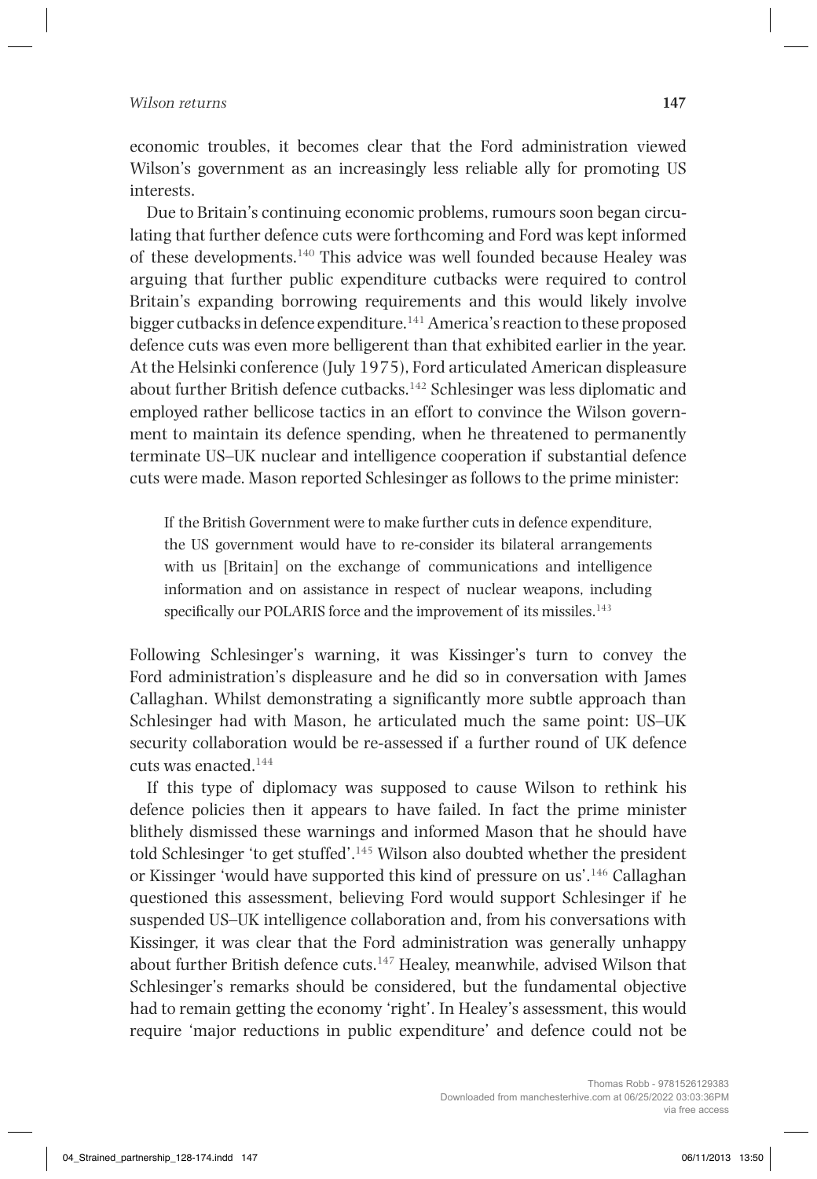economic troubles, it becomes clear that the Ford administration viewed Wilson's government as an increasingly less reliable ally for promoting US interests.

Due to Britain's continuing economic problems, rumours soon began circulating that further defence cuts were forthcoming and Ford was kept informed of these developments.[140] This advice was well founded because Healey was arguing that further public expenditure cutbacks were required to control Britain's expanding borrowing requirements and this would likely involve bigger cutbacks in defence expenditure.[141] America's reaction to these proposed defence cuts was even more belligerent than that exhibited earlier in the year. At the Helsinki conference (July 1975), Ford articulated American displeasure about further British defence cutbacks.[142] Schlesinger was less diplomatic and employed rather bellicose tactics in an effort to convince the Wilson government to maintain its defence spending, when he threatened to permanently terminate US–UK nuclear and intelligence cooperation if substantial defence cuts were made. Mason reported Schlesinger as follows to the prime minister:

> If the British Government were to make further cuts in defence expenditure, the US government would have to re-consider its bilateral arrangements with us [Britain] on the exchange of communications and intelligence information and on assistance in respect of nuclear weapons, including specifically our POLARIS force and the improvement of its missiles.[143]

Following Schlesinger's warning, it was Kissinger's turn to convey the Ford administration's displeasure and he did so in conversation with James Callaghan. Whilst demonstrating a significantly more subtle approach than Schlesinger had with Mason, he articulated much the same point: US–UK security collaboration would be re-assessed if a further round of UK defence cuts was enacted.[144]

If this type of diplomacy was supposed to cause Wilson to rethink his defence policies then it appears to have failed. In fact the prime minister blithely dismissed these warnings and informed Mason that he should have told Schlesinger 'to get stuffed'.[145] Wilson also doubted whether the president or Kissinger 'would have supported this kind of pressure on us'.[146] Callaghan questioned this assessment, believing Ford would support Schlesinger if he suspended US–UK intelligence collaboration and, from his conversations with Kissinger, it was clear that the Ford administration was generally unhappy about further British defence cuts.[147] Healey, meanwhile, advised Wilson that Schlesinger's remarks should be considered, but the fundamental objective had to remain getting the economy 'right'. In Healey's assessment, this would require 'major reductions in public expenditure' and defence could not be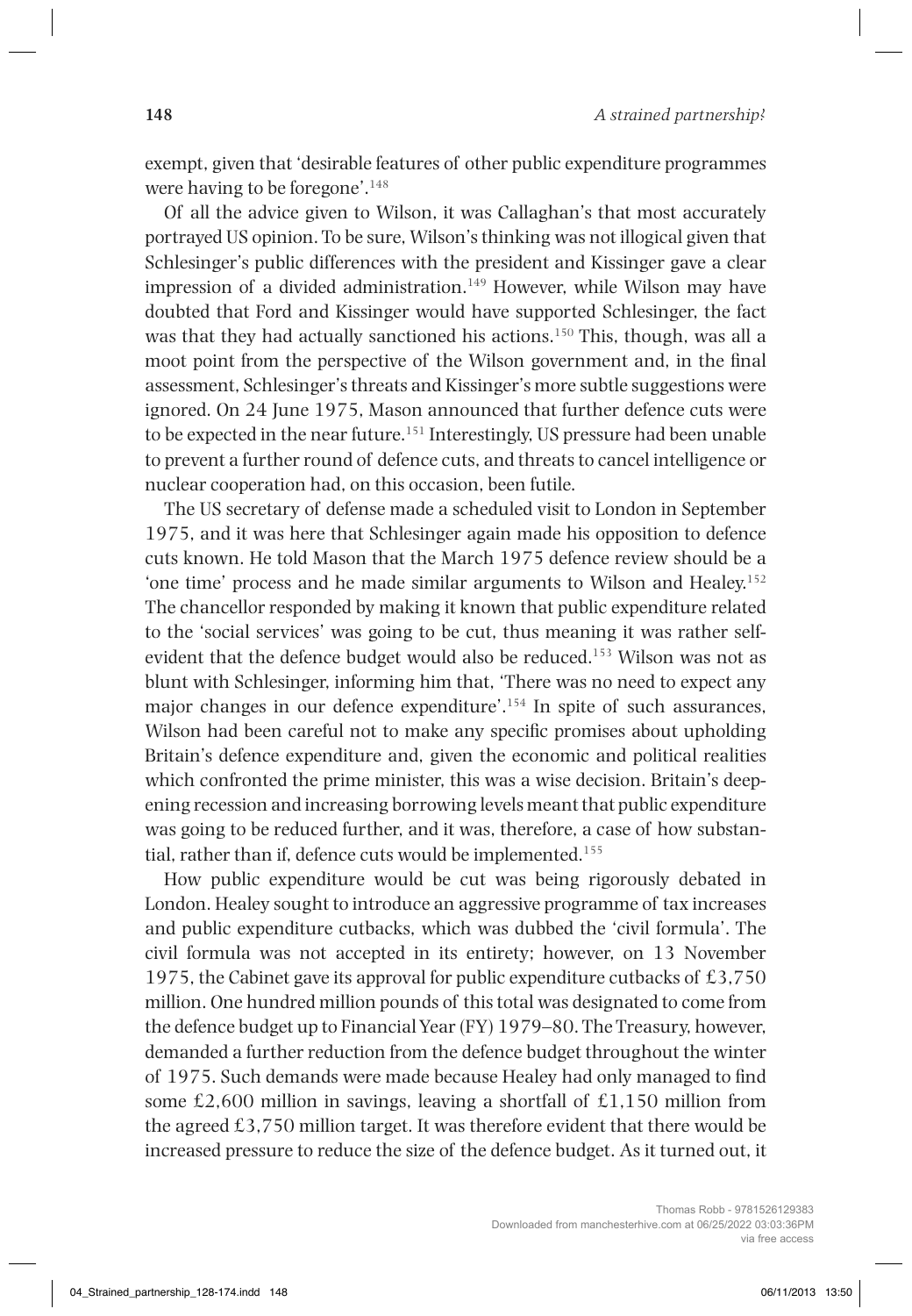exempt, given that 'desirable features of other public expenditure programmes were having to be foregone'.[148]

Of all the advice given to Wilson, it was Callaghan's that most accurately portrayed US opinion. To be sure, Wilson's thinking was not illogical given that Schlesinger's public differences with the president and Kissinger gave a clear impression of a divided administration.[149] However, while Wilson may have doubted that Ford and Kissinger would have supported Schlesinger, the fact was that they had actually sanctioned his actions.[150] This, though, was all a moot point from the perspective of the Wilson government and, in the final assessment, Schlesinger's threats and Kissinger's more subtle suggestions were ignored. On 24 June 1975, Mason announced that further defence cuts were to be expected in the near future.[151] Interestingly, US pressure had been unable to prevent a further round of defence cuts, and threats to cancel intelligence or nuclear cooperation had, on this occasion, been futile.

The US secretary of defense made a scheduled visit to London in September 1975, and it was here that Schlesinger again made his opposition to defence cuts known. He told Mason that the March 1975 defence review should be a 'one time' process and he made similar arguments to Wilson and Healey.[152] The chancellor responded by making it known that public expenditure related to the 'social services' was going to be cut, thus meaning it was rather self-evident that the defence budget would also be reduced.[153] Wilson was not as blunt with Schlesinger, informing him that, 'There was no need to expect any major changes in our defence expenditure'.[154] In spite of such assurances, Wilson had been careful not to make any specific promises about upholding Britain's defence expenditure and, given the economic and political realities which confronted the prime minister, this was a wise decision. Britain's deepening recession and increasing borrowing levels meant that public expenditure was going to be reduced further, and it was, therefore, a case of how substantial, rather than if, defence cuts would be implemented.[155]

How public expenditure would be cut was being rigorously debated in London. Healey sought to introduce an aggressive programme of tax increases and public expenditure cutbacks, which was dubbed the 'civil formula'. The civil formula was not accepted in its entirety; however, on 13 November 1975, the Cabinet gave its approval for public expenditure cutbacks of £3,750 million. One hundred million pounds of this total was designated to come from the defence budget up to Financial Year (FY) 1979–80. The Treasury, however, demanded a further reduction from the defence budget throughout the winter of 1975. Such demands were made because Healey had only managed to find some £2,600 million in savings, leaving a shortfall of £1,150 million from the agreed £3,750 million target. It was therefore evident that there would be increased pressure to reduce the size of the defence budget. As it turned out, it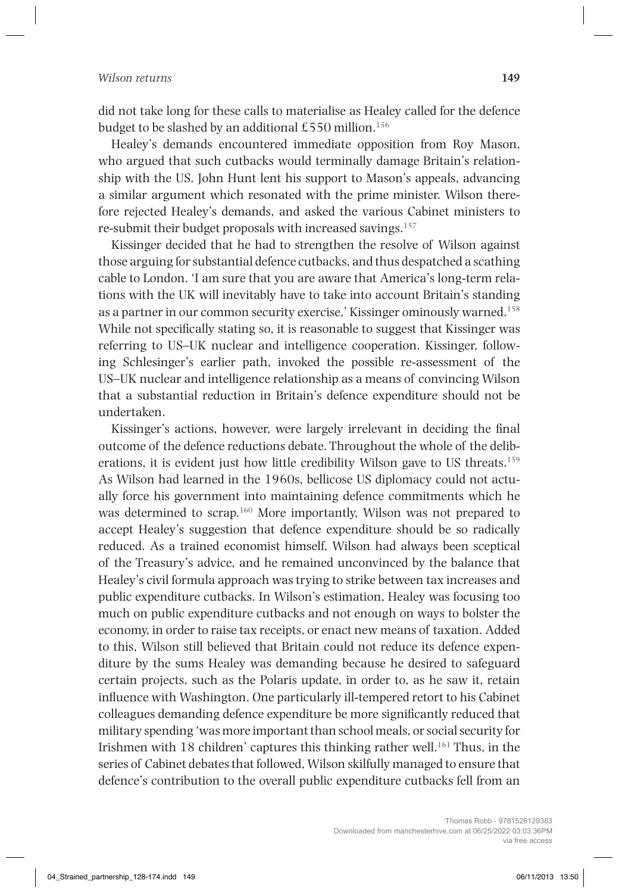did not take long for these calls to materialise as Healey called for the defence budget to be slashed by an additional £550 million.[156]

Healey's demands encountered immediate opposition from Roy Mason, who argued that such cutbacks would terminally damage Britain's relationship with the US. John Hunt lent his support to Mason's appeals, advancing a similar argument which resonated with the prime minister. Wilson therefore rejected Healey's demands, and asked the various Cabinet ministers to re-submit their budget proposals with increased savings.[157]

Kissinger decided that he had to strengthen the resolve of Wilson against those arguing for substantial defence cutbacks, and thus despatched a scathing cable to London. 'I am sure that you are aware that America's long-term relations with the UK will inevitably have to take into account Britain's standing as a partner in our common security exercise,' Kissinger ominously warned.[158] While not specifically stating so, it is reasonable to suggest that Kissinger was referring to US–UK nuclear and intelligence cooperation. Kissinger, following Schlesinger's earlier path, invoked the possible re-assessment of the US–UK nuclear and intelligence relationship as a means of convincing Wilson that a substantial reduction in Britain's defence expenditure should not be undertaken.

Kissinger's actions, however, were largely irrelevant in deciding the final outcome of the defence reductions debate. Throughout the whole of the deliberations, it is evident just how little credibility Wilson gave to US threats.[159] As Wilson had learned in the 1960s, bellicose US diplomacy could not actually force his government into maintaining defence commitments which he was determined to scrap.[160] More importantly, Wilson was not prepared to accept Healey's suggestion that defence expenditure should be so radically reduced. As a trained economist himself, Wilson had always been sceptical of the Treasury's advice, and he remained unconvinced by the balance that Healey's civil formula approach was trying to strike between tax increases and public expenditure cutbacks. In Wilson's estimation, Healey was focusing too much on public expenditure cutbacks and not enough on ways to bolster the economy, in order to raise tax receipts, or enact new means of taxation. Added to this, Wilson still believed that Britain could not reduce its defence expenditure by the sums Healey was demanding because he desired to safeguard certain projects, such as the Polaris update, in order to, as he saw it, retain influence with Washington. One particularly ill-tempered retort to his Cabinet colleagues demanding defence expenditure be more significantly reduced that military spending 'was more important than school meals, or social security for Irishmen with 18 children' captures this thinking rather well.[161] Thus, in the series of Cabinet debates that followed, Wilson skilfully managed to ensure that defence's contribution to the overall public expenditure cutbacks fell from an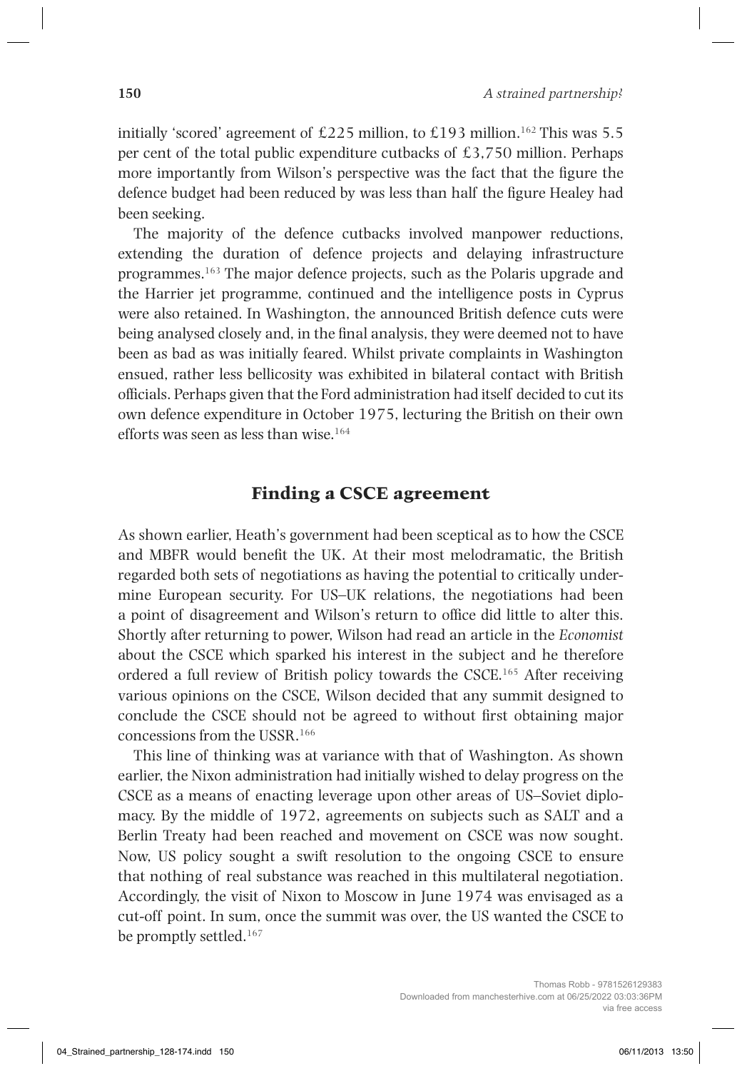initially 'scored' agreement of £225 million, to £193 million.[162] This was 5.5 per cent of the total public expenditure cutbacks of £3,750 million. Perhaps more importantly from Wilson's perspective was the fact that the figure the defence budget had been reduced by was less than half the figure Healey had been seeking.

The majority of the defence cutbacks involved manpower reductions, extending the duration of defence projects and delaying infrastructure programmes.[163] The major defence projects, such as the Polaris upgrade and the Harrier jet programme, continued and the intelligence posts in Cyprus were also retained. In Washington, the announced British defence cuts were being analysed closely and, in the final analysis, they were deemed not to have been as bad as was initially feared. Whilst private complaints in Washington ensued, rather less bellicosity was exhibited in bilateral contact with British officials. Perhaps given that the Ford administration had itself decided to cut its own defence expenditure in October 1975, lecturing the British on their own efforts was seen as less than wise.[164]

## Finding a CSCE agreement

As shown earlier, Heath's government had been sceptical as to how the CSCE and MBFR would benefit the UK. At their most melodramatic, the British regarded both sets of negotiations as having the potential to critically undermine European security. For US–UK relations, the negotiations had been a point of disagreement and Wilson's return to office did little to alter this. Shortly after returning to power, Wilson had read an article in the *Economist* about the CSCE which sparked his interest in the subject and he therefore ordered a full review of British policy towards the CSCE.[165] After receiving various opinions on the CSCE, Wilson decided that any summit designed to conclude the CSCE should not be agreed to without first obtaining major concessions from the USSR.[166]

This line of thinking was at variance with that of Washington. As shown earlier, the Nixon administration had initially wished to delay progress on the CSCE as a means of enacting leverage upon other areas of US–Soviet diplomacy. By the middle of 1972, agreements on subjects such as SALT and a Berlin Treaty had been reached and movement on CSCE was now sought. Now, US policy sought a swift resolution to the ongoing CSCE to ensure that nothing of real substance was reached in this multilateral negotiation. Accordingly, the visit of Nixon to Moscow in June 1974 was envisaged as a cut-off point. In sum, once the summit was over, the US wanted the CSCE to be promptly settled.[167]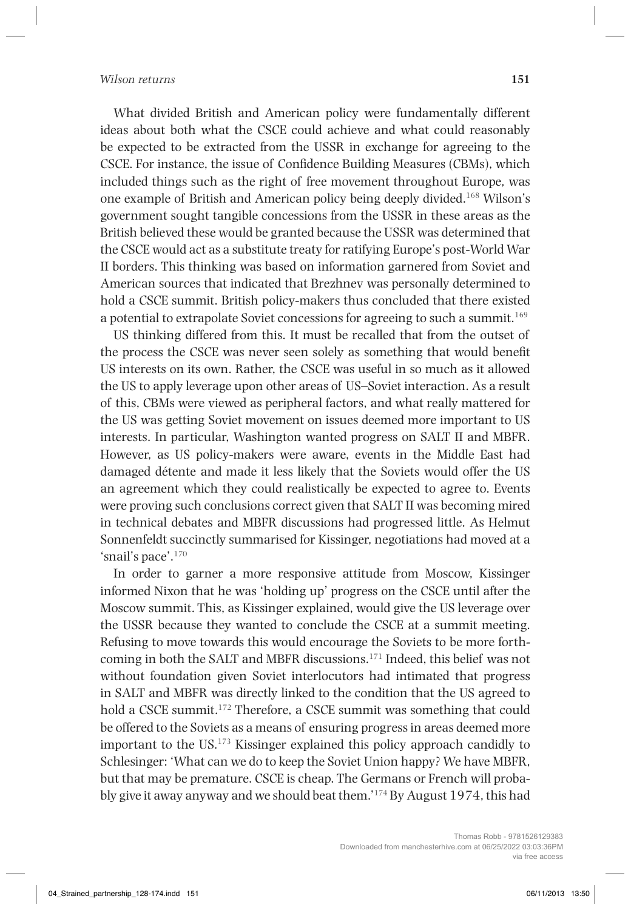What divided British and American policy were fundamentally different ideas about both what the CSCE could achieve and what could reasonably be expected to be extracted from the USSR in exchange for agreeing to the CSCE. For instance, the issue of Confidence Building Measures (CBMs), which included things such as the right of free movement throughout Europe, was one example of British and American policy being deeply divided.[168] Wilson's government sought tangible concessions from the USSR in these areas as the British believed these would be granted because the USSR was determined that the CSCE would act as a substitute treaty for ratifying Europe's post-World War II borders. This thinking was based on information garnered from Soviet and American sources that indicated that Brezhnev was personally determined to hold a CSCE summit. British policy-makers thus concluded that there existed a potential to extrapolate Soviet concessions for agreeing to such a summit.[169]

US thinking differed from this. It must be recalled that from the outset of the process the CSCE was never seen solely as something that would benefit US interests on its own. Rather, the CSCE was useful in so much as it allowed the US to apply leverage upon other areas of US–Soviet interaction. As a result of this, CBMs were viewed as peripheral factors, and what really mattered for the US was getting Soviet movement on issues deemed more important to US interests. In particular, Washington wanted progress on SALT II and MBFR. However, as US policy-makers were aware, events in the Middle East had damaged détente and made it less likely that the Soviets would offer the US an agreement which they could realistically be expected to agree to. Events were proving such conclusions correct given that SALT II was becoming mired in technical debates and MBFR discussions had progressed little. As Helmut Sonnenfeldt succinctly summarised for Kissinger, negotiations had moved at a 'snail's pace'.[170]

In order to garner a more responsive attitude from Moscow, Kissinger informed Nixon that he was 'holding up' progress on the CSCE until after the Moscow summit. This, as Kissinger explained, would give the US leverage over the USSR because they wanted to conclude the CSCE at a summit meeting. Refusing to move towards this would encourage the Soviets to be more forthcoming in both the SALT and MBFR discussions.[171] Indeed, this belief was not without foundation given Soviet interlocutors had intimated that progress in SALT and MBFR was directly linked to the condition that the US agreed to hold a CSCE summit.[172] Therefore, a CSCE summit was something that could be offered to the Soviets as a means of ensuring progress in areas deemed more important to the US.[173] Kissinger explained this policy approach candidly to Schlesinger: 'What can we do to keep the Soviet Union happy? We have MBFR, but that may be premature. CSCE is cheap. The Germans or French will probably give it away anyway and we should beat them.'[174] By August 1974, this had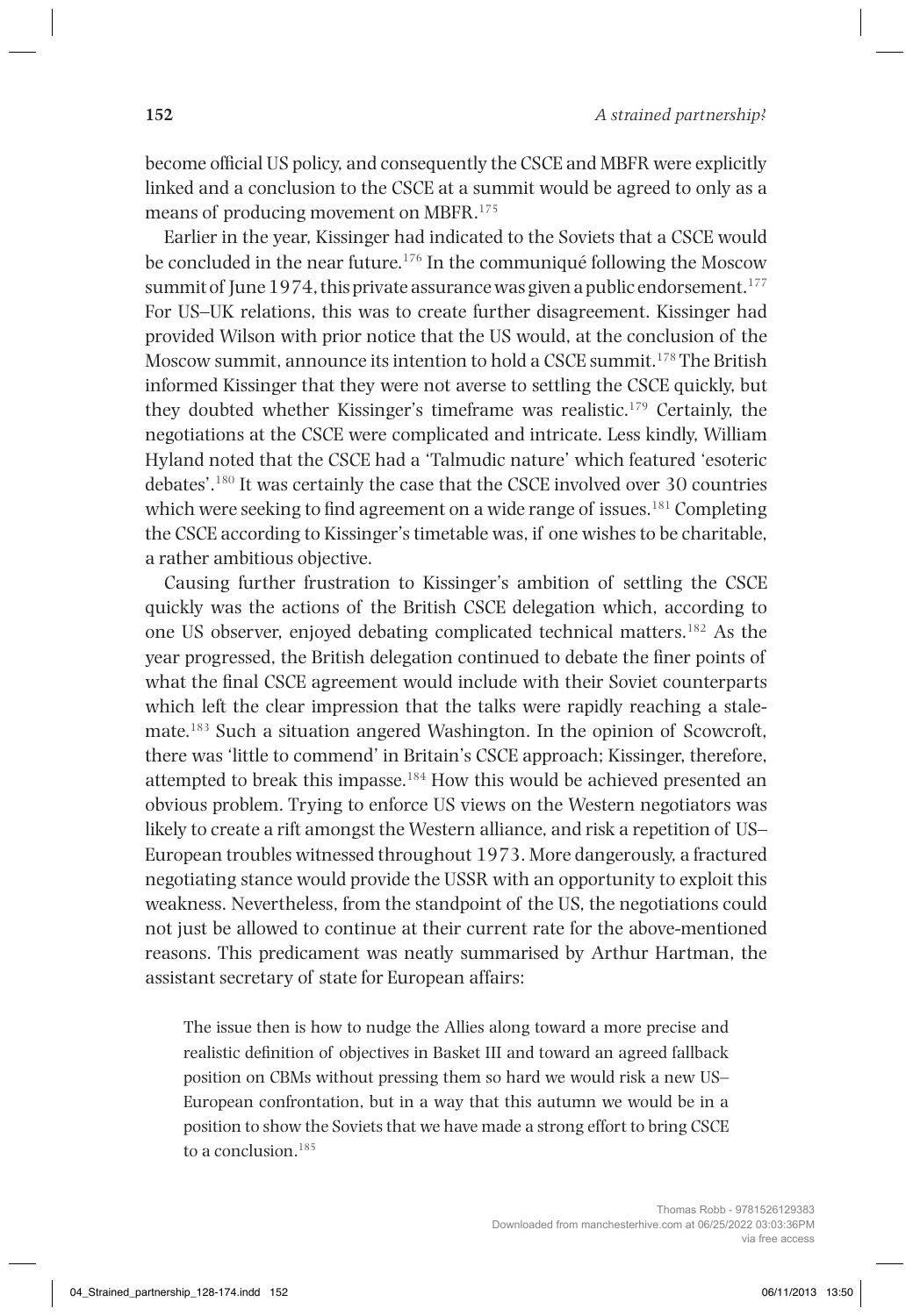become official US policy, and consequently the CSCE and MBFR were explicitly linked and a conclusion to the CSCE at a summit would be agreed to only as a means of producing movement on MBFR.[175]

Earlier in the year, Kissinger had indicated to the Soviets that a CSCE would be concluded in the near future.[176] In the communiqué following the Moscow summit of June 1974, this private assurance was given a public endorsement.[177] For US–UK relations, this was to create further disagreement. Kissinger had provided Wilson with prior notice that the US would, at the conclusion of the Moscow summit, announce its intention to hold a CSCE summit.[178] The British informed Kissinger that they were not averse to settling the CSCE quickly, but they doubted whether Kissinger's timeframe was realistic.[179] Certainly, the negotiations at the CSCE were complicated and intricate. Less kindly, William Hyland noted that the CSCE had a 'Talmudic nature' which featured 'esoteric debates'.[180] It was certainly the case that the CSCE involved over 30 countries which were seeking to find agreement on a wide range of issues.[181] Completing the CSCE according to Kissinger's timetable was, if one wishes to be charitable, a rather ambitious objective.

Causing further frustration to Kissinger's ambition of settling the CSCE quickly was the actions of the British CSCE delegation which, according to one US observer, enjoyed debating complicated technical matters.[182] As the year progressed, the British delegation continued to debate the finer points of what the final CSCE agreement would include with their Soviet counterparts which left the clear impression that the talks were rapidly reaching a stalemate.[183] Such a situation angered Washington. In the opinion of Scowcroft, there was 'little to commend' in Britain's CSCE approach; Kissinger, therefore, attempted to break this impasse.[184] How this would be achieved presented an obvious problem. Trying to enforce US views on the Western negotiators was likely to create a rift amongst the Western alliance, and risk a repetition of US–European troubles witnessed throughout 1973. More dangerously, a fractured negotiating stance would provide the USSR with an opportunity to exploit this weakness. Nevertheless, from the standpoint of the US, the negotiations could not just be allowed to continue at their current rate for the above-mentioned reasons. This predicament was neatly summarised by Arthur Hartman, the assistant secretary of state for European affairs:

> The issue then is how to nudge the Allies along toward a more precise and realistic definition of objectives in Basket III and toward an agreed fallback position on CBMs without pressing them so hard we would risk a new US–European confrontation, but in a way that this autumn we would be in a position to show the Soviets that we have made a strong effort to bring CSCE to a conclusion.[185]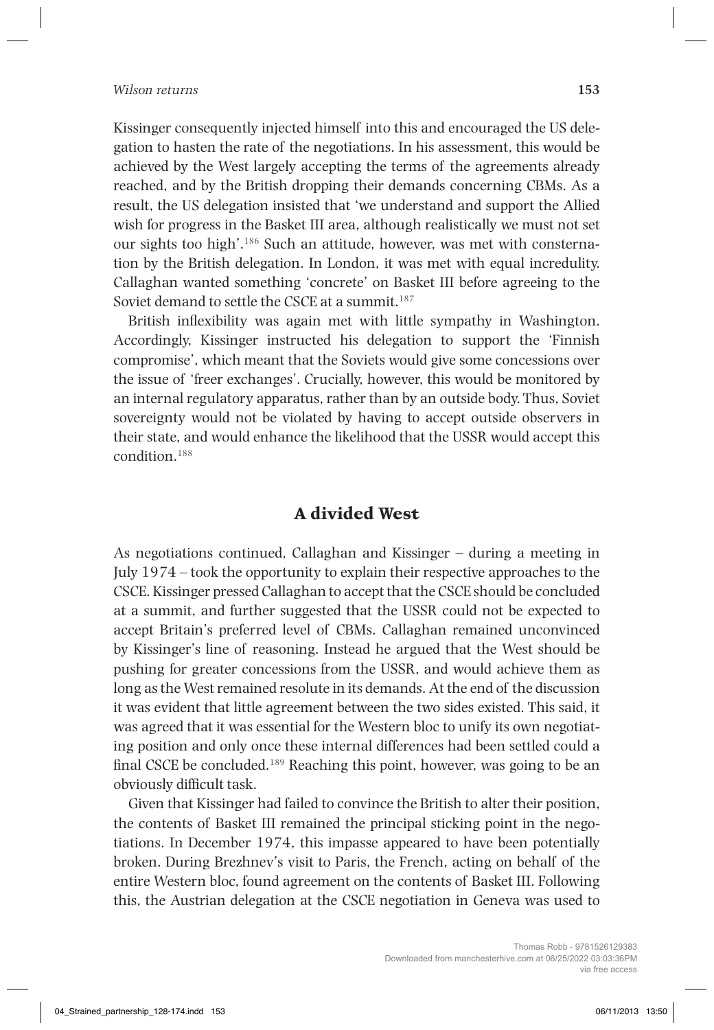Kissinger consequently injected himself into this and encouraged the US delegation to hasten the rate of the negotiations. In his assessment, this would be achieved by the West largely accepting the terms of the agreements already reached, and by the British dropping their demands concerning CBMs. As a result, the US delegation insisted that 'we understand and support the Allied wish for progress in the Basket III area, although realistically we must not set our sights too high'.[186] Such an attitude, however, was met with consternation by the British delegation. In London, it was met with equal incredulity. Callaghan wanted something 'concrete' on Basket III before agreeing to the Soviet demand to settle the CSCE at a summit.[187]

British inflexibility was again met with little sympathy in Washington. Accordingly, Kissinger instructed his delegation to support the 'Finnish compromise', which meant that the Soviets would give some concessions over the issue of 'freer exchanges'. Crucially, however, this would be monitored by an internal regulatory apparatus, rather than by an outside body. Thus, Soviet sovereignty would not be violated by having to accept outside observers in their state, and would enhance the likelihood that the USSR would accept this condition.[188]

## A divided West

As negotiations continued, Callaghan and Kissinger – during a meeting in July 1974 – took the opportunity to explain their respective approaches to the CSCE. Kissinger pressed Callaghan to accept that the CSCE should be concluded at a summit, and further suggested that the USSR could not be expected to accept Britain's preferred level of CBMs. Callaghan remained unconvinced by Kissinger's line of reasoning. Instead he argued that the West should be pushing for greater concessions from the USSR, and would achieve them as long as the West remained resolute in its demands. At the end of the discussion it was evident that little agreement between the two sides existed. This said, it was agreed that it was essential for the Western bloc to unify its own negotiating position and only once these internal differences had been settled could a final CSCE be concluded.[189] Reaching this point, however, was going to be an obviously difficult task.

Given that Kissinger had failed to convince the British to alter their position, the contents of Basket III remained the principal sticking point in the negotiations. In December 1974, this impasse appeared to have been potentially broken. During Brezhnev's visit to Paris, the French, acting on behalf of the entire Western bloc, found agreement on the contents of Basket III. Following this, the Austrian delegation at the CSCE negotiation in Geneva was used to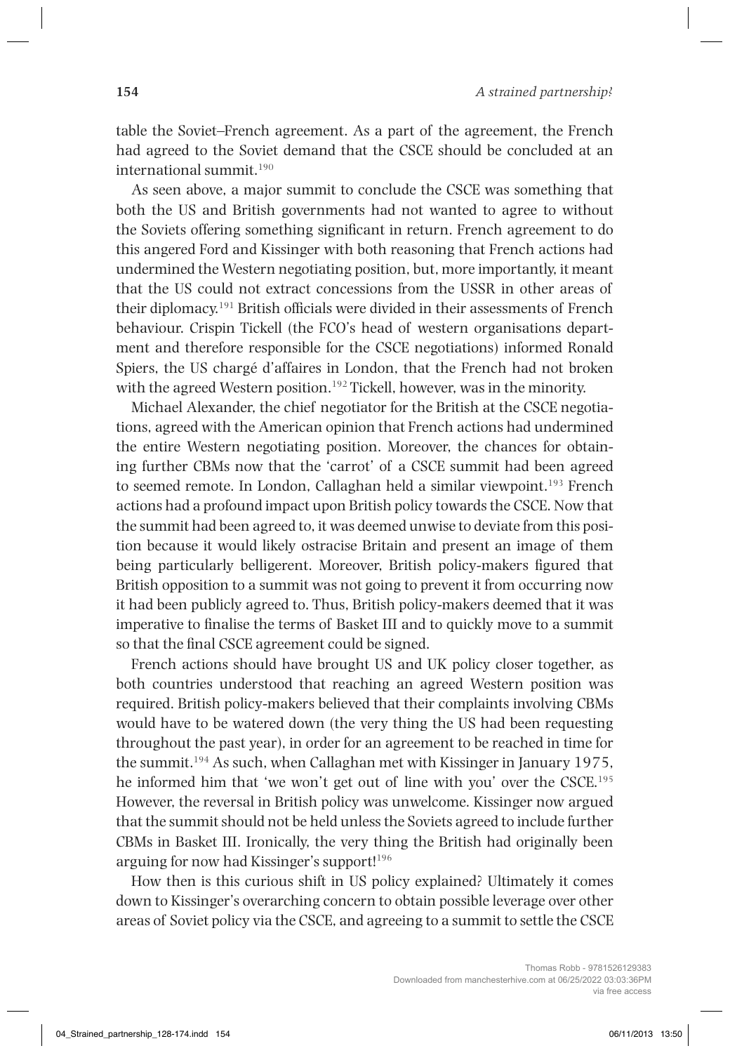table the Soviet–French agreement. As a part of the agreement, the French had agreed to the Soviet demand that the CSCE should be concluded at an international summit.[190]

As seen above, a major summit to conclude the CSCE was something that both the US and British governments had not wanted to agree to without the Soviets offering something significant in return. French agreement to do this angered Ford and Kissinger with both reasoning that French actions had undermined the Western negotiating position, but, more importantly, it meant that the US could not extract concessions from the USSR in other areas of their diplomacy.[191] British officials were divided in their assessments of French behaviour. Crispin Tickell (the FCO's head of western organisations department and therefore responsible for the CSCE negotiations) informed Ronald Spiers, the US chargé d'affaires in London, that the French had not broken with the agreed Western position.[192] Tickell, however, was in the minority.

Michael Alexander, the chief negotiator for the British at the CSCE negotiations, agreed with the American opinion that French actions had undermined the entire Western negotiating position. Moreover, the chances for obtaining further CBMs now that the 'carrot' of a CSCE summit had been agreed to seemed remote. In London, Callaghan held a similar viewpoint.[193] French actions had a profound impact upon British policy towards the CSCE. Now that the summit had been agreed to, it was deemed unwise to deviate from this position because it would likely ostracise Britain and present an image of them being particularly belligerent. Moreover, British policy-makers figured that British opposition to a summit was not going to prevent it from occurring now it had been publicly agreed to. Thus, British policy-makers deemed that it was imperative to finalise the terms of Basket III and to quickly move to a summit so that the final CSCE agreement could be signed.

French actions should have brought US and UK policy closer together, as both countries understood that reaching an agreed Western position was required. British policy-makers believed that their complaints involving CBMs would have to be watered down (the very thing the US had been requesting throughout the past year), in order for an agreement to be reached in time for the summit.[194] As such, when Callaghan met with Kissinger in January 1975, he informed him that 'we won't get out of line with you' over the CSCE.[195] However, the reversal in British policy was unwelcome. Kissinger now argued that the summit should not be held unless the Soviets agreed to include further CBMs in Basket III. Ironically, the very thing the British had originally been arguing for now had Kissinger's support![196]

How then is this curious shift in US policy explained? Ultimately it comes down to Kissinger's overarching concern to obtain possible leverage over other areas of Soviet policy via the CSCE, and agreeing to a summit to settle the CSCE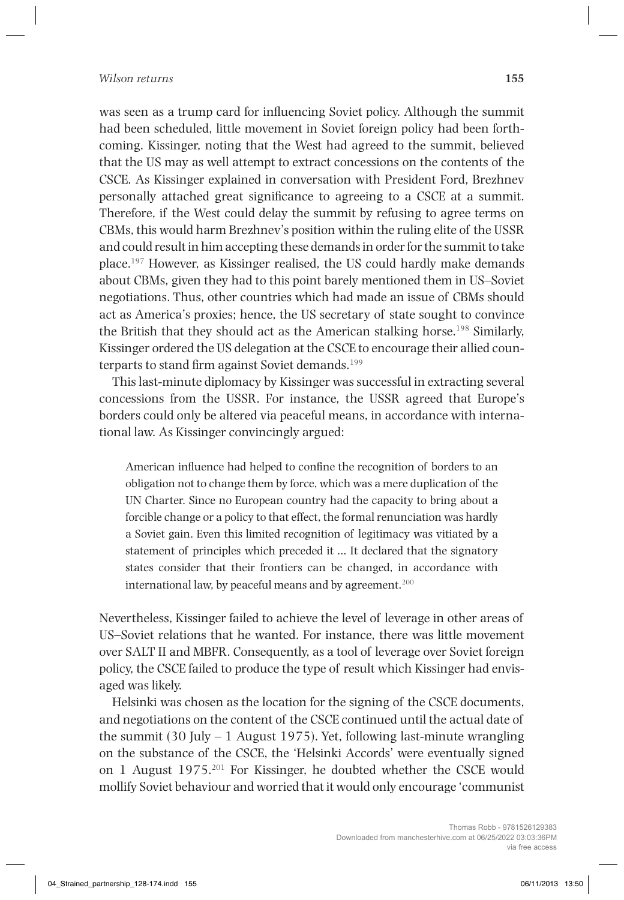was seen as a trump card for influencing Soviet policy. Although the summit had been scheduled, little movement in Soviet foreign policy had been forthcoming. Kissinger, noting that the West had agreed to the summit, believed that the US may as well attempt to extract concessions on the contents of the CSCE. As Kissinger explained in conversation with President Ford, Brezhnev personally attached great significance to agreeing to a CSCE at a summit. Therefore, if the West could delay the summit by refusing to agree terms on CBMs, this would harm Brezhnev's position within the ruling elite of the USSR and could result in him accepting these demands in order for the summit to take place.[197] However, as Kissinger realised, the US could hardly make demands about CBMs, given they had to this point barely mentioned them in US–Soviet negotiations. Thus, other countries which had made an issue of CBMs should act as America's proxies; hence, the US secretary of state sought to convince the British that they should act as the American stalking horse.[198] Similarly, Kissinger ordered the US delegation at the CSCE to encourage their allied counterparts to stand firm against Soviet demands.[199]

This last-minute diplomacy by Kissinger was successful in extracting several concessions from the USSR. For instance, the USSR agreed that Europe's borders could only be altered via peaceful means, in accordance with international law. As Kissinger convincingly argued:

> American influence had helped to confine the recognition of borders to an obligation not to change them by force, which was a mere duplication of the UN Charter. Since no European country had the capacity to bring about a forcible change or a policy to that effect, the formal renunciation was hardly a Soviet gain. Even this limited recognition of legitimacy was vitiated by a statement of principles which preceded it … It declared that the signatory states consider that their frontiers can be changed, in accordance with international law, by peaceful means and by agreement.[200]

Nevertheless, Kissinger failed to achieve the level of leverage in other areas of US–Soviet relations that he wanted. For instance, there was little movement over SALT II and MBFR. Consequently, as a tool of leverage over Soviet foreign policy, the CSCE failed to produce the type of result which Kissinger had envisaged was likely.

Helsinki was chosen as the location for the signing of the CSCE documents, and negotiations on the content of the CSCE continued until the actual date of the summit (30 July – 1 August 1975). Yet, following last-minute wrangling on the substance of the CSCE, the 'Helsinki Accords' were eventually signed on 1 August 1975.[201] For Kissinger, he doubted whether the CSCE would mollify Soviet behaviour and worried that it would only encourage 'communist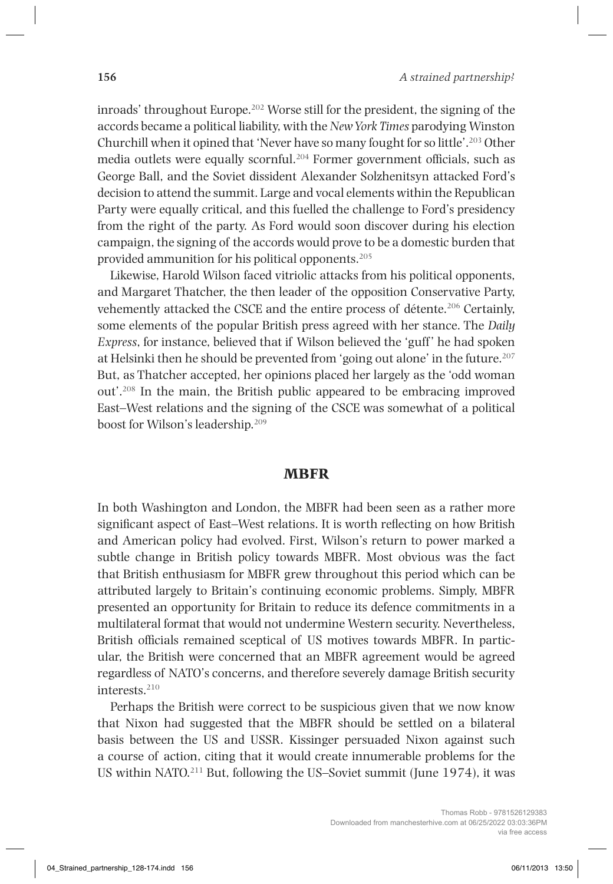inroads' throughout Europe.[202] Worse still for the president, the signing of the accords became a political liability, with the *New York Times* parodying Winston Churchill when it opined that 'Never have so many fought for so little'.[203] Other media outlets were equally scornful.[204] Former government officials, such as George Ball, and the Soviet dissident Alexander Solzhenitsyn attacked Ford's decision to attend the summit. Large and vocal elements within the Republican Party were equally critical, and this fuelled the challenge to Ford's presidency from the right of the party. As Ford would soon discover during his election campaign, the signing of the accords would prove to be a domestic burden that provided ammunition for his political opponents.[205]

Likewise, Harold Wilson faced vitriolic attacks from his political opponents, and Margaret Thatcher, the then leader of the opposition Conservative Party, vehemently attacked the CSCE and the entire process of détente.[206] Certainly, some elements of the popular British press agreed with her stance. The *Daily Express*, for instance, believed that if Wilson believed the 'guff' he had spoken at Helsinki then he should be prevented from 'going out alone' in the future.[207] But, as Thatcher accepted, her opinions placed her largely as the 'odd woman out'.[208] In the main, the British public appeared to be embracing improved East–West relations and the signing of the CSCE was somewhat of a political boost for Wilson's leadership.[209]

## MBFR

In both Washington and London, the MBFR had been seen as a rather more significant aspect of East–West relations. It is worth reflecting on how British and American policy had evolved. First, Wilson's return to power marked a subtle change in British policy towards MBFR. Most obvious was the fact that British enthusiasm for MBFR grew throughout this period which can be attributed largely to Britain's continuing economic problems. Simply, MBFR presented an opportunity for Britain to reduce its defence commitments in a multilateral format that would not undermine Western security. Nevertheless, British officials remained sceptical of US motives towards MBFR. In particular, the British were concerned that an MBFR agreement would be agreed regardless of NATO's concerns, and therefore severely damage British security interests.[210]

Perhaps the British were correct to be suspicious given that we now know that Nixon had suggested that the MBFR should be settled on a bilateral basis between the US and USSR. Kissinger persuaded Nixon against such a course of action, citing that it would create innumerable problems for the US within NATO.[211] But, following the US–Soviet summit (June 1974), it was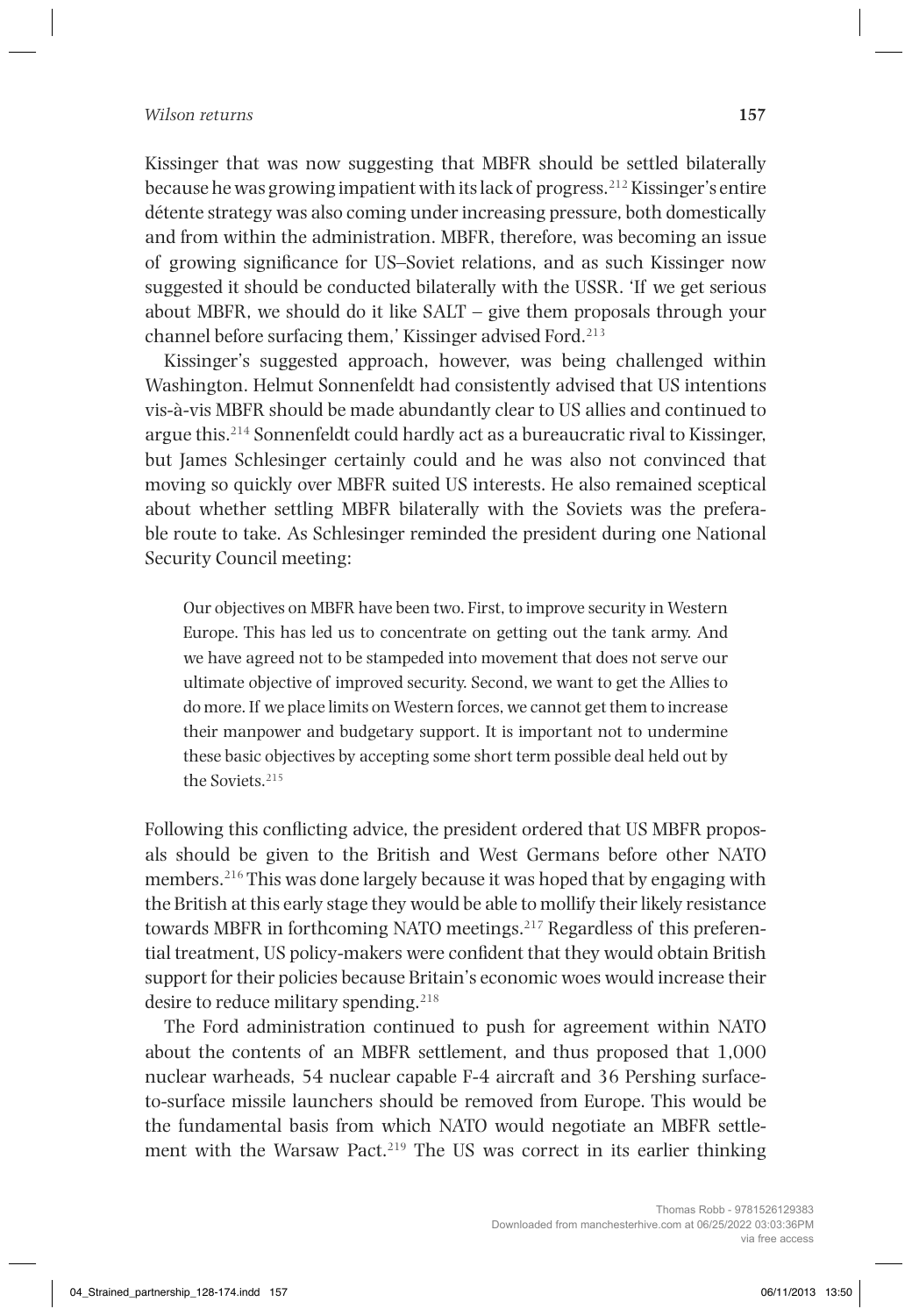Kissinger that was now suggesting that MBFR should be settled bilaterally because he was growing impatient with its lack of progress.[212] Kissinger's entire détente strategy was also coming under increasing pressure, both domestically and from within the administration. MBFR, therefore, was becoming an issue of growing significance for US–Soviet relations, and as such Kissinger now suggested it should be conducted bilaterally with the USSR. 'If we get serious about MBFR, we should do it like SALT – give them proposals through your channel before surfacing them,' Kissinger advised Ford.[213]

Kissinger's suggested approach, however, was being challenged within Washington. Helmut Sonnenfeldt had consistently advised that US intentions vis-à-vis MBFR should be made abundantly clear to US allies and continued to argue this.[214] Sonnenfeldt could hardly act as a bureaucratic rival to Kissinger, but James Schlesinger certainly could and he was also not convinced that moving so quickly over MBFR suited US interests. He also remained sceptical about whether settling MBFR bilaterally with the Soviets was the preferable route to take. As Schlesinger reminded the president during one National Security Council meeting:

> Our objectives on MBFR have been two. First, to improve security in Western Europe. This has led us to concentrate on getting out the tank army. And we have agreed not to be stampeded into movement that does not serve our ultimate objective of improved security. Second, we want to get the Allies to do more. If we place limits on Western forces, we cannot get them to increase their manpower and budgetary support. It is important not to undermine these basic objectives by accepting some short term possible deal held out by the Soviets.[215]

Following this conflicting advice, the president ordered that US MBFR proposals should be given to the British and West Germans before other NATO members.[216] This was done largely because it was hoped that by engaging with the British at this early stage they would be able to mollify their likely resistance towards MBFR in forthcoming NATO meetings.[217] Regardless of this preferential treatment, US policy-makers were confident that they would obtain British support for their policies because Britain's economic woes would increase their desire to reduce military spending.[218]

The Ford administration continued to push for agreement within NATO about the contents of an MBFR settlement, and thus proposed that 1,000 nuclear warheads, 54 nuclear capable F-4 aircraft and 36 Pershing surface-to-surface missile launchers should be removed from Europe. This would be the fundamental basis from which NATO would negotiate an MBFR settlement with the Warsaw Pact.[219] The US was correct in its earlier thinking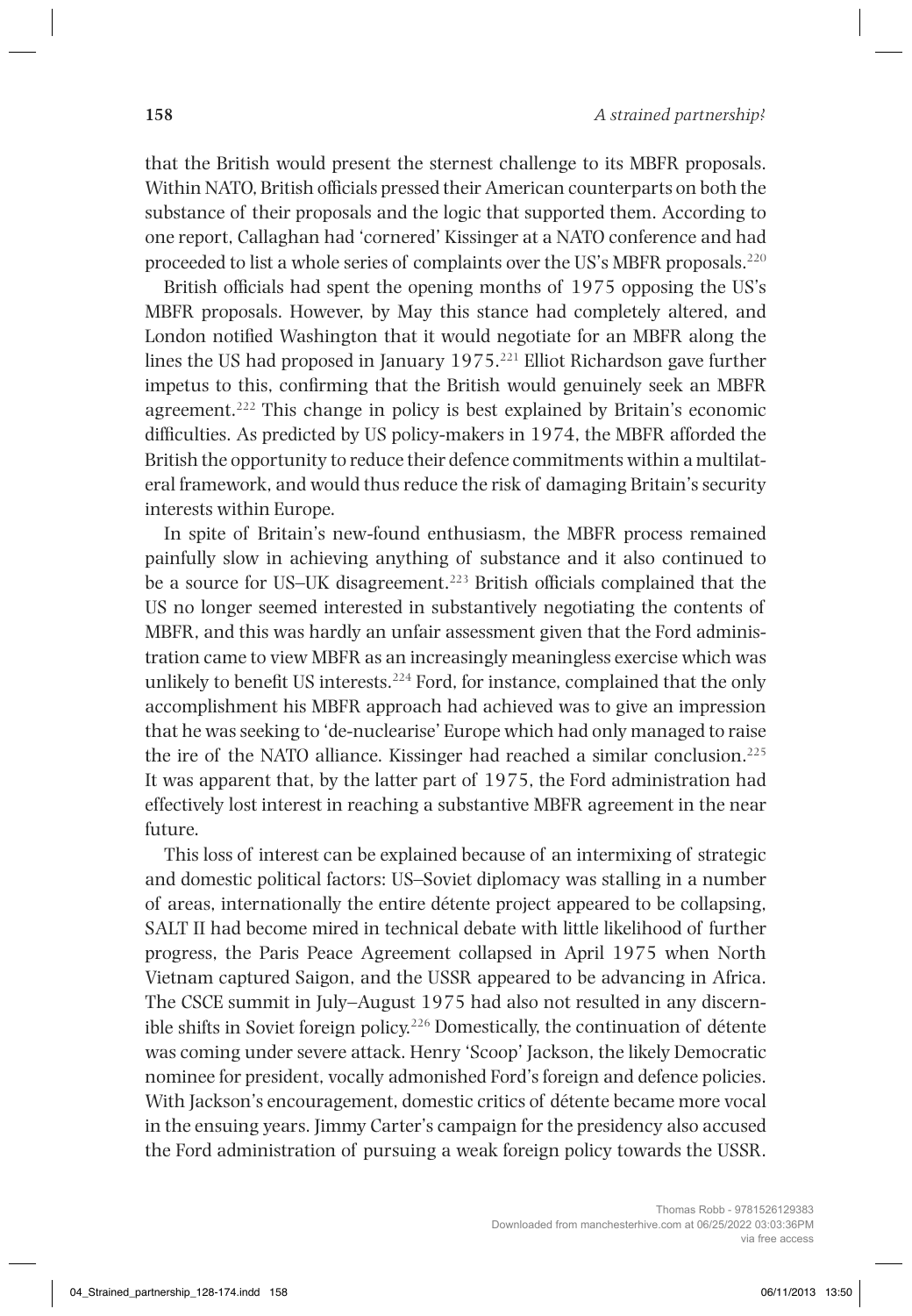that the British would present the sternest challenge to its MBFR proposals. Within NATO, British officials pressed their American counterparts on both the substance of their proposals and the logic that supported them. According to one report, Callaghan had 'cornered' Kissinger at a NATO conference and had proceeded to list a whole series of complaints over the US's MBFR proposals.[220]

British officials had spent the opening months of 1975 opposing the US's MBFR proposals. However, by May this stance had completely altered, and London notified Washington that it would negotiate for an MBFR along the lines the US had proposed in January 1975.[221] Elliot Richardson gave further impetus to this, confirming that the British would genuinely seek an MBFR agreement.[222] This change in policy is best explained by Britain's economic difficulties. As predicted by US policy-makers in 1974, the MBFR afforded the British the opportunity to reduce their defence commitments within a multilateral framework, and would thus reduce the risk of damaging Britain's security interests within Europe.

In spite of Britain's new-found enthusiasm, the MBFR process remained painfully slow in achieving anything of substance and it also continued to be a source for US–UK disagreement.[223] British officials complained that the US no longer seemed interested in substantively negotiating the contents of MBFR, and this was hardly an unfair assessment given that the Ford administration came to view MBFR as an increasingly meaningless exercise which was unlikely to benefit US interests.[224] Ford, for instance, complained that the only accomplishment his MBFR approach had achieved was to give an impression that he was seeking to 'de-nuclearise' Europe which had only managed to raise the ire of the NATO alliance. Kissinger had reached a similar conclusion.[225] It was apparent that, by the latter part of 1975, the Ford administration had effectively lost interest in reaching a substantive MBFR agreement in the near future.

This loss of interest can be explained because of an intermixing of strategic and domestic political factors: US–Soviet diplomacy was stalling in a number of areas, internationally the entire détente project appeared to be collapsing, SALT II had become mired in technical debate with little likelihood of further progress, the Paris Peace Agreement collapsed in April 1975 when North Vietnam captured Saigon, and the USSR appeared to be advancing in Africa. The CSCE summit in July–August 1975 had also not resulted in any discernible shifts in Soviet foreign policy.[226] Domestically, the continuation of détente was coming under severe attack. Henry 'Scoop' Jackson, the likely Democratic nominee for president, vocally admonished Ford's foreign and defence policies. With Jackson's encouragement, domestic critics of détente became more vocal in the ensuing years. Jimmy Carter's campaign for the presidency also accused the Ford administration of pursuing a weak foreign policy towards the USSR.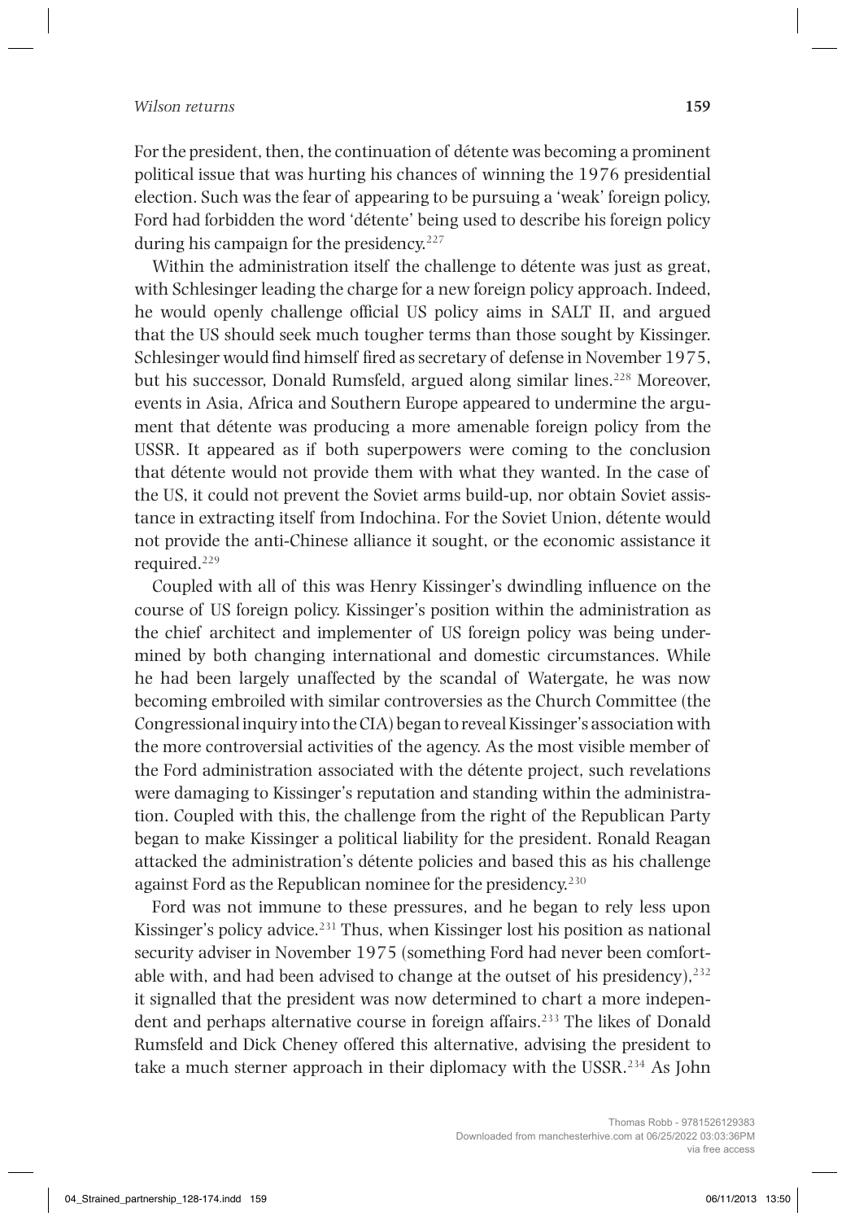For the president, then, the continuation of détente was becoming a prominent political issue that was hurting his chances of winning the 1976 presidential election. Such was the fear of appearing to be pursuing a 'weak' foreign policy, Ford had forbidden the word 'détente' being used to describe his foreign policy during his campaign for the presidency.[227]

Within the administration itself the challenge to détente was just as great, with Schlesinger leading the charge for a new foreign policy approach. Indeed, he would openly challenge official US policy aims in SALT II, and argued that the US should seek much tougher terms than those sought by Kissinger. Schlesinger would find himself fired as secretary of defense in November 1975, but his successor, Donald Rumsfeld, argued along similar lines.[228] Moreover, events in Asia, Africa and Southern Europe appeared to undermine the argument that détente was producing a more amenable foreign policy from the USSR. It appeared as if both superpowers were coming to the conclusion that détente would not provide them with what they wanted. In the case of the US, it could not prevent the Soviet arms build-up, nor obtain Soviet assistance in extracting itself from Indochina. For the Soviet Union, détente would not provide the anti-Chinese alliance it sought, or the economic assistance it required.[229]

Coupled with all of this was Henry Kissinger's dwindling influence on the course of US foreign policy. Kissinger's position within the administration as the chief architect and implementer of US foreign policy was being undermined by both changing international and domestic circumstances. While he had been largely unaffected by the scandal of Watergate, he was now becoming embroiled with similar controversies as the Church Committee (the Congressional inquiry into the CIA) began to reveal Kissinger's association with the more controversial activities of the agency. As the most visible member of the Ford administration associated with the détente project, such revelations were damaging to Kissinger's reputation and standing within the administration. Coupled with this, the challenge from the right of the Republican Party began to make Kissinger a political liability for the president. Ronald Reagan attacked the administration's détente policies and based this as his challenge against Ford as the Republican nominee for the presidency.[230]

Ford was not immune to these pressures, and he began to rely less upon Kissinger's policy advice.[231] Thus, when Kissinger lost his position as national security adviser in November 1975 (something Ford had never been comfortable with, and had been advised to change at the outset of his presidency),[232] it signalled that the president was now determined to chart a more independent and perhaps alternative course in foreign affairs.[233] The likes of Donald Rumsfeld and Dick Cheney offered this alternative, advising the president to take a much sterner approach in their diplomacy with the USSR.[234] As John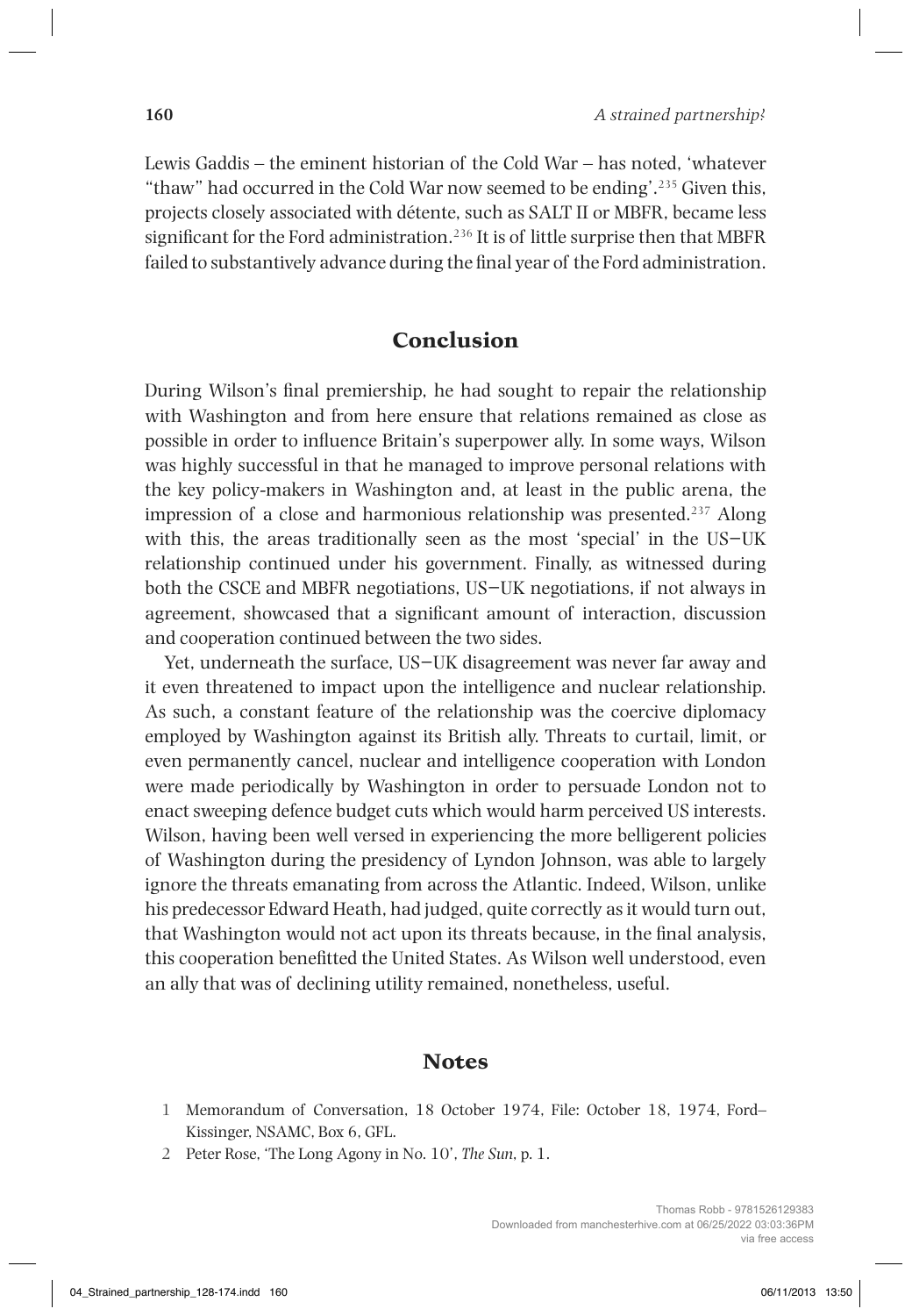Lewis Gaddis – the eminent historian of the Cold War – has noted, 'whatever "thaw" had occurred in the Cold War now seemed to be ending'.[235] Given this, projects closely associated with détente, such as SALT II or MBFR, became less significant for the Ford administration.[236] It is of little surprise then that MBFR failed to substantively advance during the final year of the Ford administration.

## Conclusion

During Wilson's final premiership, he had sought to repair the relationship with Washington and from here ensure that relations remained as close as possible in order to influence Britain's superpower ally. In some ways, Wilson was highly successful in that he managed to improve personal relations with the key policy-makers in Washington and, at least in the public arena, the impression of a close and harmonious relationship was presented.[237] Along with this, the areas traditionally seen as the most 'special' in the US–UK relationship continued under his government. Finally, as witnessed during both the CSCE and MBFR negotiations, US–UK negotiations, if not always in agreement, showcased that a significant amount of interaction, discussion and cooperation continued between the two sides.

Yet, underneath the surface, US–UK disagreement was never far away and it even threatened to impact upon the intelligence and nuclear relationship. As such, a constant feature of the relationship was the coercive diplomacy employed by Washington against its British ally. Threats to curtail, limit, or even permanently cancel, nuclear and intelligence cooperation with London were made periodically by Washington in order to persuade London not to enact sweeping defence budget cuts which would harm perceived US interests. Wilson, having been well versed in experiencing the more belligerent policies of Washington during the presidency of Lyndon Johnson, was able to largely ignore the threats emanating from across the Atlantic. Indeed, Wilson, unlike his predecessor Edward Heath, had judged, quite correctly as it would turn out, that Washington would not act upon its threats because, in the final analysis, this cooperation benefitted the United States. As Wilson well understood, even an ally that was of declining utility remained, nonetheless, useful.

## Notes

1 Memorandum of Conversation, 18 October 1974, File: October 18, 1974, Ford–Kissinger, NSAMC, Box 6, GFL.

2 Peter Rose, 'The Long Agony in No. 10', *The Sun*, p. 1.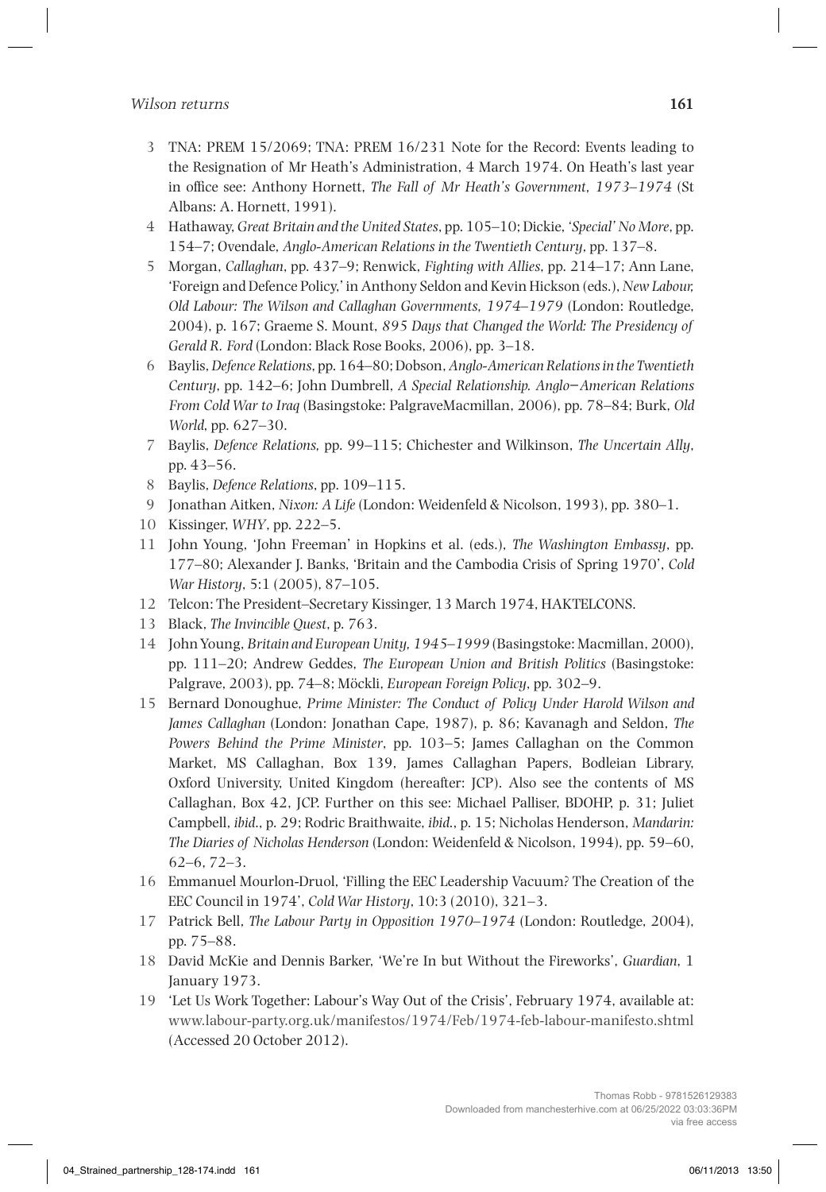3 TNA: PREM 15/2069; TNA: PREM 16/231 Note for the Record: Events leading to the Resignation of Mr Heath's Administration, 4 March 1974. On Heath's last year in office see: Anthony Hornett, *The Fall of Mr Heath's Government, 1973–1974* (St Albans: A. Hornett, 1991).

4 Hathaway, *Great Britain and the United States*, pp. 105–10; Dickie, *'Special' No More*, pp. 154–7; Ovendale, *Anglo-American Relations in the Twentieth Century*, pp. 137–8.

5 Morgan, *Callaghan*, pp. 437–9; Renwick, *Fighting with Allies*, pp. 214–17; Ann Lane, 'Foreign and Defence Policy,' in Anthony Seldon and Kevin Hickson (eds.), *New Labour, Old Labour: The Wilson and Callaghan Governments, 1974–1979* (London: Routledge, 2004), p. 167; Graeme S. Mount, *895 Days that Changed the World: The Presidency of Gerald R. Ford* (London: Black Rose Books, 2006), pp. 3–18.

6 Baylis, *Defence Relations*, pp. 164–80; Dobson, *Anglo-American Relations in the Twentieth Century*, pp. 142–6; John Dumbrell, *A Special Relationship. Anglo–American Relations From Cold War to Iraq* (Basingstoke: PalgraveMacmillan, 2006), pp. 78–84; Burk, *Old World*, pp. 627–30.

7 Baylis, *Defence Relations*, pp. 99–115; Chichester and Wilkinson, *The Uncertain Ally*, pp. 43–56.

8 Baylis, *Defence Relations*, pp. 109–115.

9 Jonathan Aitken, *Nixon: A Life* (London: Weidenfeld & Nicolson, 1993), pp. 380–1.

10 Kissinger, *WHY*, pp. 222–5.

11 John Young, 'John Freeman' in Hopkins et al. (eds.), *The Washington Embassy*, pp. 177–80; Alexander J. Banks, 'Britain and the Cambodia Crisis of Spring 1970', *Cold War History*, 5:1 (2005), 87–105.

12 Telcon: The President–Secretary Kissinger, 13 March 1974, HAKTELCONS.

13 Black, *The Invincible Quest*, p. 763.

14 John Young, *Britain and European Unity, 1945–1999* (Basingstoke: Macmillan, 2000), pp. 111–20; Andrew Geddes, *The European Union and British Politics* (Basingstoke: Palgrave, 2003), pp. 74–8; Möckli, *European Foreign Policy*, pp. 302–9.

15 Bernard Donoughue, *Prime Minister: The Conduct of Policy Under Harold Wilson and James Callaghan* (London: Jonathan Cape, 1987), p. 86; Kavanagh and Seldon, *The Powers Behind the Prime Minister*, pp. 103–5; James Callaghan on the Common Market, MS Callaghan, Box 139, James Callaghan Papers, Bodleian Library, Oxford University, United Kingdom (hereafter: JCP). Also see the contents of MS Callaghan, Box 42, JCP. Further on this see: Michael Palliser, BDOHP, p. 31; Juliet Campbell, *ibid.*, p. 29; Rodric Braithwaite, *ibid.*, p. 15; Nicholas Henderson, *Mandarin: The Diaries of Nicholas Henderson* (London: Weidenfeld & Nicolson, 1994), pp. 59–60, 62–6, 72–3.

16 Emmanuel Mourlon-Druol, 'Filling the EEC Leadership Vacuum? The Creation of the EEC Council in 1974', *Cold War History*, 10:3 (2010), 321–3.

17 Patrick Bell, *The Labour Party in Opposition 1970–1974* (London: Routledge, 2004), pp. 75–88.

18 David McKie and Dennis Barker, 'We're In but Without the Fireworks', *Guardian*, 1 January 1973.

19 'Let Us Work Together: Labour's Way Out of the Crisis', February 1974, available at: www.labour-party.org.uk/manifestos/1974/Feb/1974-feb-labour-manifesto.shtml (Accessed 20 October 2012).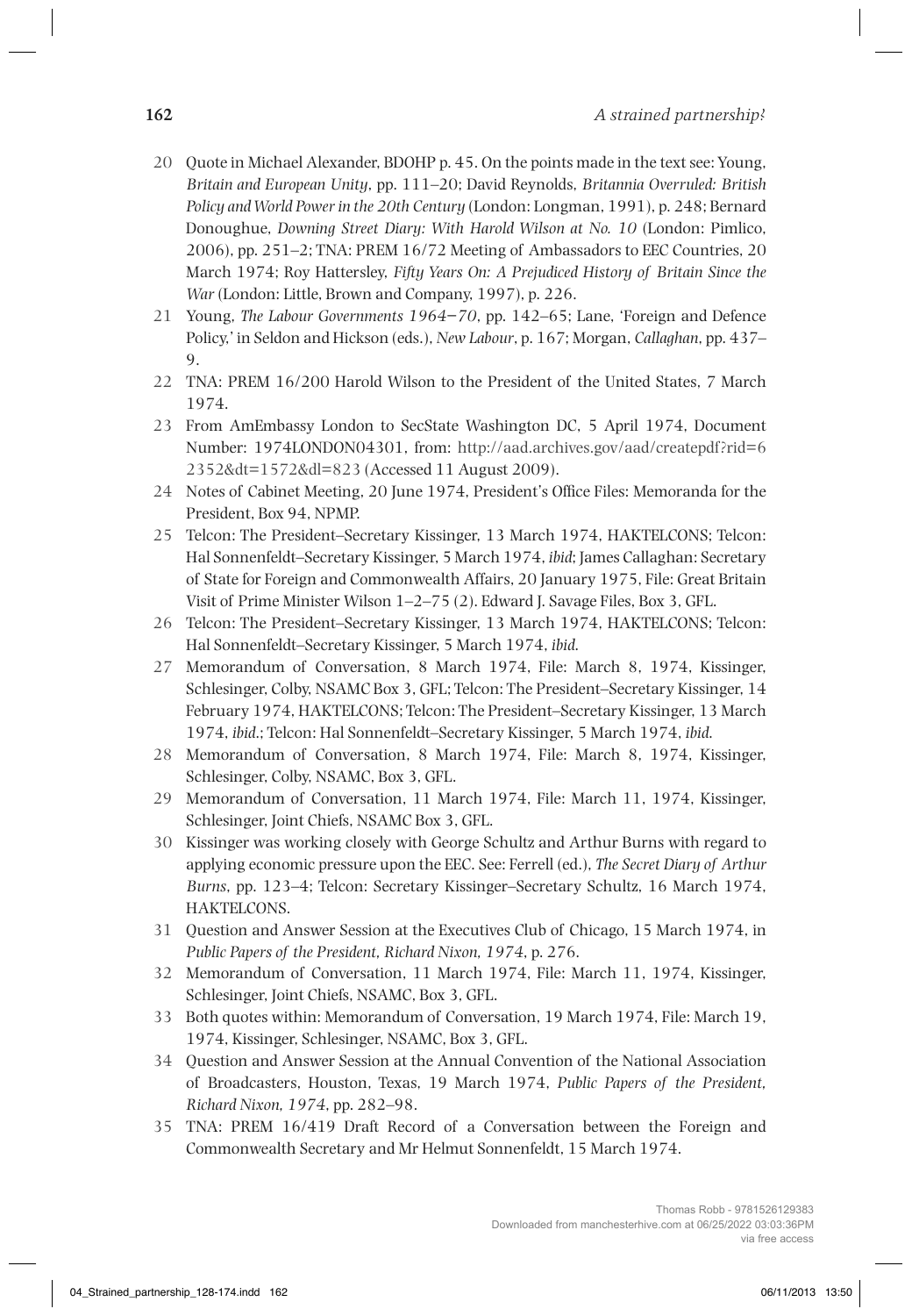20 Quote in Michael Alexander, BDOHP p. 45. On the points made in the text see: Young, *Britain and European Unity*, pp. 111–20; David Reynolds, *Britannia Overruled: British Policy and World Power in the 20th Century* (London: Longman, 1991), p. 248; Bernard Donoughue, *Downing Street Diary: With Harold Wilson at No. 10* (London: Pimlico, 2006), pp. 251–2; TNA: PREM 16/72 Meeting of Ambassadors to EEC Countries, 20 March 1974; Roy Hattersley, *Fifty Years On: A Prejudiced History of Britain Since the War* (London: Little, Brown and Company, 1997), p. 226.

21 Young, *The Labour Governments 1964–70*, pp. 142–65; Lane, 'Foreign and Defence Policy,' in Seldon and Hickson (eds.), *New Labour*, p. 167; Morgan, *Callaghan*, pp. 437–9.

22 TNA: PREM 16/200 Harold Wilson to the President of the United States, 7 March 1974.

23 From AmEmbassy London to SecState Washington DC, 5 April 1974, Document Number: 1974LONDON04301, from: http://aad.archives.gov/aad/createpdf?rid=62352&dt=1572&dl=823 (Accessed 11 August 2009).

24 Notes of Cabinet Meeting, 20 June 1974, President's Office Files: Memoranda for the President, Box 94, NPMP.

25 Telcon: The President–Secretary Kissinger, 13 March 1974, HAKTELCONS; Telcon: Hal Sonnenfeldt–Secretary Kissinger, 5 March 1974, *ibid*; James Callaghan: Secretary of State for Foreign and Commonwealth Affairs, 20 January 1975, File: Great Britain Visit of Prime Minister Wilson 1–2–75 (2). Edward J. Savage Files, Box 3, GFL.

26 Telcon: The President–Secretary Kissinger, 13 March 1974, HAKTELCONS; Telcon: Hal Sonnenfeldt–Secretary Kissinger, 5 March 1974, *ibid*.

27 Memorandum of Conversation, 8 March 1974, File: March 8, 1974, Kissinger, Schlesinger, Colby, NSAMC Box 3, GFL; Telcon: The President–Secretary Kissinger, 14 February 1974, HAKTELCONS; Telcon: The President–Secretary Kissinger, 13 March 1974, *ibid*.; Telcon: Hal Sonnenfeldt–Secretary Kissinger, 5 March 1974, *ibid*.

28 Memorandum of Conversation, 8 March 1974, File: March 8, 1974, Kissinger, Schlesinger, Colby, NSAMC, Box 3, GFL.

29 Memorandum of Conversation, 11 March 1974, File: March 11, 1974, Kissinger, Schlesinger, Joint Chiefs, NSAMC Box 3, GFL.

30 Kissinger was working closely with George Schultz and Arthur Burns with regard to applying economic pressure upon the EEC. See: Ferrell (ed.), *The Secret Diary of Arthur Burns*, pp. 123–4; Telcon: Secretary Kissinger–Secretary Schultz, 16 March 1974, HAKTELCONS.

31 Question and Answer Session at the Executives Club of Chicago, 15 March 1974, in *Public Papers of the President, Richard Nixon, 1974*, p. 276.

32 Memorandum of Conversation, 11 March 1974, File: March 11, 1974, Kissinger, Schlesinger, Joint Chiefs, NSAMC, Box 3, GFL.

33 Both quotes within: Memorandum of Conversation, 19 March 1974, File: March 19, 1974, Kissinger, Schlesinger, NSAMC, Box 3, GFL.

34 Question and Answer Session at the Annual Convention of the National Association of Broadcasters, Houston, Texas, 19 March 1974, *Public Papers of the President, Richard Nixon, 1974*, pp. 282–98.

35 TNA: PREM 16/419 Draft Record of a Conversation between the Foreign and Commonwealth Secretary and Mr Helmut Sonnenfeldt, 15 March 1974.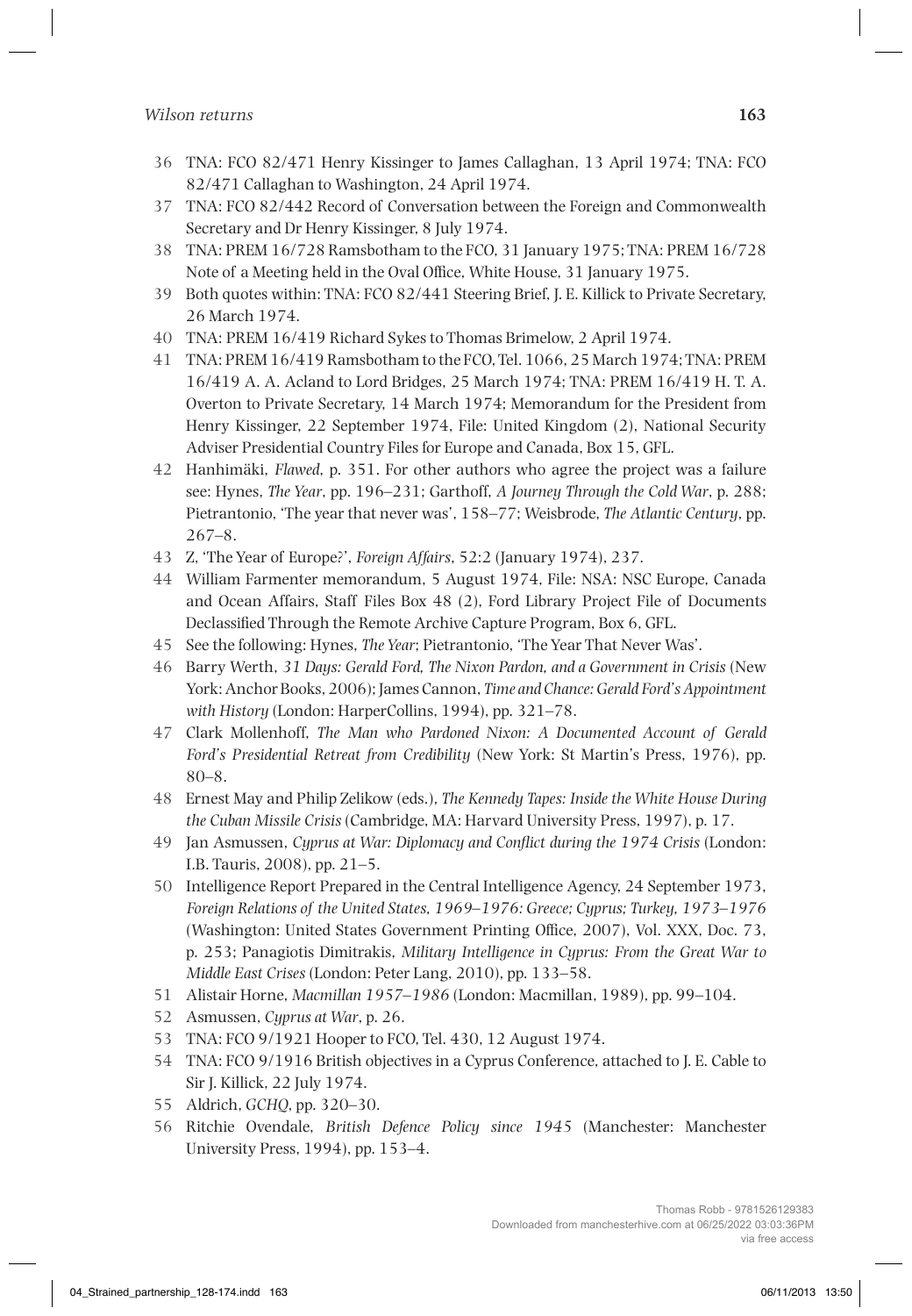36 TNA: FCO 82/471 Henry Kissinger to James Callaghan, 13 April 1974; TNA: FCO 82/471 Callaghan to Washington, 24 April 1974.

37 TNA: FCO 82/442 Record of Conversation between the Foreign and Commonwealth Secretary and Dr Henry Kissinger, 8 July 1974.

38 TNA: PREM 16/728 Ramsbotham to the FCO, 31 January 1975; TNA: PREM 16/728 Note of a Meeting held in the Oval Office, White House, 31 January 1975.

39 Both quotes within: TNA: FCO 82/441 Steering Brief, J. E. Killick to Private Secretary, 26 March 1974.

40 TNA: PREM 16/419 Richard Sykes to Thomas Brimelow, 2 April 1974.

41 TNA: PREM 16/419 Ramsbotham to the FCO, Tel. 1066, 25 March 1974; TNA: PREM 16/419 A. A. Acland to Lord Bridges, 25 March 1974; TNA: PREM 16/419 H. T. A. Overton to Private Secretary, 14 March 1974; Memorandum for the President from Henry Kissinger, 22 September 1974, File: United Kingdom (2), National Security Adviser Presidential Country Files for Europe and Canada, Box 15, GFL.

42 Hanhimäki, *Flawed*, p. 351. For other authors who agree the project was a failure see: Hynes, *The Year*, pp. 196–231; Garthoff, *A Journey Through the Cold War*, p. 288; Pietrantonio, 'The year that never was', 158–77; Weisbrode, *The Atlantic Century*, pp. 267–8.

43 Z, 'The Year of Europe?', *Foreign Affairs*, 52:2 (January 1974), 237.

44 William Farmenter memorandum, 5 August 1974, File: NSA: NSC Europe, Canada and Ocean Affairs, Staff Files Box 48 (2), Ford Library Project File of Documents Declassified Through the Remote Archive Capture Program, Box 6, GFL.

45 See the following: Hynes, *The Year*; Pietrantonio, 'The Year That Never Was'.

46 Barry Werth, *31 Days: Gerald Ford, The Nixon Pardon, and a Government in Crisis* (New York: Anchor Books, 2006); James Cannon, *Time and Chance: Gerald Ford's Appointment with History* (London: HarperCollins, 1994), pp. 321–78.

47 Clark Mollenhoff, *The Man who Pardoned Nixon: A Documented Account of Gerald Ford's Presidential Retreat from Credibility* (New York: St Martin's Press, 1976), pp. 80–8.

48 Ernest May and Philip Zelikow (eds.), *The Kennedy Tapes: Inside the White House During the Cuban Missile Crisis* (Cambridge, MA: Harvard University Press, 1997), p. 17.

49 Jan Asmussen, *Cyprus at War: Diplomacy and Conflict during the 1974 Crisis* (London: I.B. Tauris, 2008), pp. 21–5.

50 Intelligence Report Prepared in the Central Intelligence Agency, 24 September 1973, *Foreign Relations of the United States, 1969–1976: Greece; Cyprus; Turkey, 1973–1976* (Washington: United States Government Printing Office, 2007), Vol. XXX, Doc. 73, p. 253; Panagiotis Dimitrakis, *Military Intelligence in Cyprus: From the Great War to Middle East Crises* (London: Peter Lang, 2010), pp. 133–58.

51 Alistair Horne, *Macmillan 1957–1986* (London: Macmillan, 1989), pp. 99–104.

52 Asmussen, *Cyprus at War*, p. 26.

53 TNA: FCO 9/1921 Hooper to FCO, Tel. 430, 12 August 1974.

54 TNA: FCO 9/1916 British objectives in a Cyprus Conference, attached to J. E. Cable to Sir J. Killick, 22 July 1974.

55 Aldrich, *GCHQ*, pp. 320–30.

56 Ritchie Ovendale, *British Defence Policy since 1945* (Manchester: Manchester University Press, 1994), pp. 153–4.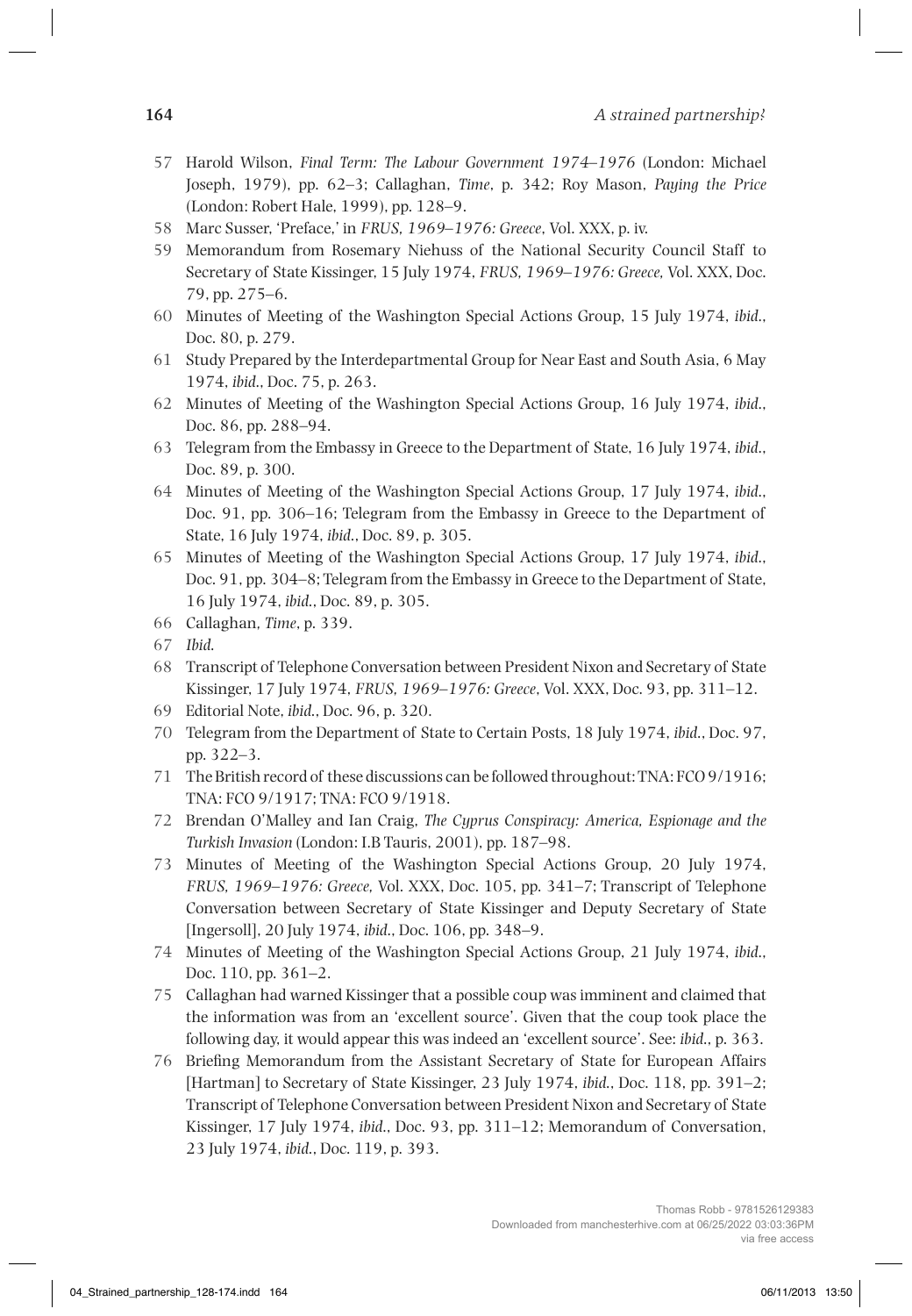57 Harold Wilson, *Final Term: The Labour Government 1974–1976* (London: Michael Joseph, 1979), pp. 62–3; Callaghan, *Time*, p. 342; Roy Mason, *Paying the Price* (London: Robert Hale, 1999), pp. 128–9.

58 Marc Susser, 'Preface,' in *FRUS, 1969–1976: Greece*, Vol. XXX, p. iv.

59 Memorandum from Rosemary Niehuss of the National Security Council Staff to Secretary of State Kissinger, 15 July 1974, *FRUS, 1969–1976: Greece,* Vol. XXX, Doc. 79, pp. 275–6.

60 Minutes of Meeting of the Washington Special Actions Group, 15 July 1974, *ibid.*, Doc. 80, p. 279.

61 Study Prepared by the Interdepartmental Group for Near East and South Asia, 6 May 1974, *ibid.*, Doc. 75, p. 263.

62 Minutes of Meeting of the Washington Special Actions Group, 16 July 1974, *ibid.*, Doc. 86, pp. 288–94.

63 Telegram from the Embassy in Greece to the Department of State, 16 July 1974, *ibid.*, Doc. 89, p. 300.

64 Minutes of Meeting of the Washington Special Actions Group, 17 July 1974, *ibid.*, Doc. 91, pp. 306–16; Telegram from the Embassy in Greece to the Department of State, 16 July 1974, *ibid.*, Doc. 89, p. 305.

65 Minutes of Meeting of the Washington Special Actions Group, 17 July 1974, *ibid.*, Doc. 91, pp. 304–8; Telegram from the Embassy in Greece to the Department of State, 16 July 1974, *ibid.*, Doc. 89, p. 305.

66 Callaghan, *Time*, p. 339.

67 *Ibid.*

68 Transcript of Telephone Conversation between President Nixon and Secretary of State Kissinger, 17 July 1974, *FRUS, 1969–1976: Greece*, Vol. XXX, Doc. 93, pp. 311–12.

69 Editorial Note, *ibid.*, Doc. 96, p. 320.

70 Telegram from the Department of State to Certain Posts, 18 July 1974, *ibid.*, Doc. 97, pp. 322–3.

71 The British record of these discussions can be followed throughout: TNA: FCO 9/1916; TNA: FCO 9/1917; TNA: FCO 9/1918.

72 Brendan O'Malley and Ian Craig, *The Cyprus Conspiracy: America, Espionage and the Turkish Invasion* (London: I.B Tauris, 2001), pp. 187–98.

73 Minutes of Meeting of the Washington Special Actions Group, 20 July 1974, *FRUS, 1969–1976: Greece,* Vol. XXX, Doc. 105, pp. 341–7; Transcript of Telephone Conversation between Secretary of State Kissinger and Deputy Secretary of State [Ingersoll], 20 July 1974, *ibid.*, Doc. 106, pp. 348–9.

74 Minutes of Meeting of the Washington Special Actions Group, 21 July 1974, *ibid.*, Doc. 110, pp. 361–2.

75 Callaghan had warned Kissinger that a possible coup was imminent and claimed that the information was from an 'excellent source'. Given that the coup took place the following day, it would appear this was indeed an 'excellent source'. See: *ibid.*, p. 363.

76 Briefing Memorandum from the Assistant Secretary of State for European Affairs [Hartman] to Secretary of State Kissinger, 23 July 1974, *ibid.*, Doc. 118, pp. 391–2; Transcript of Telephone Conversation between President Nixon and Secretary of State Kissinger, 17 July 1974, *ibid.*, Doc. 93, pp. 311–12; Memorandum of Conversation, 23 July 1974, *ibid.*, Doc. 119, p. 393.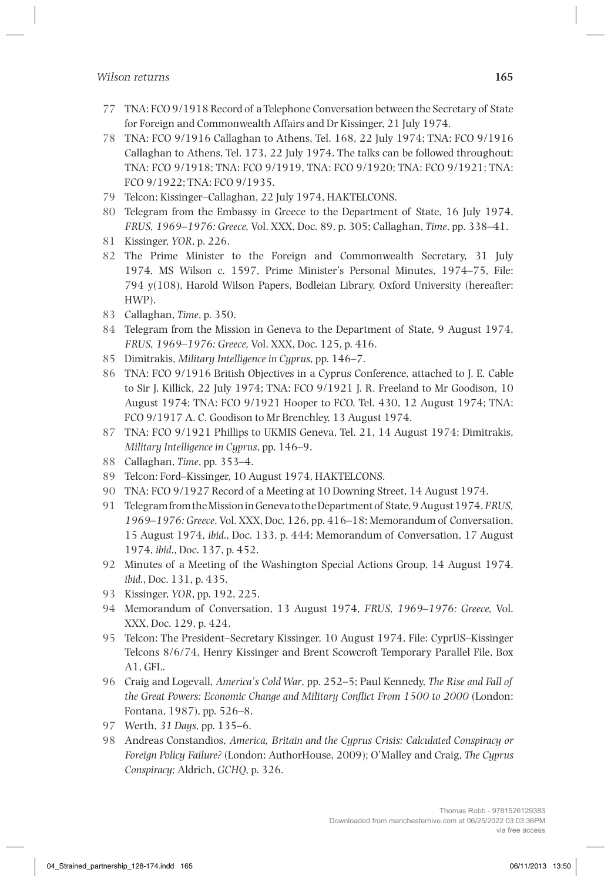77 TNA: FCO 9/1918 Record of a Telephone Conversation between the Secretary of State for Foreign and Commonwealth Affairs and Dr Kissinger, 21 July 1974.

78 TNA: FCO 9/1916 Callaghan to Athens, Tel. 168, 22 July 1974; TNA: FCO 9/1916 Callaghan to Athens, Tel. 173, 22 July 1974. The talks can be followed throughout: TNA: FCO 9/1918; TNA: FCO 9/1919, TNA: FCO 9/1920; TNA: FCO 9/1921; TNA: FCO 9/1922; TNA: FCO 9/1935.

79 Telcon: Kissinger–Callaghan, 22 July 1974, HAKTELCONS.

80 Telegram from the Embassy in Greece to the Department of State, 16 July 1974, *FRUS, 1969–1976: Greece,* Vol. XXX, Doc. 89, p. 305; Callaghan, *Time*, pp. 338–41.

81 Kissinger, *YOR*, p. 226.

82 The Prime Minister to the Foreign and Commonwealth Secretary, 31 July 1974, MS Wilson c. 1597, Prime Minister's Personal Minutes, 1974–75, File: 794 y(108), Harold Wilson Papers, Bodleian Library, Oxford University (hereafter: HWP).

83 Callaghan, *Time*, p. 350.

84 Telegram from the Mission in Geneva to the Department of State, 9 August 1974, *FRUS, 1969–1976: Greece,* Vol. XXX, Doc. 125, p. 416.

85 Dimitrakis, *Military Intelligence in Cyprus*, pp. 146–7.

86 TNA: FCO 9/1916 British Objectives in a Cyprus Conference, attached to J. E. Cable to Sir J. Killick, 22 July 1974; TNA: FCO 9/1921 J. R. Freeland to Mr Goodison, 10 August 1974; TNA: FCO 9/1921 Hooper to FCO, Tel. 430, 12 August 1974; TNA: FCO 9/1917 A. C. Goodison to Mr Brenchley, 13 August 1974.

87 TNA: FCO 9/1921 Phillips to UKMIS Geneva, Tel. 21, 14 August 1974; Dimitrakis, *Military Intelligence in Cyprus*, pp. 146–9.

88 Callaghan, *Time*, pp. 353–4.

89 Telcon: Ford–Kissinger, 10 August 1974, HAKTELCONS.

90 TNA: FCO 9/1927 Record of a Meeting at 10 Downing Street, 14 August 1974.

91 Telegram from the Mission in Geneva to the Department of State, 9 August 1974, *FRUS, 1969–1976: Greece*, Vol. XXX, Doc. 126, pp. 416–18; Memorandum of Conversation, 15 August 1974, *ibid.*, Doc. 133, p. 444; Memorandum of Conversation, 17 August 1974, *ibid.*, Doc. 137, p. 452.

92 Minutes of a Meeting of the Washington Special Actions Group, 14 August 1974, *ibid.*, Doc. 131, p. 435.

93 Kissinger, *YOR*, pp. 192, 225.

94 Memorandum of Conversation, 13 August 1974, *FRUS, 1969–1976: Greece,* Vol. XXX, Doc. 129, p. 424.

95 Telcon: The President–Secretary Kissinger, 10 August 1974, File: CyprUS–Kissinger Telcons 8/6/74, Henry Kissinger and Brent Scowcroft Temporary Parallel File, Box A1, GFL.

96 Craig and Logevall, *America's Cold War*, pp. 252–5; Paul Kennedy, *The Rise and Fall of the Great Powers: Economic Change and Military Conflict From 1500 to 2000* (London: Fontana, 1987), pp. 526–8.

97 Werth, *31 Days*, pp. 135–6.

98 Andreas Constandios, *America, Britain and the Cyprus Crisis: Calculated Conspiracy or Foreign Policy Failure?* (London: AuthorHouse, 2009); O'Malley and Craig, *The Cyprus Conspiracy;* Aldrich, *GCHQ*, p. 326.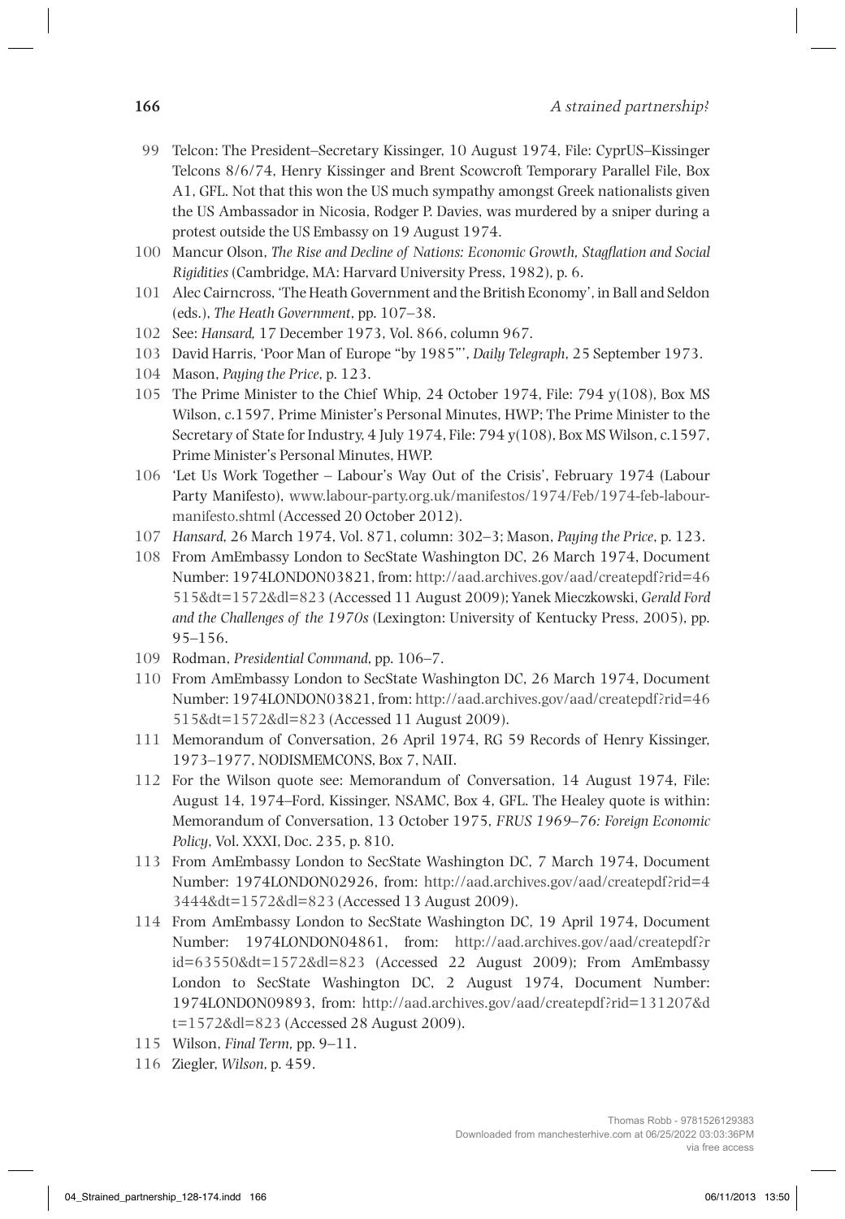99 Telcon: The President–Secretary Kissinger, 10 August 1974, File: CyprUS–Kissinger Telcons 8/6/74, Henry Kissinger and Brent Scowcroft Temporary Parallel File, Box A1, GFL. Not that this won the US much sympathy amongst Greek nationalists given the US Ambassador in Nicosia, Rodger P. Davies, was murdered by a sniper during a protest outside the US Embassy on 19 August 1974.

100 Mancur Olson, *The Rise and Decline of Nations: Economic Growth, Stagflation and Social Rigidities* (Cambridge, MA: Harvard University Press, 1982), p. 6.

101 Alec Cairncross, 'The Heath Government and the British Economy', in Ball and Seldon (eds.), *The Heath Government*, pp. 107–38.

102 See: *Hansard*, 17 December 1973, Vol. 866, column 967.

103 David Harris, 'Poor Man of Europe "by 1985"', *Daily Telegraph*, 25 September 1973.

104 Mason, *Paying the Price*, p. 123.

105 The Prime Minister to the Chief Whip, 24 October 1974, File: 794 y(108), Box MS Wilson, c.1597, Prime Minister's Personal Minutes, HWP; The Prime Minister to the Secretary of State for Industry, 4 July 1974, File: 794 y(108), Box MS Wilson, c.1597, Prime Minister's Personal Minutes, HWP.

106 'Let Us Work Together – Labour's Way Out of the Crisis', February 1974 (Labour Party Manifesto), www.labour-party.org.uk/manifestos/1974/Feb/1974-feb-labour-manifesto.shtml (Accessed 20 October 2012).

107 *Hansard*, 26 March 1974, Vol. 871, column: 302–3; Mason, *Paying the Price*, p. 123.

108 From AmEmbassy London to SecState Washington DC, 26 March 1974, Document Number: 1974LONDON03821, from: http://aad.archives.gov/aad/createpdf?rid=46515&dt=1572&dl=823 (Accessed 11 August 2009); Yanek Mieczkowski, *Gerald Ford and the Challenges of the 1970s* (Lexington: University of Kentucky Press, 2005), pp. 95–156.

109 Rodman, *Presidential Command*, pp. 106–7.

110 From AmEmbassy London to SecState Washington DC, 26 March 1974, Document Number: 1974LONDON03821, from: http://aad.archives.gov/aad/createpdf?rid=46515&dt=1572&dl=823 (Accessed 11 August 2009).

111 Memorandum of Conversation, 26 April 1974, RG 59 Records of Henry Kissinger, 1973–1977, NODISMEMCONS, Box 7, NAII.

112 For the Wilson quote see: Memorandum of Conversation, 14 August 1974, File: August 14, 1974–Ford, Kissinger, NSAMC, Box 4, GFL. The Healey quote is within: Memorandum of Conversation, 13 October 1975, *FRUS 1969–76: Foreign Economic Policy*, Vol. XXXI, Doc. 235, p. 810.

113 From AmEmbassy London to SecState Washington DC, 7 March 1974, Document Number: 1974LONDON02926, from: http://aad.archives.gov/aad/createpdf?rid=43444&dt=1572&dl=823 (Accessed 13 August 2009).

114 From AmEmbassy London to SecState Washington DC, 19 April 1974, Document Number: 1974LONDON04861, from: http://aad.archives.gov/aad/createpdf?rid=63550&dt=1572&dl=823 (Accessed 22 August 2009); From AmEmbassy London to SecState Washington DC, 2 August 1974, Document Number: 1974LONDON09893, from: http://aad.archives.gov/aad/createpdf?rid=131207&dt=1572&dl=823 (Accessed 28 August 2009).

115 Wilson, *Final Term*, pp. 9–11.

116 Ziegler, *Wilson*, p. 459.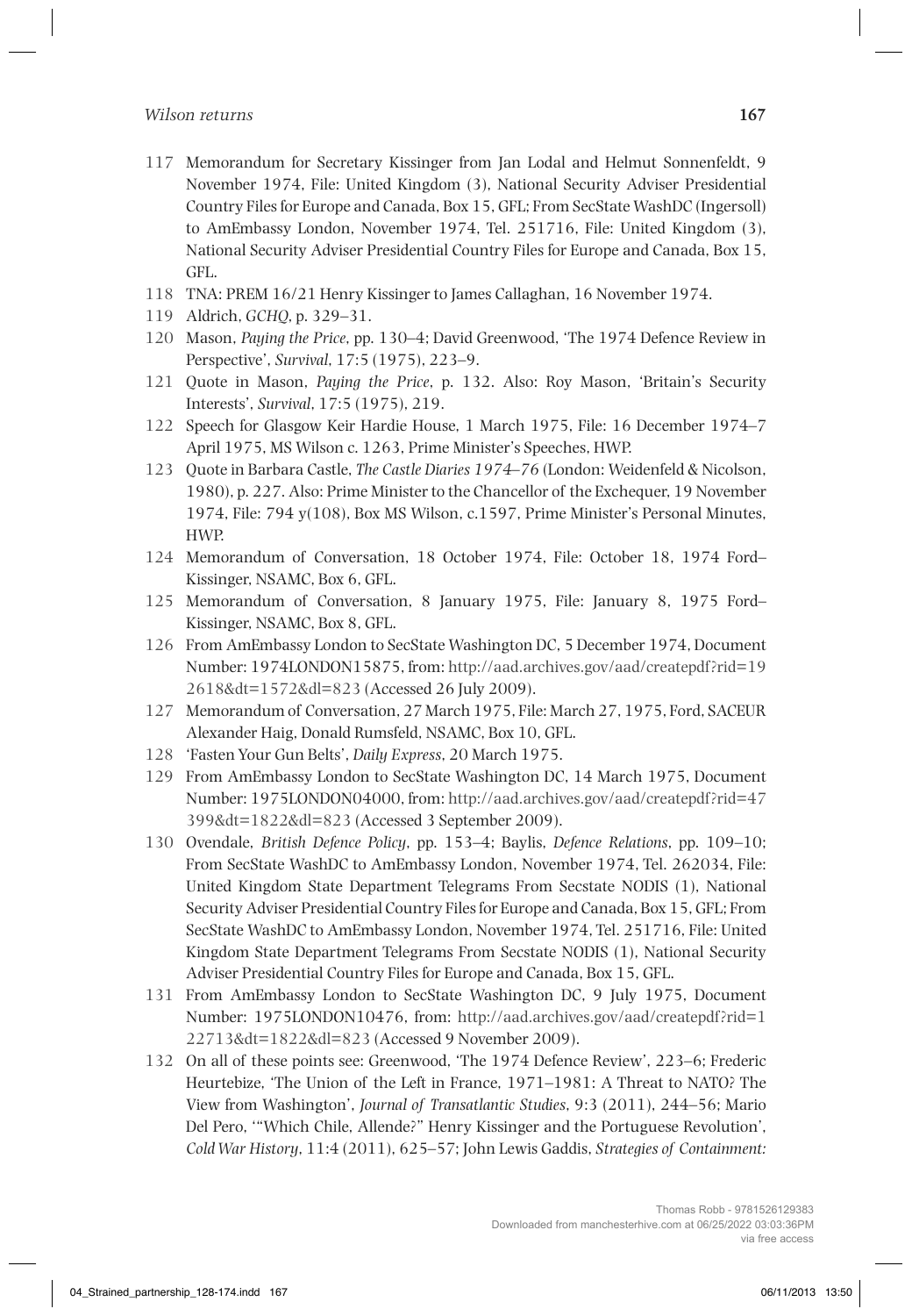117 Memorandum for Secretary Kissinger from Jan Lodal and Helmut Sonnenfeldt, 9 November 1974, File: United Kingdom (3), National Security Adviser Presidential Country Files for Europe and Canada, Box 15, GFL; From SecState WashDC (Ingersoll) to AmEmbassy London, November 1974, Tel. 251716, File: United Kingdom (3), National Security Adviser Presidential Country Files for Europe and Canada, Box 15, GFL.

118 TNA: PREM 16/21 Henry Kissinger to James Callaghan, 16 November 1974.

119 Aldrich, *GCHQ*, p. 329–31.

120 Mason, *Paying the Price*, pp. 130–4; David Greenwood, 'The 1974 Defence Review in Perspective', *Survival*, 17:5 (1975), 223–9.

121 Quote in Mason, *Paying the Price*, p. 132. Also: Roy Mason, 'Britain's Security Interests', *Survival*, 17:5 (1975), 219.

122 Speech for Glasgow Keir Hardie House, 1 March 1975, File: 16 December 1974–7 April 1975, MS Wilson c. 1263, Prime Minister's Speeches, HWP.

123 Quote in Barbara Castle, *The Castle Diaries 1974–76* (London: Weidenfeld & Nicolson, 1980), p. 227. Also: Prime Minister to the Chancellor of the Exchequer, 19 November 1974, File: 794 y(108), Box MS Wilson, c.1597, Prime Minister's Personal Minutes, HWP.

124 Memorandum of Conversation, 18 October 1974, File: October 18, 1974 Ford–Kissinger, NSAMC, Box 6, GFL.

125 Memorandum of Conversation, 8 January 1975, File: January 8, 1975 Ford–Kissinger, NSAMC, Box 8, GFL.

126 From AmEmbassy London to SecState Washington DC, 5 December 1974, Document Number: 1974LONDON15875, from: http://aad.archives.gov/aad/createpdf?rid=192618&dt=1572&dl=823 (Accessed 26 July 2009).

127 Memorandum of Conversation, 27 March 1975, File: March 27, 1975, Ford, SACEUR Alexander Haig, Donald Rumsfeld, NSAMC, Box 10, GFL.

128 'Fasten Your Gun Belts', *Daily Express*, 20 March 1975.

129 From AmEmbassy London to SecState Washington DC, 14 March 1975, Document Number: 1975LONDON04000, from: http://aad.archives.gov/aad/createpdf?rid=47399&dt=1822&dl=823 (Accessed 3 September 2009).

130 Ovendale, *British Defence Policy*, pp. 153–4; Baylis, *Defence Relations*, pp. 109–10; From SecState WashDC to AmEmbassy London, November 1974, Tel. 262034, File: United Kingdom State Department Telegrams From Secstate NODIS (1), National Security Adviser Presidential Country Files for Europe and Canada, Box 15, GFL; From SecState WashDC to AmEmbassy London, November 1974, Tel. 251716, File: United Kingdom State Department Telegrams From Secstate NODIS (1), National Security Adviser Presidential Country Files for Europe and Canada, Box 15, GFL.

131 From AmEmbassy London to SecState Washington DC, 9 July 1975, Document Number: 1975LONDON10476, from: http://aad.archives.gov/aad/createpdf?rid=122713&dt=1822&dl=823 (Accessed 9 November 2009).

132 On all of these points see: Greenwood, 'The 1974 Defence Review', 223–6; Frederic Heurtebize, 'The Union of the Left in France, 1971–1981: A Threat to NATO? The View from Washington', *Journal of Transatlantic Studies*, 9:3 (2011), 244–56; Mario Del Pero, '"Which Chile, Allende?" Henry Kissinger and the Portuguese Revolution', *Cold War History*, 11:4 (2011), 625–57; John Lewis Gaddis, *Strategies of Containment:*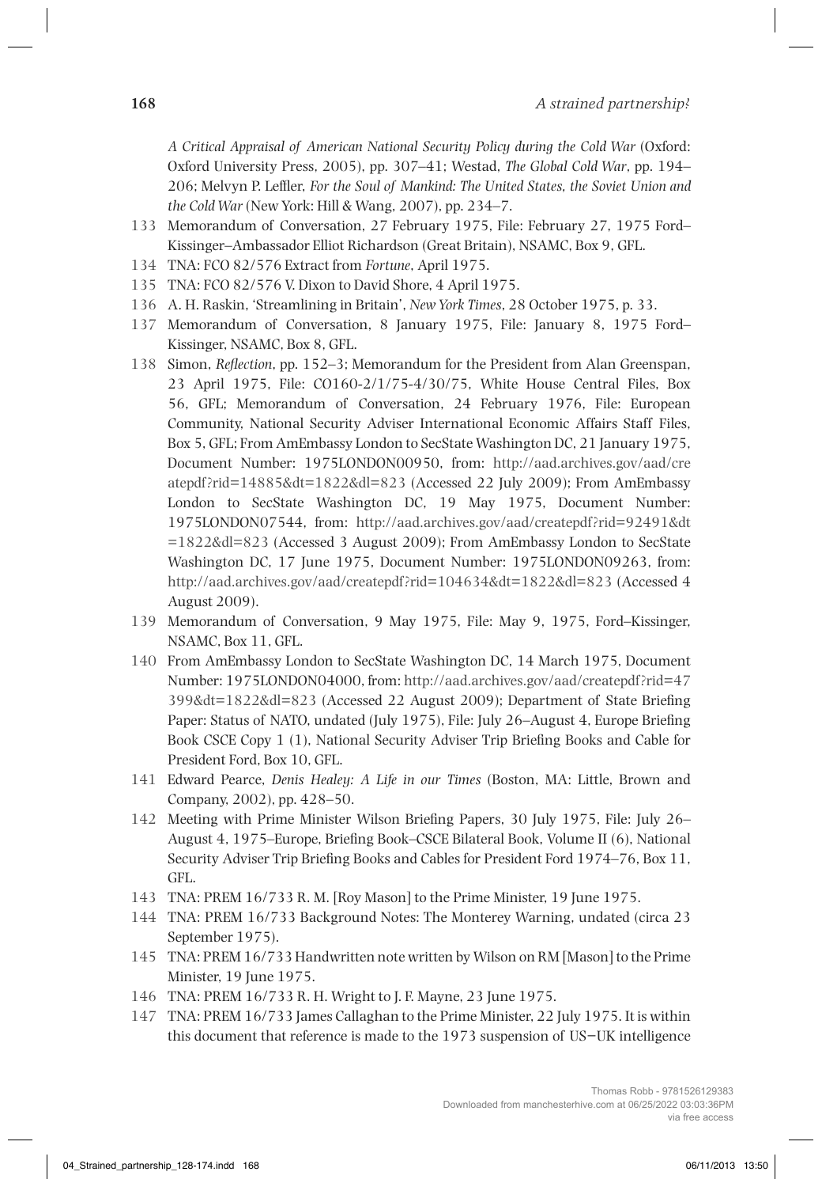*A Critical Appraisal of American National Security Policy during the Cold War* (Oxford: Oxford University Press, 2005), pp. 307–41; Westad, *The Global Cold War*, pp. 194–206; Melvyn P. Leffler, *For the Soul of Mankind: The United States, the Soviet Union and the Cold War* (New York: Hill & Wang, 2007), pp. 234–7.

133 Memorandum of Conversation, 27 February 1975, File: February 27, 1975 Ford–Kissinger–Ambassador Elliot Richardson (Great Britain), NSAMC, Box 9, GFL.

134 TNA: FCO 82/576 Extract from *Fortune*, April 1975.

135 TNA: FCO 82/576 V. Dixon to David Shore, 4 April 1975.

136 A. H. Raskin, 'Streamlining in Britain', *New York Times*, 28 October 1975, p. 33.

137 Memorandum of Conversation, 8 January 1975, File: January 8, 1975 Ford–Kissinger, NSAMC, Box 8, GFL.

138 Simon, *Reflection*, pp. 152–3; Memorandum for the President from Alan Greenspan, 23 April 1975, File: CO160-2/1/75-4/30/75, White House Central Files, Box 56, GFL; Memorandum of Conversation, 24 February 1976, File: European Community, National Security Adviser International Economic Affairs Staff Files, Box 5, GFL; From AmEmbassy London to SecState Washington DC, 21 January 1975, Document Number: 1975LONDON00950, from: http://aad.archives.gov/aad/createpdf?rid=14885&dt=1822&dl=823 (Accessed 22 July 2009); From AmEmbassy London to SecState Washington DC, 19 May 1975, Document Number: 1975LONDON07544, from: http://aad.archives.gov/aad/createpdf?rid=92491&dt=1822&dl=823 (Accessed 3 August 2009); From AmEmbassy London to SecState Washington DC, 17 June 1975, Document Number: 1975LONDON09263, from: http://aad.archives.gov/aad/createpdf?rid=104634&dt=1822&dl=823 (Accessed 4 August 2009).

139 Memorandum of Conversation, 9 May 1975, File: May 9, 1975, Ford–Kissinger, NSAMC, Box 11, GFL.

140 From AmEmbassy London to SecState Washington DC, 14 March 1975, Document Number: 1975LONDON04000, from: http://aad.archives.gov/aad/createpdf?rid=47399&dt=1822&dl=823 (Accessed 22 August 2009); Department of State Briefing Paper: Status of NATO, undated (July 1975), File: July 26–August 4, Europe Briefing Book CSCE Copy 1 (1), National Security Adviser Trip Briefing Books and Cable for President Ford, Box 10, GFL.

141 Edward Pearce, *Denis Healey: A Life in our Times* (Boston, MA: Little, Brown and Company, 2002), pp. 428–50.

142 Meeting with Prime Minister Wilson Briefing Papers, 30 July 1975, File: July 26–August 4, 1975–Europe, Briefing Book–CSCE Bilateral Book, Volume II (6), National Security Adviser Trip Briefing Books and Cables for President Ford 1974–76, Box 11, GFL.

143 TNA: PREM 16/733 R. M. [Roy Mason] to the Prime Minister, 19 June 1975.

144 TNA: PREM 16/733 Background Notes: The Monterey Warning, undated (circa 23 September 1975).

145 TNA: PREM 16/733 Handwritten note written by Wilson on RM [Mason] to the Prime Minister, 19 June 1975.

146 TNA: PREM 16/733 R. H. Wright to J. F. Mayne, 23 June 1975.

147 TNA: PREM 16/733 James Callaghan to the Prime Minister, 22 July 1975. It is within this document that reference is made to the 1973 suspension of US–UK intelligence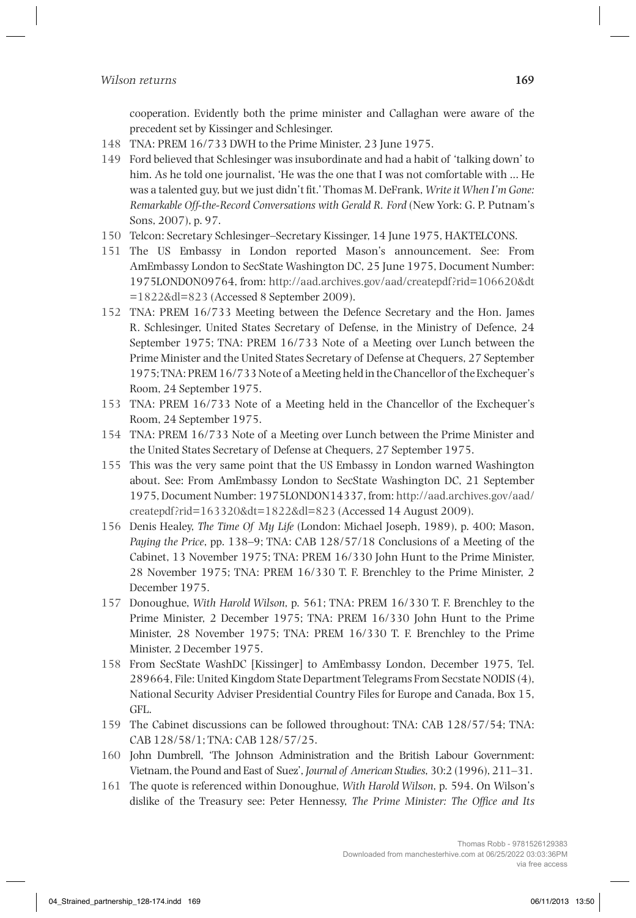cooperation. Evidently both the prime minister and Callaghan were aware of the precedent set by Kissinger and Schlesinger.

148 TNA: PREM 16/733 DWH to the Prime Minister, 23 June 1975.

149 Ford believed that Schlesinger was insubordinate and had a habit of 'talking down' to him. As he told one journalist, 'He was the one that I was not comfortable with ... He was a talented guy, but we just didn't fit.' Thomas M. DeFrank, *Write it When I'm Gone: Remarkable Off-the-Record Conversations with Gerald R. Ford* (New York: G. P. Putnam's Sons, 2007), p. 97.

150 Telcon: Secretary Schlesinger–Secretary Kissinger, 14 June 1975, HAKTELCONS.

151 The US Embassy in London reported Mason's announcement. See: From AmEmbassy London to SecState Washington DC, 25 June 1975, Document Number: 1975LONDON09764, from: http://aad.archives.gov/aad/createpdf?rid=106620&dt=1822&dl=823 (Accessed 8 September 2009).

152 TNA: PREM 16/733 Meeting between the Defence Secretary and the Hon. James R. Schlesinger, United States Secretary of Defense, in the Ministry of Defence, 24 September 1975; TNA: PREM 16/733 Note of a Meeting over Lunch between the Prime Minister and the United States Secretary of Defense at Chequers, 27 September 1975; TNA: PREM 16/733 Note of a Meeting held in the Chancellor of the Exchequer's Room, 24 September 1975.

153 TNA: PREM 16/733 Note of a Meeting held in the Chancellor of the Exchequer's Room, 24 September 1975.

154 TNA: PREM 16/733 Note of a Meeting over Lunch between the Prime Minister and the United States Secretary of Defense at Chequers, 27 September 1975.

155 This was the very same point that the US Embassy in London warned Washington about. See: From AmEmbassy London to SecState Washington DC, 21 September 1975, Document Number: 1975LONDON14337, from: http://aad.archives.gov/aad/createpdf?rid=163320&dt=1822&dl=823 (Accessed 14 August 2009).

156 Denis Healey, *The Time Of My Life* (London: Michael Joseph, 1989), p. 400; Mason, *Paying the Price*, pp. 138–9; TNA: CAB 128/57/18 Conclusions of a Meeting of the Cabinet, 13 November 1975; TNA: PREM 16/330 John Hunt to the Prime Minister, 28 November 1975; TNA: PREM 16/330 T. F. Brenchley to the Prime Minister, 2 December 1975.

157 Donoughue, *With Harold Wilson*, p. 561; TNA: PREM 16/330 T. F. Brenchley to the Prime Minister, 2 December 1975; TNA: PREM 16/330 John Hunt to the Prime Minister, 28 November 1975; TNA: PREM 16/330 T. F. Brenchley to the Prime Minister, 2 December 1975.

158 From SecState WashDC [Kissinger] to AmEmbassy London, December 1975, Tel. 289664, File: United Kingdom State Department Telegrams From Secstate NODIS (4), National Security Adviser Presidential Country Files for Europe and Canada, Box 15, GFL.

159 The Cabinet discussions can be followed throughout: TNA: CAB 128/57/54; TNA: CAB 128/58/1; TNA: CAB 128/57/25.

160 John Dumbrell, 'The Johnson Administration and the British Labour Government: Vietnam, the Pound and East of Suez', *Journal of American Studies*, 30:2 (1996), 211–31.

161 The quote is referenced within Donoughue, *With Harold Wilson*, p. 594. On Wilson's dislike of the Treasury see: Peter Hennessy, *The Prime Minister: The Office and Its*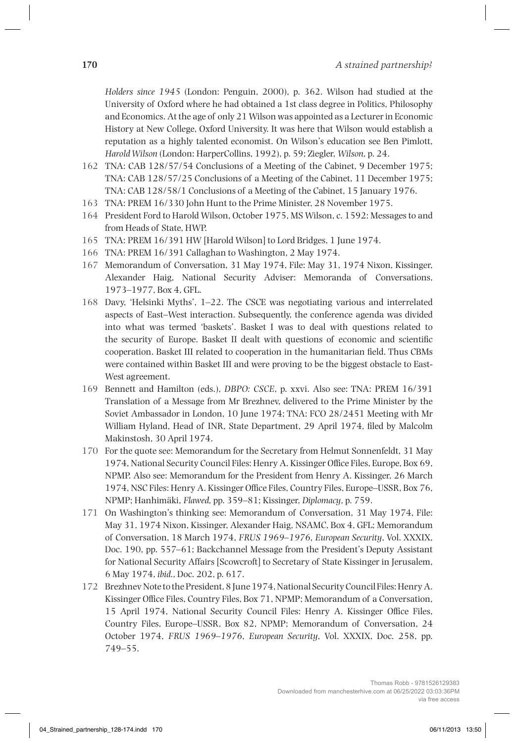*Holders since 1945* (London: Penguin, 2000), p. 362. Wilson had studied at the University of Oxford where he had obtained a 1st class degree in Politics, Philosophy and Economics. At the age of only 21 Wilson was appointed as a Lecturer in Economic History at New College, Oxford University. It was here that Wilson would establish a reputation as a highly talented economist. On Wilson's education see Ben Pimlott, *Harold Wilson* (London: HarperCollins, 1992), p. 59; Ziegler, *Wilson*, p. 24.

162 TNA: CAB 128/57/54 Conclusions of a Meeting of the Cabinet, 9 December 1975; TNA: CAB 128/57/25 Conclusions of a Meeting of the Cabinet, 11 December 1975; TNA: CAB 128/58/1 Conclusions of a Meeting of the Cabinet, 15 January 1976.

163 TNA: PREM 16/330 John Hunt to the Prime Minister, 28 November 1975.

164 President Ford to Harold Wilson, October 1975, MS Wilson, c. 1592: Messages to and from Heads of State, HWP.

165 TNA: PREM 16/391 HW [Harold Wilson] to Lord Bridges, 1 June 1974.

166 TNA: PREM 16/391 Callaghan to Washington, 2 May 1974.

167 Memorandum of Conversation, 31 May 1974, File: May 31, 1974 Nixon, Kissinger, Alexander Haig, National Security Adviser: Memoranda of Conversations, 1973–1977, Box 4, GFL.

168 Davy, 'Helsinki Myths', 1–22. The CSCE was negotiating various and interrelated aspects of East–West interaction. Subsequently, the conference agenda was divided into what was termed 'baskets'. Basket I was to deal with questions related to the security of Europe. Basket II dealt with questions of economic and scientific cooperation. Basket III related to cooperation in the humanitarian field. Thus CBMs were contained within Basket III and were proving to be the biggest obstacle to East-West agreement.

169 Bennett and Hamilton (eds.), *DBPO: CSCE*, p. xxvi. Also see: TNA: PREM 16/391 Translation of a Message from Mr Brezhnev, delivered to the Prime Minister by the Soviet Ambassador in London, 10 June 1974; TNA: FCO 28/2451 Meeting with Mr William Hyland, Head of INR, State Department, 29 April 1974, filed by Malcolm Makinstosh, 30 April 1974.

170 For the quote see: Memorandum for the Secretary from Helmut Sonnenfeldt, 31 May 1974, National Security Council Files: Henry A. Kissinger Office Files, Europe, Box 69, NPMP. Also see: Memorandum for the President from Henry A. Kissinger, 26 March 1974, NSC Files: Henry A. Kissinger Office Files, Country Files, Europe–USSR, Box 76, NPMP; Hanhimäki, *Flawed*, pp. 359–81; Kissinger, *Diplomacy*, p. 759.

171 On Washington's thinking see: Memorandum of Conversation, 31 May 1974, File: May 31, 1974 Nixon, Kissinger, Alexander Haig, NSAMC, Box 4, GFL; Memorandum of Conversation, 18 March 1974, *FRUS 1969–1976, European Security*, Vol. XXXIX, Doc. 190, pp. 557–61; Backchannel Message from the President's Deputy Assistant for National Security Affairs [Scowcroft] to Secretary of State Kissinger in Jerusalem, 6 May 1974, *ibid.*, Doc. 202, p. 617.

172 Brezhnev Note to the President, 8 June 1974, National Security Council Files: Henry A. Kissinger Office Files, Country Files, Box 71, NPMP; Memorandum of a Conversation, 15 April 1974, National Security Council Files: Henry A. Kissinger Office Files, Country Files, Europe–USSR, Box 82, NPMP; Memorandum of Conversation, 24 October 1974, *FRUS 1969–1976, European Security*, Vol. XXXIX, Doc. 258, pp. 749–55.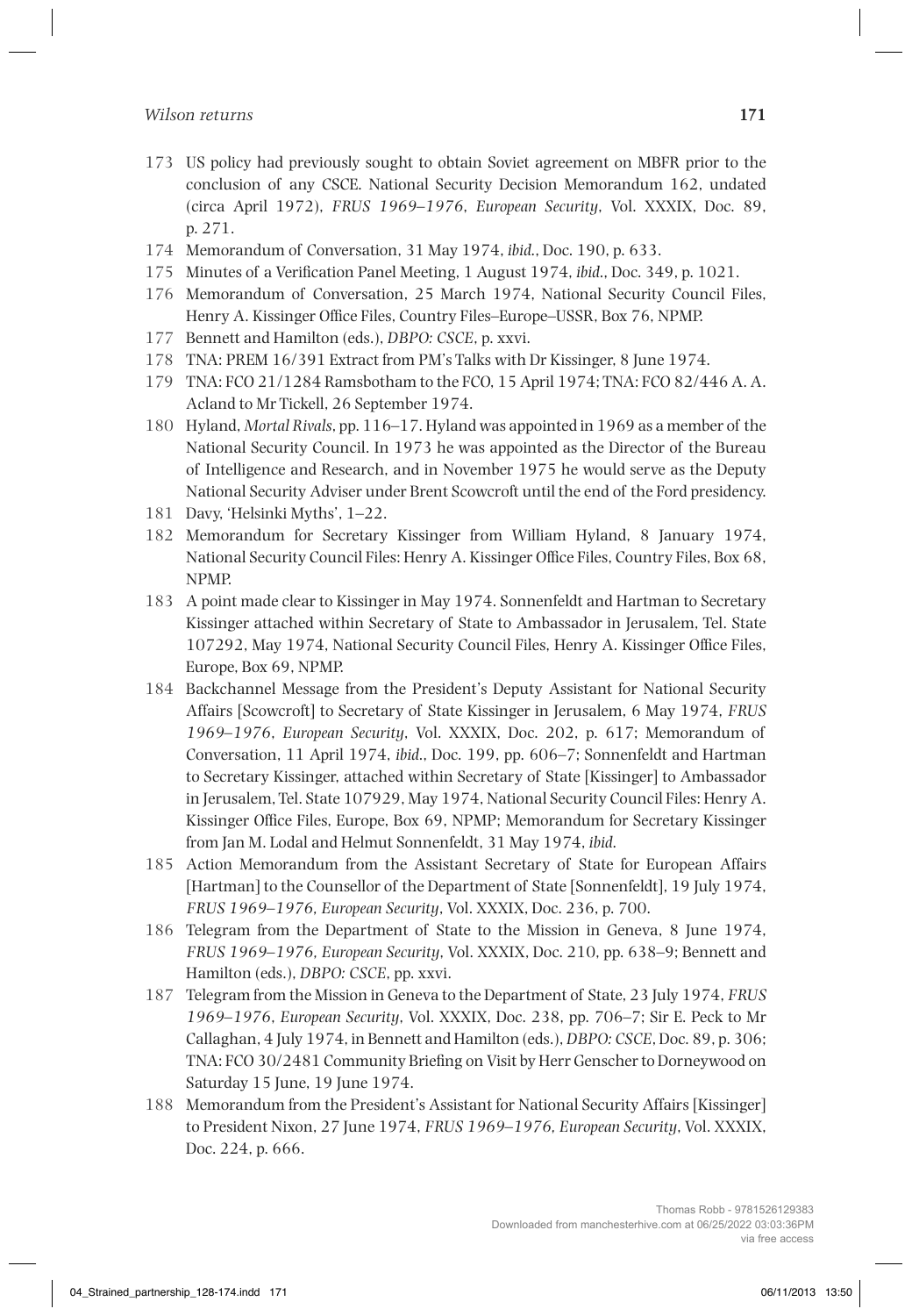173 US policy had previously sought to obtain Soviet agreement on MBFR prior to the conclusion of any CSCE. National Security Decision Memorandum 162, undated (circa April 1972), *FRUS 1969–1976*, *European Security*, Vol. XXXIX, Doc. 89, p. 271.

174 Memorandum of Conversation, 31 May 1974, *ibid.*, Doc. 190, p. 633.

175 Minutes of a Verification Panel Meeting, 1 August 1974, *ibid.*, Doc. 349, p. 1021.

176 Memorandum of Conversation, 25 March 1974, National Security Council Files, Henry A. Kissinger Office Files, Country Files–Europe–USSR, Box 76, NPMP.

177 Bennett and Hamilton (eds.), *DBPO: CSCE*, p. xxvi.

178 TNA: PREM 16/391 Extract from PM's Talks with Dr Kissinger, 8 June 1974.

179 TNA: FCO 21/1284 Ramsbotham to the FCO, 15 April 1974; TNA: FCO 82/446 A. A. Acland to Mr Tickell, 26 September 1974.

180 Hyland, *Mortal Rivals*, pp. 116–17. Hyland was appointed in 1969 as a member of the National Security Council. In 1973 he was appointed as the Director of the Bureau of Intelligence and Research, and in November 1975 he would serve as the Deputy National Security Adviser under Brent Scowcroft until the end of the Ford presidency.

181 Davy, 'Helsinki Myths', 1–22.

182 Memorandum for Secretary Kissinger from William Hyland, 8 January 1974, National Security Council Files: Henry A. Kissinger Office Files, Country Files, Box 68, NPMP.

183 A point made clear to Kissinger in May 1974. Sonnenfeldt and Hartman to Secretary Kissinger attached within Secretary of State to Ambassador in Jerusalem, Tel. State 107292, May 1974, National Security Council Files, Henry A. Kissinger Office Files, Europe, Box 69, NPMP.

184 Backchannel Message from the President's Deputy Assistant for National Security Affairs [Scowcroft] to Secretary of State Kissinger in Jerusalem, 6 May 1974, *FRUS 1969–1976*, *European Security*, Vol. XXXIX, Doc. 202, p. 617; Memorandum of Conversation, 11 April 1974, *ibid.*, Doc. 199, pp. 606–7; Sonnenfeldt and Hartman to Secretary Kissinger, attached within Secretary of State [Kissinger] to Ambassador in Jerusalem, Tel. State 107929, May 1974, National Security Council Files: Henry A. Kissinger Office Files, Europe, Box 69, NPMP; Memorandum for Secretary Kissinger from Jan M. Lodal and Helmut Sonnenfeldt, 31 May 1974, *ibid.*

185 Action Memorandum from the Assistant Secretary of State for European Affairs [Hartman] to the Counsellor of the Department of State [Sonnenfeldt], 19 July 1974, *FRUS 1969–1976, European Security*, Vol. XXXIX, Doc. 236, p. 700.

186 Telegram from the Department of State to the Mission in Geneva, 8 June 1974, *FRUS 1969–1976, European Security*, Vol. XXXIX, Doc. 210, pp. 638–9; Bennett and Hamilton (eds.), *DBPO: CSCE*, pp. xxvi.

187 Telegram from the Mission in Geneva to the Department of State, 23 July 1974, *FRUS 1969–1976*, *European Security*, Vol. XXXIX, Doc. 238, pp. 706–7; Sir E. Peck to Mr Callaghan, 4 July 1974, in Bennett and Hamilton (eds.), *DBPO: CSCE*, Doc. 89, p. 306; TNA: FCO 30/2481 Community Briefing on Visit by Herr Genscher to Dorneywood on Saturday 15 June, 19 June 1974.

188 Memorandum from the President's Assistant for National Security Affairs [Kissinger] to President Nixon, 27 June 1974, *FRUS 1969–1976, European Security*, Vol. XXXIX, Doc. 224, p. 666.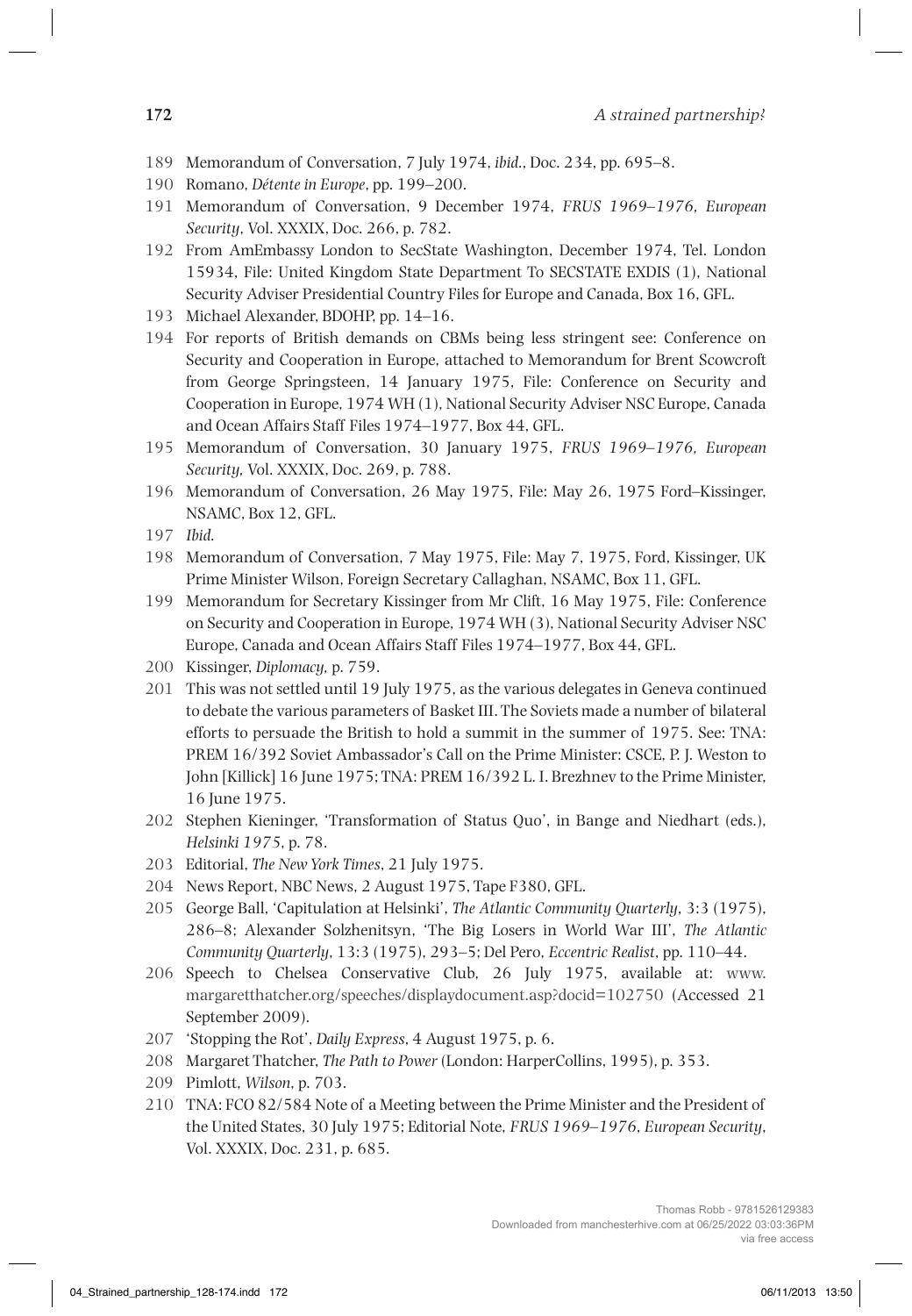189 Memorandum of Conversation, 7 July 1974, *ibid*., Doc. 234, pp. 695–8.

190 Romano, *Détente in Europe*, pp. 199–200.

191 Memorandum of Conversation, 9 December 1974, *FRUS 1969–1976, European Security*, Vol. XXXIX, Doc. 266, p. 782.

192 From AmEmbassy London to SecState Washington, December 1974, Tel. London 15934, File: United Kingdom State Department To SECSTATE EXDIS (1), National Security Adviser Presidential Country Files for Europe and Canada, Box 16, GFL.

193 Michael Alexander, BDOHP, pp. 14–16.

194 For reports of British demands on CBMs being less stringent see: Conference on Security and Cooperation in Europe, attached to Memorandum for Brent Scowcroft from George Springsteen, 14 January 1975, File: Conference on Security and Cooperation in Europe, 1974 WH (1), National Security Adviser NSC Europe, Canada and Ocean Affairs Staff Files 1974–1977, Box 44, GFL.

195 Memorandum of Conversation, 30 January 1975, *FRUS 1969–1976, European Security,* Vol. XXXIX, Doc. 269, p. 788.

196 Memorandum of Conversation, 26 May 1975, File: May 26, 1975 Ford–Kissinger, NSAMC, Box 12, GFL.

197 *Ibid.*

198 Memorandum of Conversation, 7 May 1975, File: May 7, 1975, Ford, Kissinger, UK Prime Minister Wilson, Foreign Secretary Callaghan, NSAMC, Box 11, GFL.

199 Memorandum for Secretary Kissinger from Mr Clift, 16 May 1975, File: Conference on Security and Cooperation in Europe, 1974 WH (3), National Security Adviser NSC Europe, Canada and Ocean Affairs Staff Files 1974–1977, Box 44, GFL.

200 Kissinger, *Diplomacy,* p. 759.

201 This was not settled until 19 July 1975, as the various delegates in Geneva continued to debate the various parameters of Basket III. The Soviets made a number of bilateral efforts to persuade the British to hold a summit in the summer of 1975. See: TNA: PREM 16/392 Soviet Ambassador's Call on the Prime Minister: CSCE, P. J. Weston to John [Killick] 16 June 1975; TNA: PREM 16/392 L. I. Brezhnev to the Prime Minister, 16 June 1975.

202 Stephen Kieninger, 'Transformation of Status Quo', in Bange and Niedhart (eds.), *Helsinki 1975*, p. 78.

203 Editorial, *The New York Times*, 21 July 1975.

204 News Report, NBC News, 2 August 1975, Tape F380, GFL.

205 George Ball, 'Capitulation at Helsinki', *The Atlantic Community Quarterly*, 3:3 (1975), 286–8; Alexander Solzhenitsyn, 'The Big Losers in World War III', *The Atlantic Community Quarterly*, 13:3 (1975), 293–5; Del Pero, *Eccentric Realist*, pp. 110–44.

206 Speech to Chelsea Conservative Club, 26 July 1975, available at: www.margaretthatcher.org/speeches/displaydocument.asp?docid=102750 (Accessed 21 September 2009).

207 'Stopping the Rot', *Daily Express*, 4 August 1975, p. 6.

208 Margaret Thatcher, *The Path to Power* (London: HarperCollins, 1995), p. 353.

209 Pimlott, *Wilson*, p. 703.

210 TNA: FCO 82/584 Note of a Meeting between the Prime Minister and the President of the United States, 30 July 1975; Editorial Note, *FRUS 1969–1976*, *European Security*, Vol. XXXIX, Doc. 231, p. 685.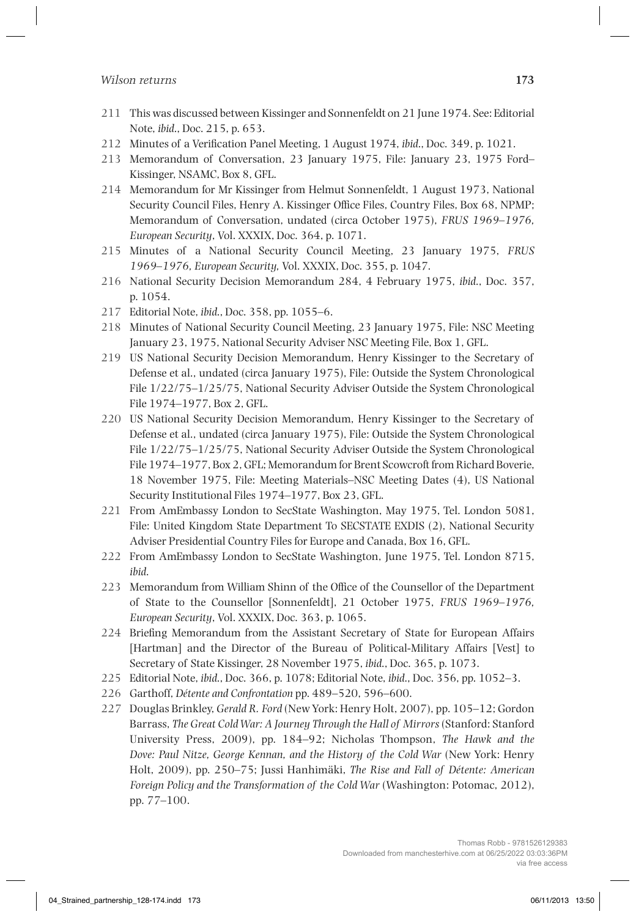211 This was discussed between Kissinger and Sonnenfeldt on 21 June 1974. See: Editorial Note, *ibid.*, Doc. 215, p. 653.

212 Minutes of a Verification Panel Meeting, 1 August 1974, *ibid.*, Doc. 349, p. 1021.

213 Memorandum of Conversation, 23 January 1975, File: January 23, 1975 Ford–Kissinger, NSAMC, Box 8, GFL.

214 Memorandum for Mr Kissinger from Helmut Sonnenfeldt, 1 August 1973, National Security Council Files, Henry A. Kissinger Office Files, Country Files, Box 68, NPMP; Memorandum of Conversation, undated (circa October 1975), *FRUS 1969–1976, European Security*, Vol. XXXIX, Doc. 364, p. 1071.

215 Minutes of a National Security Council Meeting, 23 January 1975, *FRUS 1969–1976, European Security,* Vol. XXXIX, Doc. 355, p. 1047.

216 National Security Decision Memorandum 284, 4 February 1975, *ibid.*, Doc. 357, p. 1054.

217 Editorial Note, *ibid.*, Doc. 358, pp. 1055–6.

218 Minutes of National Security Council Meeting, 23 January 1975, File: NSC Meeting January 23, 1975, National Security Adviser NSC Meeting File, Box 1, GFL.

219 US National Security Decision Memorandum, Henry Kissinger to the Secretary of Defense et al., undated (circa January 1975), File: Outside the System Chronological File 1/22/75–1/25/75, National Security Adviser Outside the System Chronological File 1974–1977, Box 2, GFL.

220 US National Security Decision Memorandum, Henry Kissinger to the Secretary of Defense et al., undated (circa January 1975), File: Outside the System Chronological File 1/22/75–1/25/75, National Security Adviser Outside the System Chronological File 1974–1977, Box 2, GFL; Memorandum for Brent Scowcroft from Richard Boverie, 18 November 1975, File: Meeting Materials–NSC Meeting Dates (4), US National Security Institutional Files 1974–1977, Box 23, GFL.

221 From AmEmbassy London to SecState Washington, May 1975, Tel. London 5081, File: United Kingdom State Department To SECSTATE EXDIS (2), National Security Adviser Presidential Country Files for Europe and Canada, Box 16, GFL.

222 From AmEmbassy London to SecState Washington, June 1975, Tel. London 8715, *ibid.*

223 Memorandum from William Shinn of the Office of the Counsellor of the Department of State to the Counsellor [Sonnenfeldt], 21 October 1975, *FRUS 1969–1976, European Security*, Vol. XXXIX, Doc. 363, p. 1065.

224 Briefing Memorandum from the Assistant Secretary of State for European Affairs [Hartman] and the Director of the Bureau of Political-Military Affairs [Vest] to Secretary of State Kissinger, 28 November 1975, *ibid.*, Doc. 365, p. 1073.

225 Editorial Note, *ibid.*, Doc. 366, p. 1078; Editorial Note, *ibid.*, Doc. 356, pp. 1052–3.

226 Garthoff, *Détente and Confrontation* pp. 489–520, 596–600.

227 Douglas Brinkley, *Gerald R. Ford* (New York: Henry Holt, 2007), pp. 105–12; Gordon Barrass, *The Great Cold War: A Journey Through the Hall of Mirrors* (Stanford: Stanford University Press, 2009), pp. 184–92; Nicholas Thompson, *The Hawk and the Dove: Paul Nitze, George Kennan, and the History of the Cold War* (New York: Henry Holt, 2009), pp. 250–75; Jussi Hanhimäki, *The Rise and Fall of Détente: American Foreign Policy and the Transformation of the Cold War* (Washington: Potomac, 2012), pp. 77–100.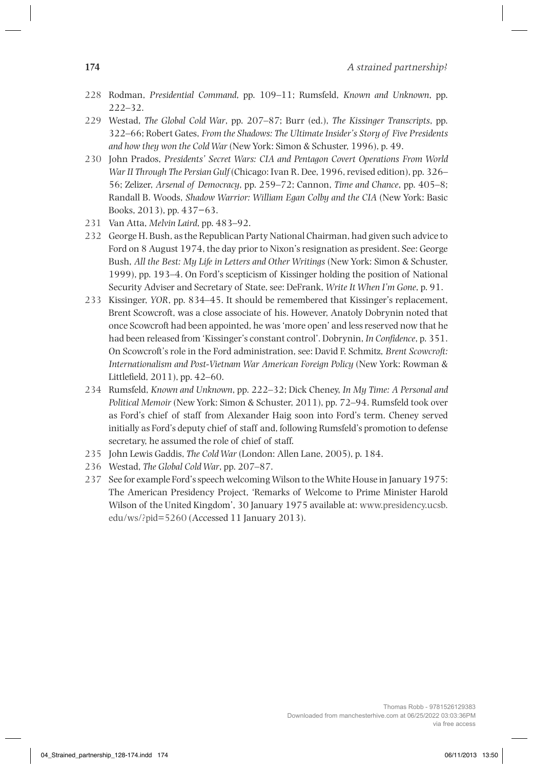228 Rodman, *Presidential Command*, pp. 109–11; Rumsfeld, *Known and Unknown*, pp. 222–32.

229 Westad, *The Global Cold War*, pp. 207–87; Burr (ed.), *The Kissinger Transcripts*, pp. 322–66; Robert Gates, *From the Shadows: The Ultimate Insider's Story of Five Presidents and how they won the Cold War* (New York: Simon & Schuster, 1996), p. 49.

230 John Prados, *Presidents' Secret Wars: CIA and Pentagon Covert Operations From World War II Through The Persian Gulf* (Chicago: Ivan R. Dee, 1996, revised edition), pp. 326–56; Zelizer, *Arsenal of Democracy*, pp. 259–72; Cannon, *Time and Chance*, pp. 405–8; Randall B. Woods, *Shadow Warrior: William Egan Colby and the CIA* (New York: Basic Books, 2013), pp. 437–63.

231 Van Atta, *Melvin Laird*, pp. 483–92.

232 George H. Bush, as the Republican Party National Chairman, had given such advice to Ford on 8 August 1974, the day prior to Nixon's resignation as president. See: George Bush, *All the Best: My Life in Letters and Other Writings* (New York: Simon & Schuster, 1999), pp. 193–4. On Ford's scepticism of Kissinger holding the position of National Security Adviser and Secretary of State, see: DeFrank, *Write It When I'm Gone*, p. 91.

233 Kissinger, *YOR*, pp. 834–45. It should be remembered that Kissinger's replacement, Brent Scowcroft, was a close associate of his. However, Anatoly Dobrynin noted that once Scowcroft had been appointed, he was 'more open' and less reserved now that he had been released from 'Kissinger's constant control'. Dobrynin, *In Confidence*, p. 351. On Scowcroft's role in the Ford administration, see: David F. Schmitz, *Brent Scowcroft: Internationalism and Post-Vietnam War American Foreign Policy* (New York: Rowman & Littlefield, 2011), pp. 42–60.

234 Rumsfeld, *Known and Unknown*, pp. 222–32; Dick Cheney, *In My Time: A Personal and Political Memoir* (New York: Simon & Schuster, 2011), pp. 72–94. Rumsfeld took over as Ford's chief of staff from Alexander Haig soon into Ford's term. Cheney served initially as Ford's deputy chief of staff and, following Rumsfeld's promotion to defense secretary, he assumed the role of chief of staff.

235 John Lewis Gaddis, *The Cold War* (London: Allen Lane, 2005), p. 184.

236 Westad, *The Global Cold War*, pp. 207–87.

237 See for example Ford's speech welcoming Wilson to the White House in January 1975: The American Presidency Project, 'Remarks of Welcome to Prime Minister Harold Wilson of the United Kingdom', 30 January 1975 available at: www.presidency.ucsb.edu/ws/?pid=5260 (Accessed 11 January 2013).